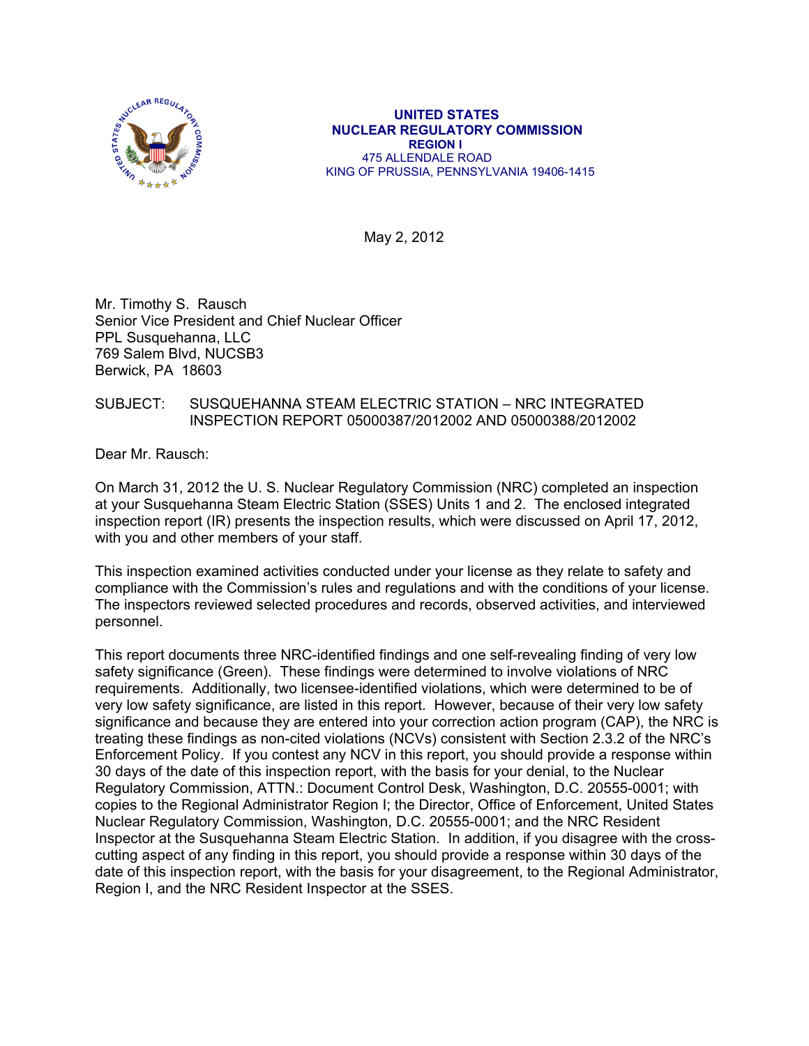UNITED STATES
NUCLEAR REGULATORY COMMISSION
REGION I
475 ALLENDALE ROAD
KING OF PRUSSIA, PENNSYLVANIA 19406-1415

May 2, 2012

Mr. Timothy S. Rausch
Senior Vice President and Chief Nuclear Officer
PPL Susquehanna, LLC
769 Salem Blvd, NUCSB3
Berwick, PA 18603

SUBJECT: SUSQUEHANNA STEAM ELECTRIC STATION – NRC INTEGRATED INSPECTION REPORT 05000387/2012002 AND 05000388/2012002

Dear Mr. Rausch:

On March 31, 2012 the U. S. Nuclear Regulatory Commission (NRC) completed an inspection at your Susquehanna Steam Electric Station (SSES) Units 1 and 2. The enclosed integrated inspection report (IR) presents the inspection results, which were discussed on April 17, 2012, with you and other members of your staff.

This inspection examined activities conducted under your license as they relate to safety and compliance with the Commission's rules and regulations and with the conditions of your license. The inspectors reviewed selected procedures and records, observed activities, and interviewed personnel.

This report documents three NRC-identified findings and one self-revealing finding of very low safety significance (Green). These findings were determined to involve violations of NRC requirements. Additionally, two licensee-identified violations, which were determined to be of very low safety significance, are listed in this report. However, because of their very low safety significance and because they are entered into your correction action program (CAP), the NRC is treating these findings as non-cited violations (NCVs) consistent with Section 2.3.2 of the NRC's Enforcement Policy. If you contest any NCV in this report, you should provide a response within 30 days of the date of this inspection report, with the basis for your denial, to the Nuclear Regulatory Commission, ATTN.: Document Control Desk, Washington, D.C. 20555-0001; with copies to the Regional Administrator Region I; the Director, Office of Enforcement, United States Nuclear Regulatory Commission, Washington, D.C. 20555-0001; and the NRC Resident Inspector at the Susquehanna Steam Electric Station. In addition, if you disagree with the cross-cutting aspect of any finding in this report, you should provide a response within 30 days of the date of this inspection report, with the basis for your disagreement, to the Regional Administrator, Region I, and the NRC Resident Inspector at the SSES.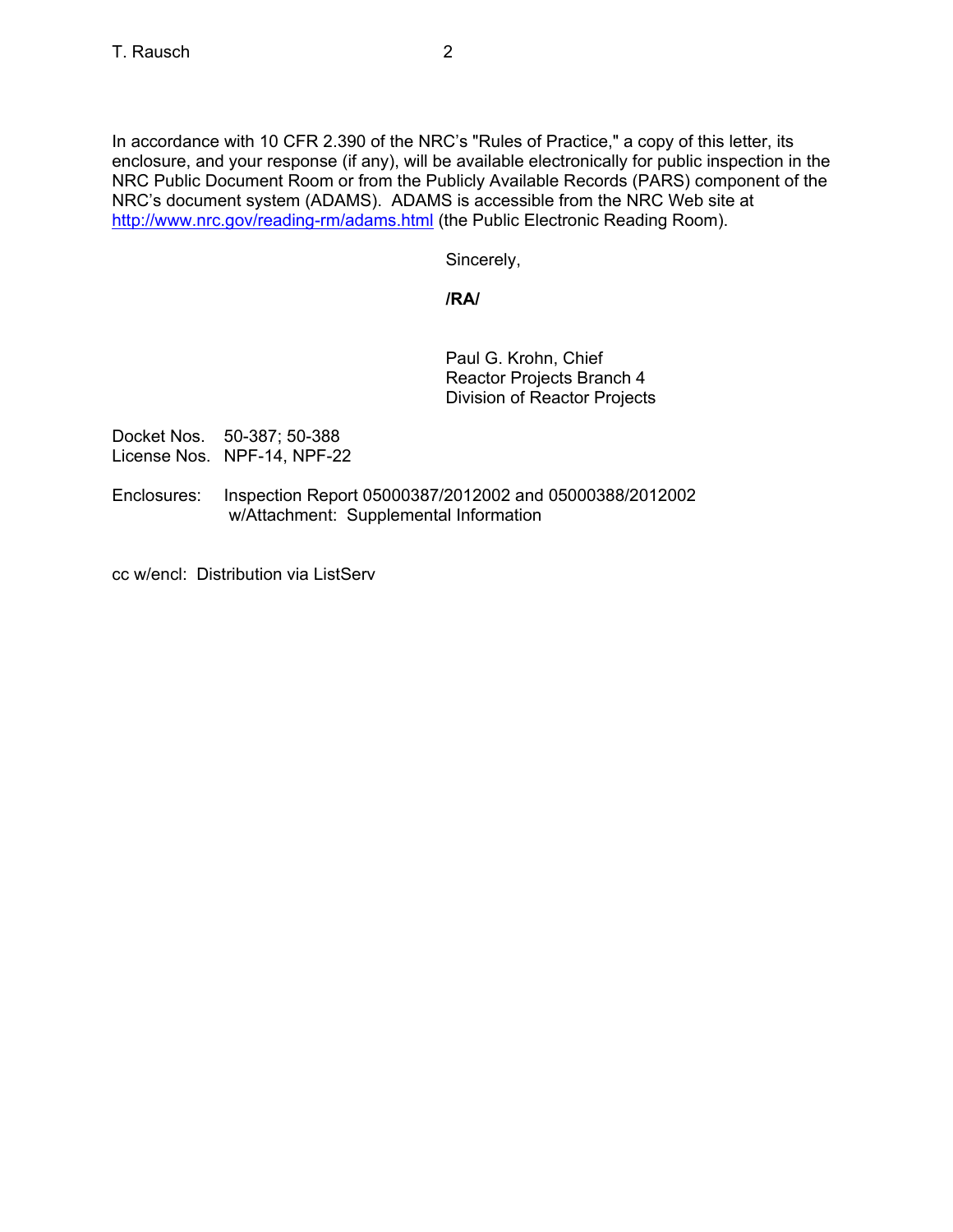In accordance with 10 CFR 2.390 of the NRC's "Rules of Practice," a copy of this letter, its enclosure, and your response (if any), will be available electronically for public inspection in the NRC Public Document Room or from the Publicly Available Records (PARS) component of the NRC's document system (ADAMS). ADAMS is accessible from the NRC Web site at http://www.nrc.gov/reading-rm/adams.html (the Public Electronic Reading Room).

Sincerely,

**/RA/**

Paul G. Krohn, Chief
Reactor Projects Branch 4
Division of Reactor Projects

Docket Nos. 50-387; 50-388
License Nos. NPF-14, NPF-22

Enclosures: Inspection Report 05000387/2012002 and 05000388/2012002
w/Attachment: Supplemental Information

cc w/encl: Distribution via ListServ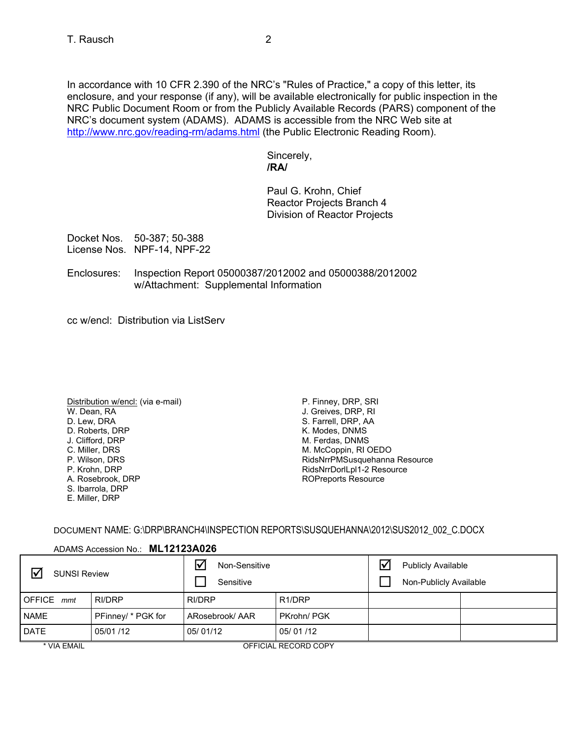In accordance with 10 CFR 2.390 of the NRC's "Rules of Practice," a copy of this letter, its enclosure, and your response (if any), will be available electronically for public inspection in the NRC Public Document Room or from the Publicly Available Records (PARS) component of the NRC's document system (ADAMS). ADAMS is accessible from the NRC Web site at http://www.nrc.gov/reading-rm/adams.html (the Public Electronic Reading Room).

Sincerely,
**/RA/**

Paul G. Krohn, Chief
Reactor Projects Branch 4
Division of Reactor Projects

Docket Nos. 50-387; 50-388
License Nos. NPF-14, NPF-22

Enclosures: Inspection Report 05000387/2012002 and 05000388/2012002
w/Attachment: Supplemental Information

cc w/encl: Distribution via ListServ

Distribution w/encl: (via e-mail)
W. Dean, RA
D. Lew, DRA
D. Roberts, DRP
J. Clifford, DRP
C. Miller, DRS
P. Wilson, DRS
P. Krohn, DRP
A. Rosebrook, DRP
S. Ibarrola, DRP
E. Miller, DRP
P. Finney, DRP, SRI
J. Greives, DRP, RI
S. Farrell, DRP, AA
K. Modes, DNMS
M. Ferdas, DNMS
M. McCoppin, RI OEDO
RidsNrrPMSusquehanna Resource
RidsNrrDorlLpl1-2 Resource
ROPreports Resource

DOCUMENT NAME: G:\DRP\BRANCH4\INSPECTION REPORTS\SUSQUEHANNA\2012\SUS2012_002_C.DOCX

ADAMS Accession No.: **ML12123A026**

| ☑ SUNSI Review | | ☑ Non-Sensitive ☐ Sensitive | | ☑ Publicly Available ☐ Non-Publicly Available | |
|---|---|---|---|---|---|
| OFFICE *mmt* | RI/DRP | RI/DRP | R1/DRP | | |
| NAME | PFinney/ * PGK for | ARosebrook/ AAR | PKrohn/ PGK | | |
| DATE | 05/01 /12 | 05/ 01/12 | 05/ 01 /12 | | |

\* VIA EMAIL OFFICIAL RECORD COPY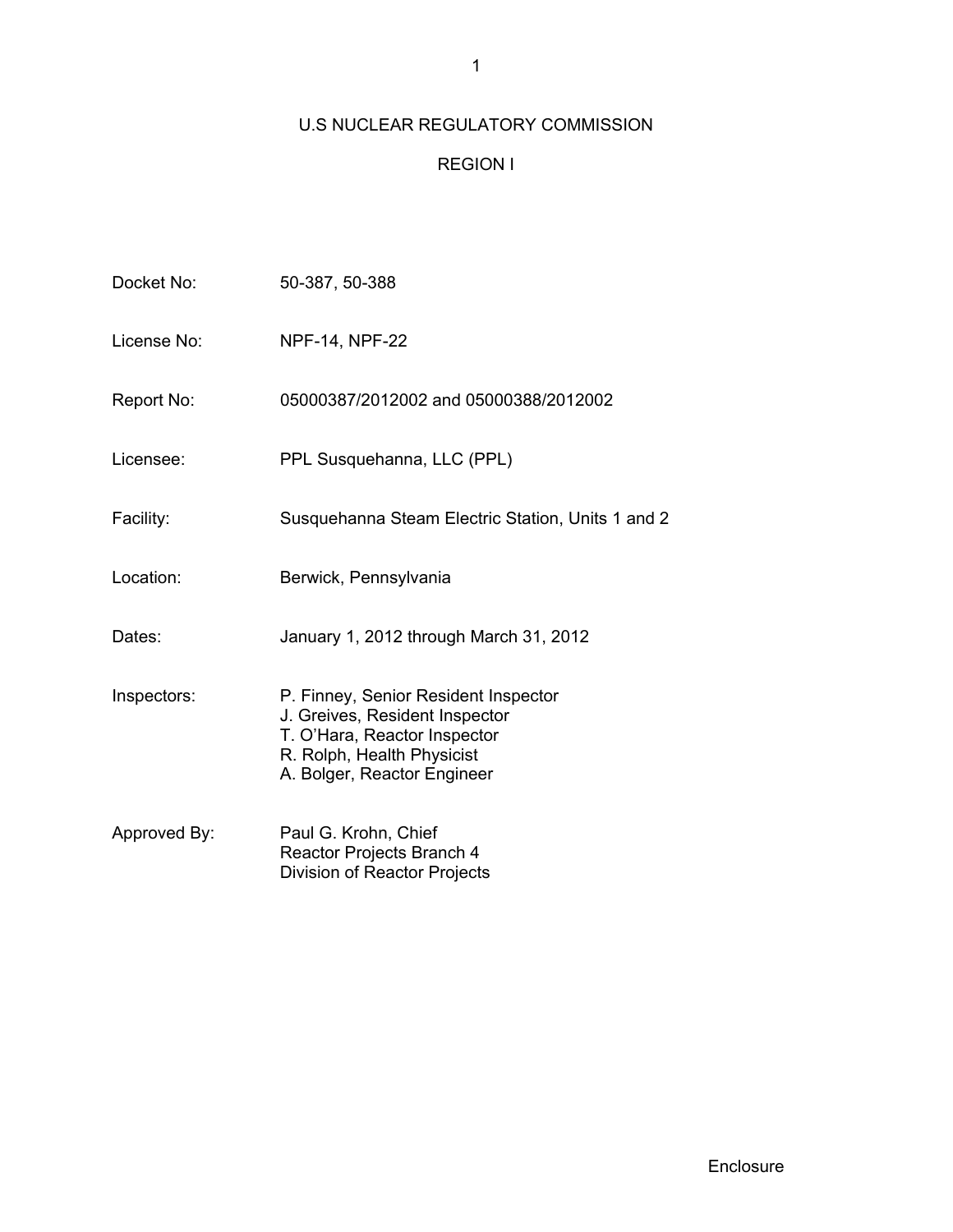U.S NUCLEAR REGULATORY COMMISSION

REGION I

| | |
|---|---|
| Docket No: | 50-387, 50-388 |
| License No: | NPF-14, NPF-22 |
| Report No: | 05000387/2012002 and 05000388/2012002 |
| Licensee: | PPL Susquehanna, LLC (PPL) |
| Facility: | Susquehanna Steam Electric Station, Units 1 and 2 |
| Location: | Berwick, Pennsylvania |
| Dates: | January 1, 2012 through March 31, 2012 |
| Inspectors: | P. Finney, Senior Resident Inspector<br>J. Greives, Resident Inspector<br>T. O'Hara, Reactor Inspector<br>R. Rolph, Health Physicist<br>A. Bolger, Reactor Engineer |
| Approved By: | Paul G. Krohn, Chief<br>Reactor Projects Branch 4<br>Division of Reactor Projects |

Enclosure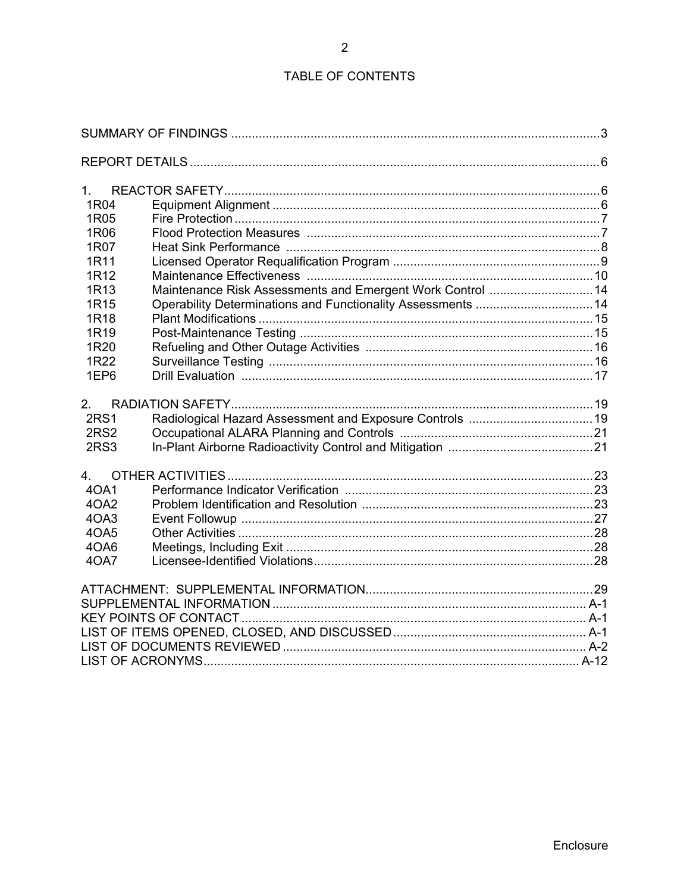# TABLE OF CONTENTS

| | | |
|---|---|---|
| SUMMARY OF FINDINGS | | 3 |
| REPORT DETAILS | | 6 |
| 1. | REACTOR SAFETY | 6 |
| 1R04 | Equipment Alignment | 6 |
| 1R05 | Fire Protection | 7 |
| 1R06 | Flood Protection Measures | 7 |
| 1R07 | Heat Sink Performance | 8 |
| 1R11 | Licensed Operator Requalification Program | 9 |
| 1R12 | Maintenance Effectiveness | 10 |
| 1R13 | Maintenance Risk Assessments and Emergent Work Control | 14 |
| 1R15 | Operability Determinations and Functionality Assessments | 14 |
| 1R18 | Plant Modifications | 15 |
| 1R19 | Post-Maintenance Testing | 15 |
| 1R20 | Refueling and Other Outage Activities | 16 |
| 1R22 | Surveillance Testing | 16 |
| 1EP6 | Drill Evaluation | 17 |
| 2. | RADIATION SAFETY | 19 |
| 2RS1 | Radiological Hazard Assessment and Exposure Controls | 19 |
| 2RS2 | Occupational ALARA Planning and Controls | 21 |
| 2RS3 | In-Plant Airborne Radioactivity Control and Mitigation | 21 |
| 4. | OTHER ACTIVITIES | 23 |
| 4OA1 | Performance Indicator Verification | 23 |
| 4OA2 | Problem Identification and Resolution | 23 |
| 4OA3 | Event Followup | 27 |
| 4OA5 | Other Activities | 28 |
| 4OA6 | Meetings, Including Exit | 28 |
| 4OA7 | Licensee-Identified Violations | 28 |
| ATTACHMENT: SUPPLEMENTAL INFORMATION | | 29 |
| SUPPLEMENTAL INFORMATION | | A-1 |
| KEY POINTS OF CONTACT | | A-1 |
| LIST OF ITEMS OPENED, CLOSED, AND DISCUSSED | | A-1 |
| LIST OF DOCUMENTS REVIEWED | | A-2 |
| LIST OF ACRONYMS | | A-12 |

Enclosure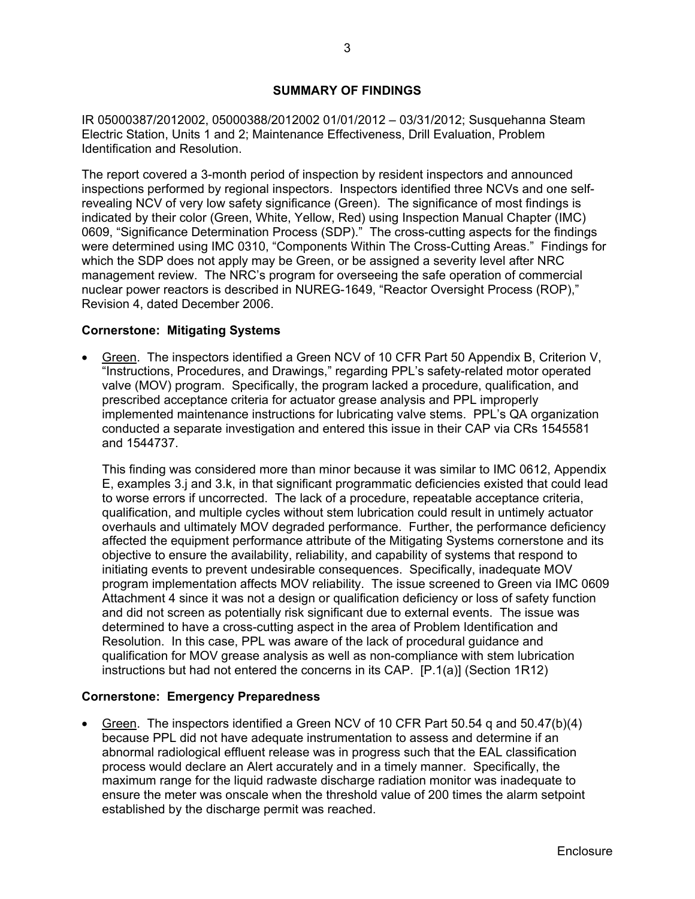## SUMMARY OF FINDINGS

IR 05000387/2012002, 05000388/2012002 01/01/2012 – 03/31/2012; Susquehanna Steam Electric Station, Units 1 and 2; Maintenance Effectiveness, Drill Evaluation, Problem Identification and Resolution.

The report covered a 3-month period of inspection by resident inspectors and announced inspections performed by regional inspectors. Inspectors identified three NCVs and one self-revealing NCV of very low safety significance (Green). The significance of most findings is indicated by their color (Green, White, Yellow, Red) using Inspection Manual Chapter (IMC) 0609, "Significance Determination Process (SDP)." The cross-cutting aspects for the findings were determined using IMC 0310, "Components Within The Cross-Cutting Areas." Findings for which the SDP does not apply may be Green, or be assigned a severity level after NRC management review. The NRC's program for overseeing the safe operation of commercial nuclear power reactors is described in NUREG-1649, "Reactor Oversight Process (ROP)," Revision 4, dated December 2006.

### Cornerstone: Mitigating Systems

- Green. The inspectors identified a Green NCV of 10 CFR Part 50 Appendix B, Criterion V, "Instructions, Procedures, and Drawings," regarding PPL's safety-related motor operated valve (MOV) program. Specifically, the program lacked a procedure, qualification, and prescribed acceptance criteria for actuator grease analysis and PPL improperly implemented maintenance instructions for lubricating valve stems. PPL's QA organization conducted a separate investigation and entered this issue in their CAP via CRs 1545581 and 1544737.

  This finding was considered more than minor because it was similar to IMC 0612, Appendix E, examples 3.j and 3.k, in that significant programmatic deficiencies existed that could lead to worse errors if uncorrected. The lack of a procedure, repeatable acceptance criteria, qualification, and multiple cycles without stem lubrication could result in untimely actuator overhauls and ultimately MOV degraded performance. Further, the performance deficiency affected the equipment performance attribute of the Mitigating Systems cornerstone and its objective to ensure the availability, reliability, and capability of systems that respond to initiating events to prevent undesirable consequences. Specifically, inadequate MOV program implementation affects MOV reliability. The issue screened to Green via IMC 0609 Attachment 4 since it was not a design or qualification deficiency or loss of safety function and did not screen as potentially risk significant due to external events. The issue was determined to have a cross-cutting aspect in the area of Problem Identification and Resolution. In this case, PPL was aware of the lack of procedural guidance and qualification for MOV grease analysis as well as non-compliance with stem lubrication instructions but had not entered the concerns in its CAP. [P.1(a)] (Section 1R12)

### Cornerstone: Emergency Preparedness

- Green. The inspectors identified a Green NCV of 10 CFR Part 50.54 q and 50.47(b)(4) because PPL did not have adequate instrumentation to assess and determine if an abnormal radiological effluent release was in progress such that the EAL classification process would declare an Alert accurately and in a timely manner. Specifically, the maximum range for the liquid radwaste discharge radiation monitor was inadequate to ensure the meter was onscale when the threshold value of 200 times the alarm setpoint established by the discharge permit was reached.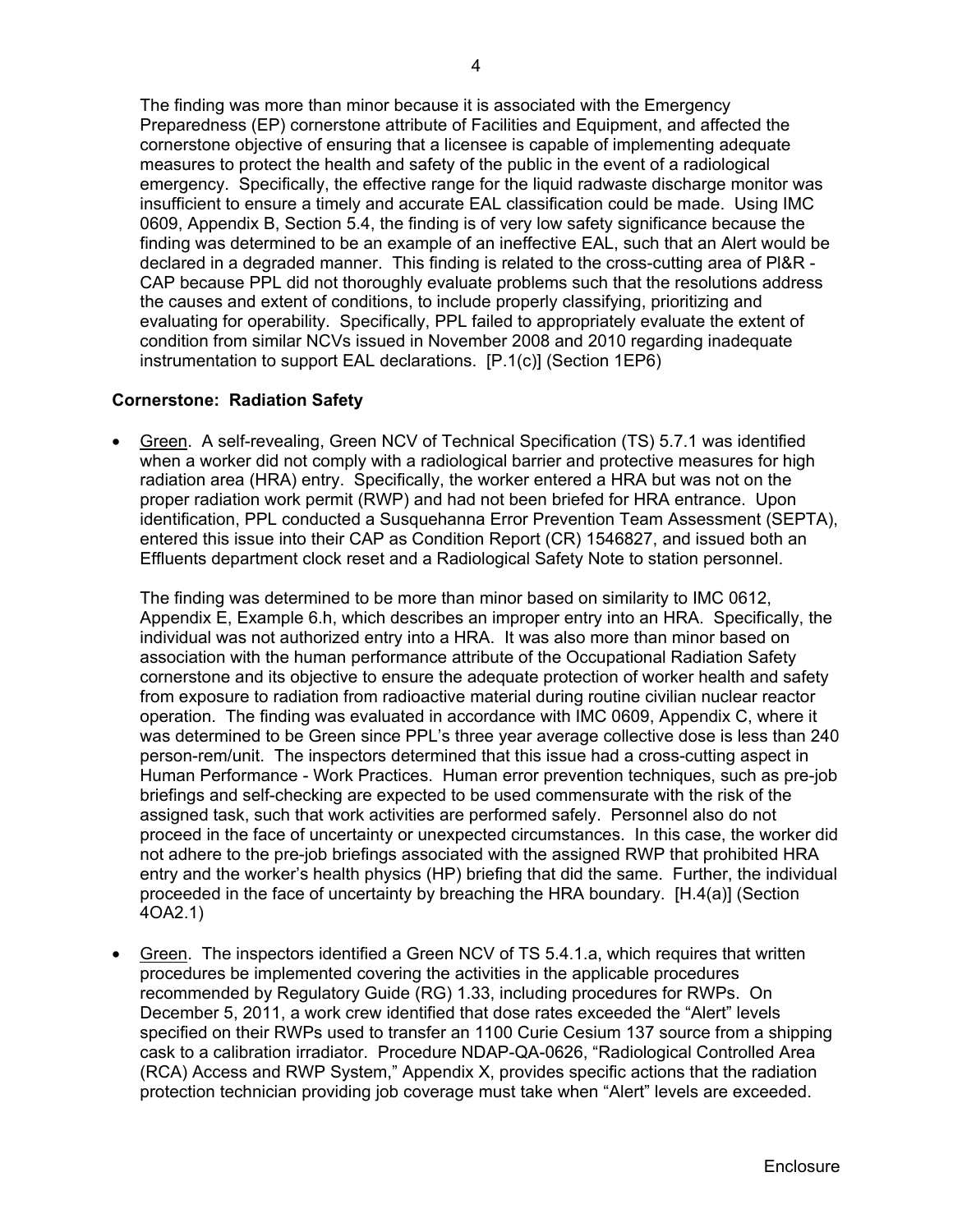The finding was more than minor because it is associated with the Emergency Preparedness (EP) cornerstone attribute of Facilities and Equipment, and affected the cornerstone objective of ensuring that a licensee is capable of implementing adequate measures to protect the health and safety of the public in the event of a radiological emergency. Specifically, the effective range for the liquid radwaste discharge monitor was insufficient to ensure a timely and accurate EAL classification could be made. Using IMC 0609, Appendix B, Section 5.4, the finding is of very low safety significance because the finding was determined to be an example of an ineffective EAL, such that an Alert would be declared in a degraded manner. This finding is related to the cross-cutting area of PI&R - CAP because PPL did not thoroughly evaluate problems such that the resolutions address the causes and extent of conditions, to include properly classifying, prioritizing and evaluating for operability. Specifically, PPL failed to appropriately evaluate the extent of condition from similar NCVs issued in November 2008 and 2010 regarding inadequate instrumentation to support EAL declarations. [P.1(c)] (Section 1EP6)

**Cornerstone: Radiation Safety**

- Green. A self-revealing, Green NCV of Technical Specification (TS) 5.7.1 was identified when a worker did not comply with a radiological barrier and protective measures for high radiation area (HRA) entry. Specifically, the worker entered a HRA but was not on the proper radiation work permit (RWP) and had not been briefed for HRA entrance. Upon identification, PPL conducted a Susquehanna Error Prevention Team Assessment (SEPTA), entered this issue into their CAP as Condition Report (CR) 1546827, and issued both an Effluents department clock reset and a Radiological Safety Note to station personnel.

  The finding was determined to be more than minor based on similarity to IMC 0612, Appendix E, Example 6.h, which describes an improper entry into an HRA. Specifically, the individual was not authorized entry into a HRA. It was also more than minor based on association with the human performance attribute of the Occupational Radiation Safety cornerstone and its objective to ensure the adequate protection of worker health and safety from exposure to radiation from radioactive material during routine civilian nuclear reactor operation. The finding was evaluated in accordance with IMC 0609, Appendix C, where it was determined to be Green since PPL's three year average collective dose is less than 240 person-rem/unit. The inspectors determined that this issue had a cross-cutting aspect in Human Performance - Work Practices. Human error prevention techniques, such as pre-job briefings and self-checking are expected to be used commensurate with the risk of the assigned task, such that work activities are performed safely. Personnel also do not proceed in the face of uncertainty or unexpected circumstances. In this case, the worker did not adhere to the pre-job briefings associated with the assigned RWP that prohibited HRA entry and the worker's health physics (HP) briefing that did the same. Further, the individual proceeded in the face of uncertainty by breaching the HRA boundary. [H.4(a)] (Section 4OA2.1)

- Green. The inspectors identified a Green NCV of TS 5.4.1.a, which requires that written procedures be implemented covering the activities in the applicable procedures recommended by Regulatory Guide (RG) 1.33, including procedures for RWPs. On December 5, 2011, a work crew identified that dose rates exceeded the "Alert" levels specified on their RWPs used to transfer an 1100 Curie Cesium 137 source from a shipping cask to a calibration irradiator. Procedure NDAP-QA-0626, "Radiological Controlled Area (RCA) Access and RWP System," Appendix X, provides specific actions that the radiation protection technician providing job coverage must take when "Alert" levels are exceeded.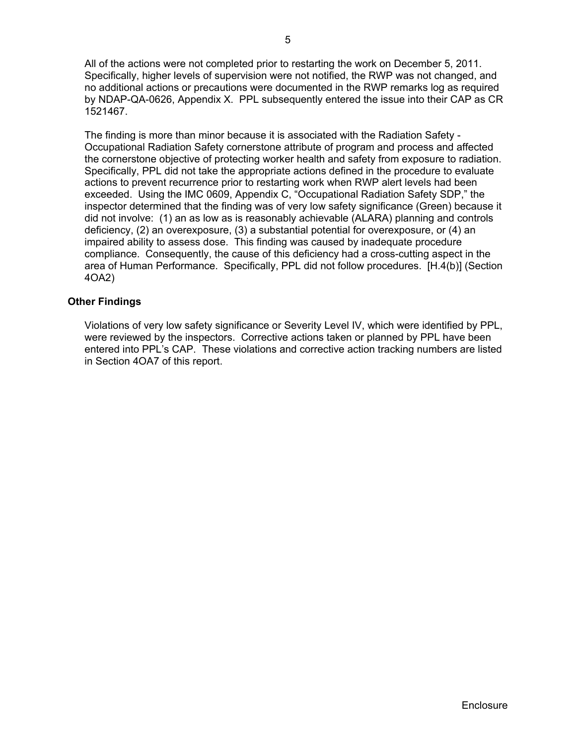All of the actions were not completed prior to restarting the work on December 5, 2011. Specifically, higher levels of supervision were not notified, the RWP was not changed, and no additional actions or precautions were documented in the RWP remarks log as required by NDAP-QA-0626, Appendix X. PPL subsequently entered the issue into their CAP as CR 1521467.

The finding is more than minor because it is associated with the Radiation Safety - Occupational Radiation Safety cornerstone attribute of program and process and affected the cornerstone objective of protecting worker health and safety from exposure to radiation. Specifically, PPL did not take the appropriate actions defined in the procedure to evaluate actions to prevent recurrence prior to restarting work when RWP alert levels had been exceeded. Using the IMC 0609, Appendix C, "Occupational Radiation Safety SDP," the inspector determined that the finding was of very low safety significance (Green) because it did not involve: (1) an as low as is reasonably achievable (ALARA) planning and controls deficiency, (2) an overexposure, (3) a substantial potential for overexposure, or (4) an impaired ability to assess dose. This finding was caused by inadequate procedure compliance. Consequently, the cause of this deficiency had a cross-cutting aspect in the area of Human Performance. Specifically, PPL did not follow procedures. [H.4(b)] (Section 4OA2)

**Other Findings**

Violations of very low safety significance or Severity Level IV, which were identified by PPL, were reviewed by the inspectors. Corrective actions taken or planned by PPL have been entered into PPL's CAP. These violations and corrective action tracking numbers are listed in Section 4OA7 of this report.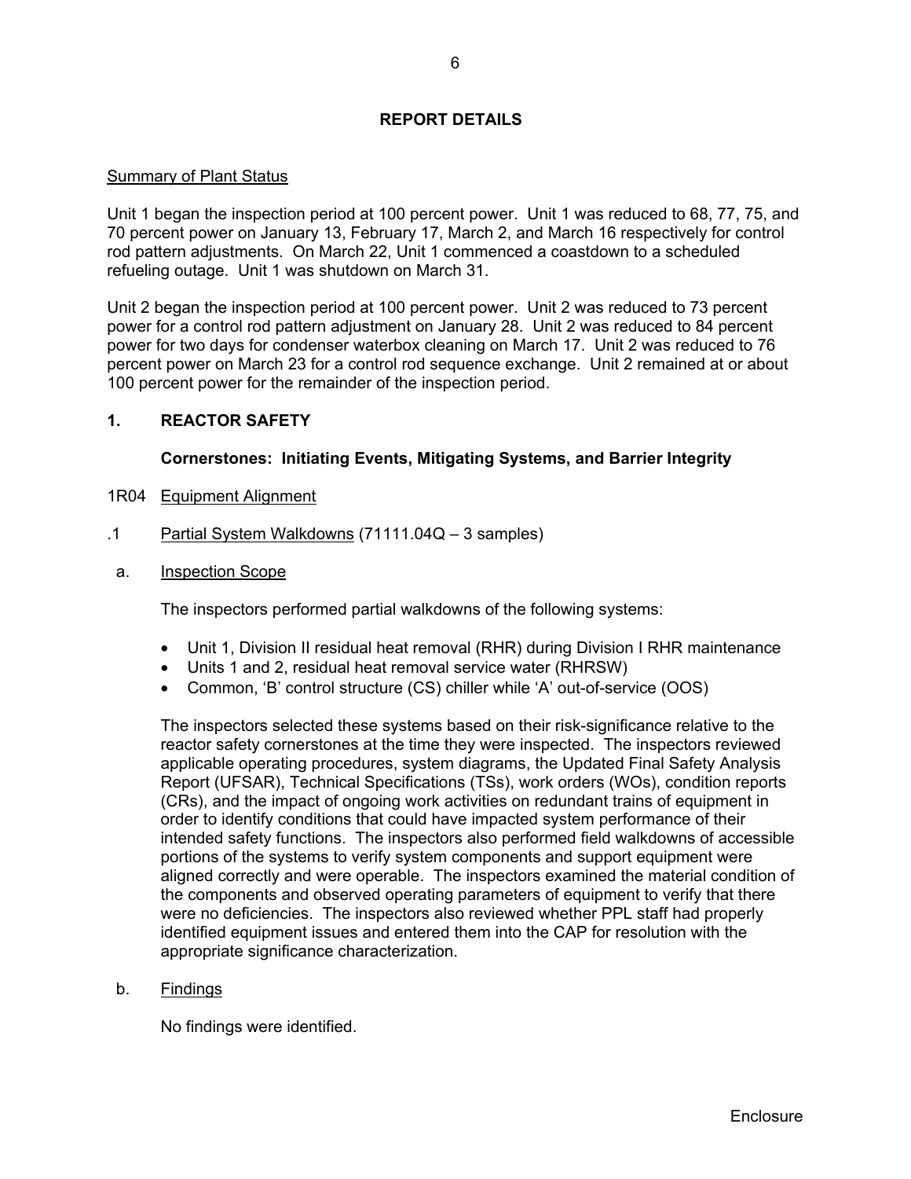## REPORT DETAILS

Summary of Plant Status

Unit 1 began the inspection period at 100 percent power. Unit 1 was reduced to 68, 77, 75, and 70 percent power on January 13, February 17, March 2, and March 16 respectively for control rod pattern adjustments. On March 22, Unit 1 commenced a coastdown to a scheduled refueling outage. Unit 1 was shutdown on March 31.

Unit 2 began the inspection period at 100 percent power. Unit 2 was reduced to 73 percent power for a control rod pattern adjustment on January 28. Unit 2 was reduced to 84 percent power for two days for condenser waterbox cleaning on March 17. Unit 2 was reduced to 76 percent power on March 23 for a control rod sequence exchange. Unit 2 remained at or about 100 percent power for the remainder of the inspection period.

## 1. REACTOR SAFETY

### Cornerstones: Initiating Events, Mitigating Systems, and Barrier Integrity

1R04 Equipment Alignment

.1 Partial System Walkdowns (71111.04Q – 3 samples)

a. Inspection Scope

The inspectors performed partial walkdowns of the following systems:

- Unit 1, Division II residual heat removal (RHR) during Division I RHR maintenance
- Units 1 and 2, residual heat removal service water (RHRSW)
- Common, 'B' control structure (CS) chiller while 'A' out-of-service (OOS)

The inspectors selected these systems based on their risk-significance relative to the reactor safety cornerstones at the time they were inspected. The inspectors reviewed applicable operating procedures, system diagrams, the Updated Final Safety Analysis Report (UFSAR), Technical Specifications (TSs), work orders (WOs), condition reports (CRs), and the impact of ongoing work activities on redundant trains of equipment in order to identify conditions that could have impacted system performance of their intended safety functions. The inspectors also performed field walkdowns of accessible portions of the systems to verify system components and support equipment were aligned correctly and were operable. The inspectors examined the material condition of the components and observed operating parameters of equipment to verify that there were no deficiencies. The inspectors also reviewed whether PPL staff had properly identified equipment issues and entered them into the CAP for resolution with the appropriate significance characterization.

b. Findings

No findings were identified.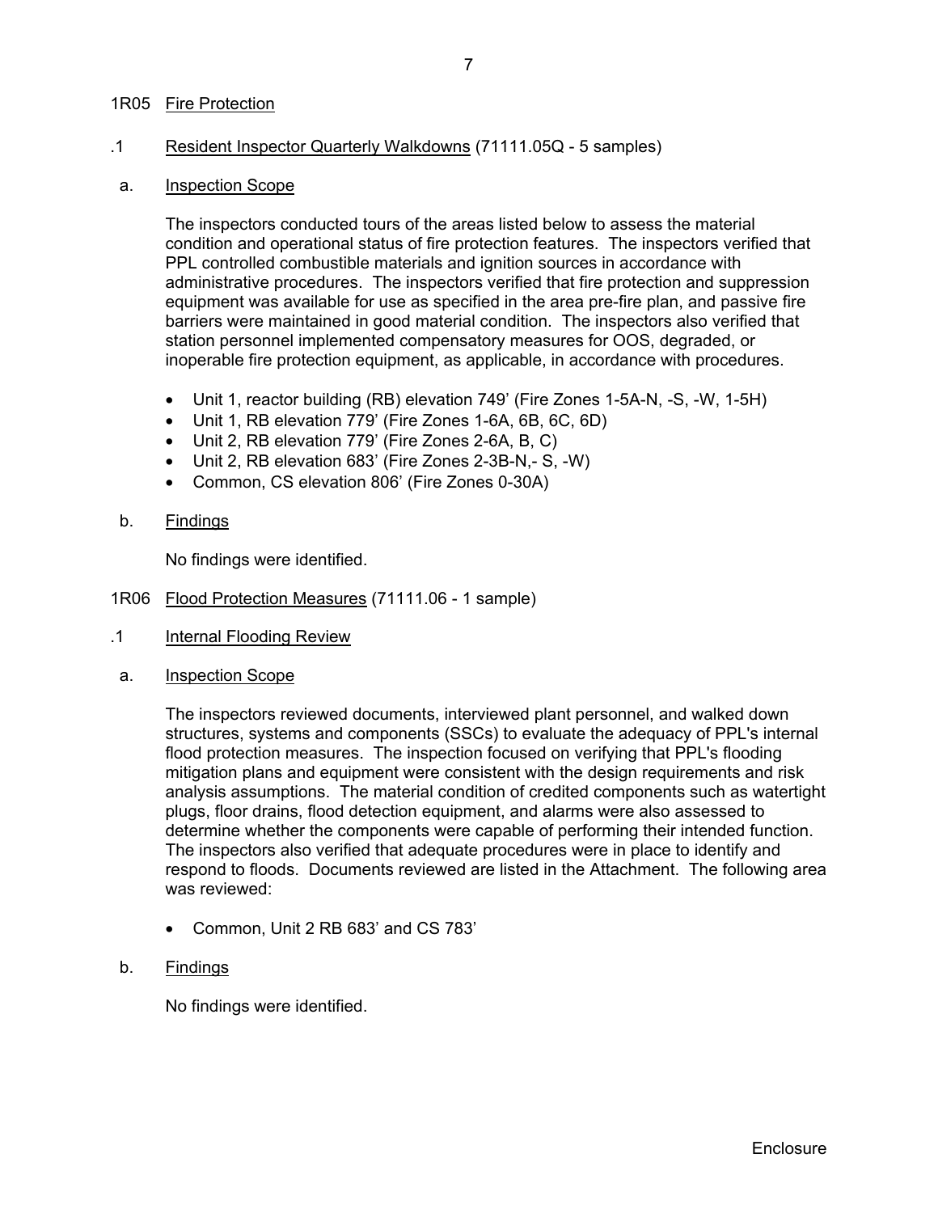## 1R05 Fire Protection

### .1 Resident Inspector Quarterly Walkdowns (71111.05Q - 5 samples)

a. Inspection Scope

The inspectors conducted tours of the areas listed below to assess the material condition and operational status of fire protection features. The inspectors verified that PPL controlled combustible materials and ignition sources in accordance with administrative procedures. The inspectors verified that fire protection and suppression equipment was available for use as specified in the area pre-fire plan, and passive fire barriers were maintained in good material condition. The inspectors also verified that station personnel implemented compensatory measures for OOS, degraded, or inoperable fire protection equipment, as applicable, in accordance with procedures.

- Unit 1, reactor building (RB) elevation 749' (Fire Zones 1-5A-N, -S, -W, 1-5H)
- Unit 1, RB elevation 779' (Fire Zones 1-6A, 6B, 6C, 6D)
- Unit 2, RB elevation 779' (Fire Zones 2-6A, B, C)
- Unit 2, RB elevation 683' (Fire Zones 2-3B-N,- S, -W)
- Common, CS elevation 806' (Fire Zones 0-30A)

b. Findings

No findings were identified.

## 1R06 Flood Protection Measures (71111.06 - 1 sample)

### .1 Internal Flooding Review

a. Inspection Scope

The inspectors reviewed documents, interviewed plant personnel, and walked down structures, systems and components (SSCs) to evaluate the adequacy of PPL's internal flood protection measures. The inspection focused on verifying that PPL's flooding mitigation plans and equipment were consistent with the design requirements and risk analysis assumptions. The material condition of credited components such as watertight plugs, floor drains, flood detection equipment, and alarms were also assessed to determine whether the components were capable of performing their intended function. The inspectors also verified that adequate procedures were in place to identify and respond to floods. Documents reviewed are listed in the Attachment. The following area was reviewed:

- Common, Unit 2 RB 683' and CS 783'

b. Findings

No findings were identified.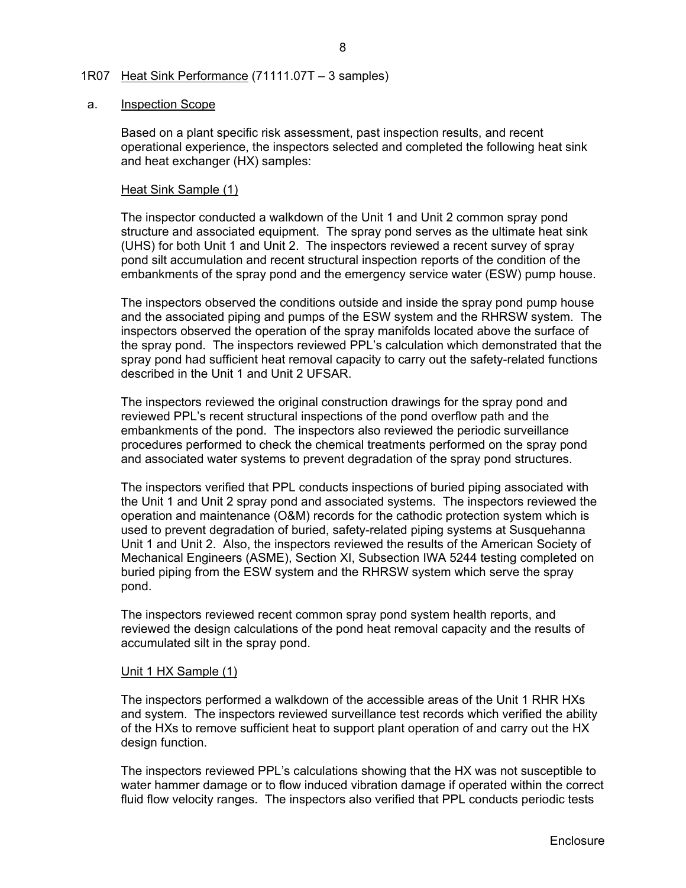## 1R07 Heat Sink Performance (71111.07T – 3 samples)

### a. Inspection Scope

Based on a plant specific risk assessment, past inspection results, and recent operational experience, the inspectors selected and completed the following heat sink and heat exchanger (HX) samples:

Heat Sink Sample (1)

The inspector conducted a walkdown of the Unit 1 and Unit 2 common spray pond structure and associated equipment. The spray pond serves as the ultimate heat sink (UHS) for both Unit 1 and Unit 2. The inspectors reviewed a recent survey of spray pond silt accumulation and recent structural inspection reports of the condition of the embankments of the spray pond and the emergency service water (ESW) pump house.

The inspectors observed the conditions outside and inside the spray pond pump house and the associated piping and pumps of the ESW system and the RHRSW system. The inspectors observed the operation of the spray manifolds located above the surface of the spray pond. The inspectors reviewed PPL's calculation which demonstrated that the spray pond had sufficient heat removal capacity to carry out the safety-related functions described in the Unit 1 and Unit 2 UFSAR.

The inspectors reviewed the original construction drawings for the spray pond and reviewed PPL's recent structural inspections of the pond overflow path and the embankments of the pond. The inspectors also reviewed the periodic surveillance procedures performed to check the chemical treatments performed on the spray pond and associated water systems to prevent degradation of the spray pond structures.

The inspectors verified that PPL conducts inspections of buried piping associated with the Unit 1 and Unit 2 spray pond and associated systems. The inspectors reviewed the operation and maintenance (O&M) records for the cathodic protection system which is used to prevent degradation of buried, safety-related piping systems at Susquehanna Unit 1 and Unit 2. Also, the inspectors reviewed the results of the American Society of Mechanical Engineers (ASME), Section XI, Subsection IWA 5244 testing completed on buried piping from the ESW system and the RHRSW system which serve the spray pond.

The inspectors reviewed recent common spray pond system health reports, and reviewed the design calculations of the pond heat removal capacity and the results of accumulated silt in the spray pond.

Unit 1 HX Sample (1)

The inspectors performed a walkdown of the accessible areas of the Unit 1 RHR HXs and system. The inspectors reviewed surveillance test records which verified the ability of the HXs to remove sufficient heat to support plant operation of and carry out the HX design function.

The inspectors reviewed PPL's calculations showing that the HX was not susceptible to water hammer damage or to flow induced vibration damage if operated within the correct fluid flow velocity ranges. The inspectors also verified that PPL conducts periodic tests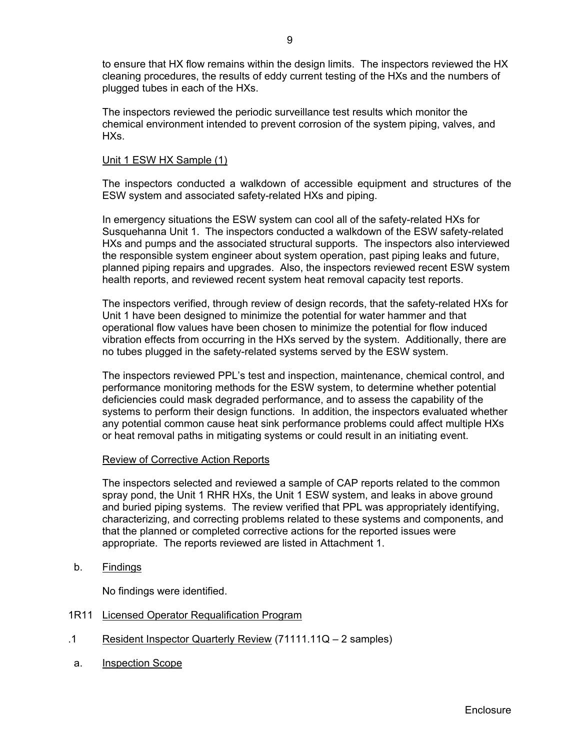to ensure that HX flow remains within the design limits. The inspectors reviewed the HX cleaning procedures, the results of eddy current testing of the HXs and the numbers of plugged tubes in each of the HXs.

The inspectors reviewed the periodic surveillance test results which monitor the chemical environment intended to prevent corrosion of the system piping, valves, and HXs.

Unit 1 ESW HX Sample (1)

The inspectors conducted a walkdown of accessible equipment and structures of the ESW system and associated safety-related HXs and piping.

In emergency situations the ESW system can cool all of the safety-related HXs for Susquehanna Unit 1. The inspectors conducted a walkdown of the ESW safety-related HXs and pumps and the associated structural supports. The inspectors also interviewed the responsible system engineer about system operation, past piping leaks and future, planned piping repairs and upgrades. Also, the inspectors reviewed recent ESW system health reports, and reviewed recent system heat removal capacity test reports.

The inspectors verified, through review of design records, that the safety-related HXs for Unit 1 have been designed to minimize the potential for water hammer and that operational flow values have been chosen to minimize the potential for flow induced vibration effects from occurring in the HXs served by the system. Additionally, there are no tubes plugged in the safety-related systems served by the ESW system.

The inspectors reviewed PPL's test and inspection, maintenance, chemical control, and performance monitoring methods for the ESW system, to determine whether potential deficiencies could mask degraded performance, and to assess the capability of the systems to perform their design functions. In addition, the inspectors evaluated whether any potential common cause heat sink performance problems could affect multiple HXs or heat removal paths in mitigating systems or could result in an initiating event.

Review of Corrective Action Reports

The inspectors selected and reviewed a sample of CAP reports related to the common spray pond, the Unit 1 RHR HXs, the Unit 1 ESW system, and leaks in above ground and buried piping systems. The review verified that PPL was appropriately identifying, characterizing, and correcting problems related to these systems and components, and that the planned or completed corrective actions for the reported issues were appropriate. The reports reviewed are listed in Attachment 1.

b. Findings

No findings were identified.

## 1R11 Licensed Operator Requalification Program

### .1 Resident Inspector Quarterly Review (71111.11Q – 2 samples)

a. Inspection Scope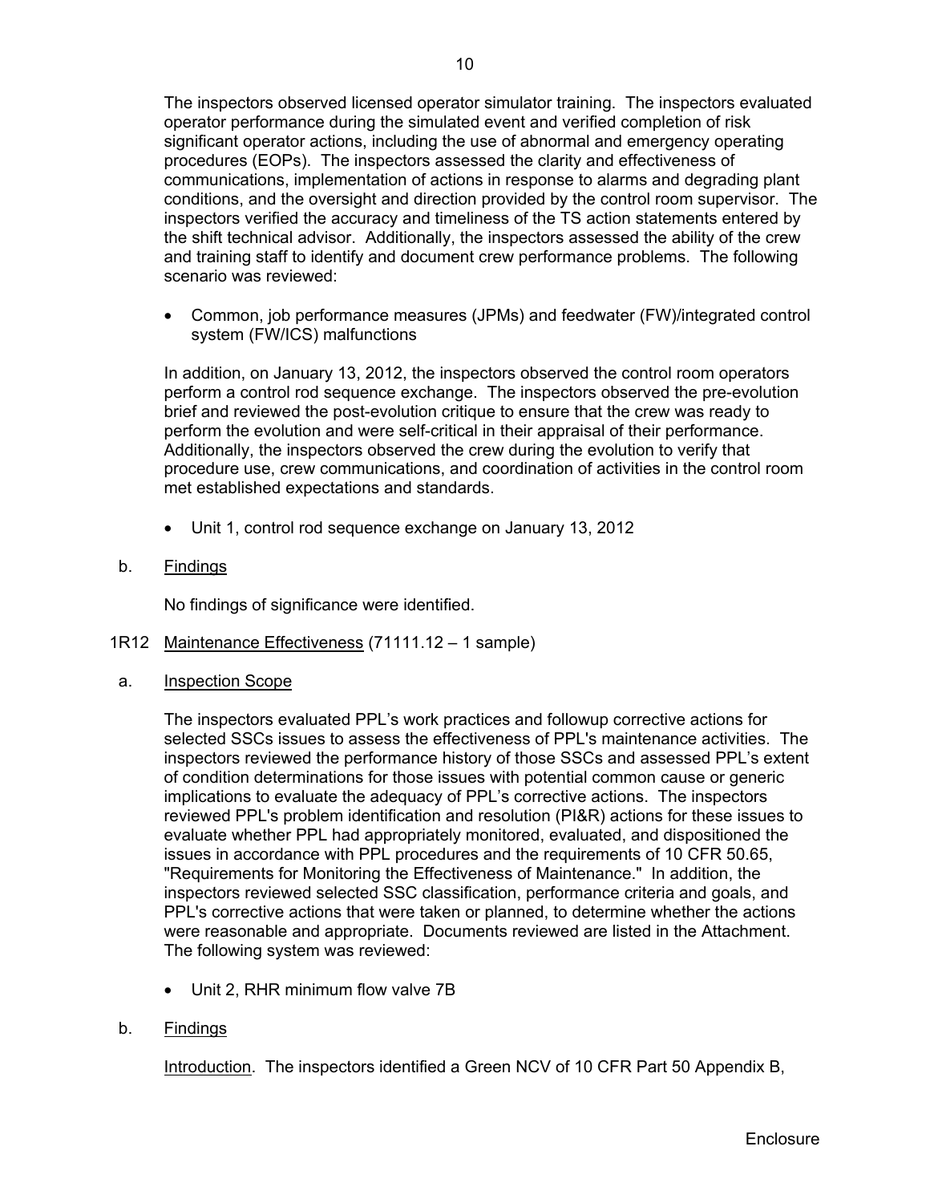The inspectors observed licensed operator simulator training. The inspectors evaluated operator performance during the simulated event and verified completion of risk significant operator actions, including the use of abnormal and emergency operating procedures (EOPs). The inspectors assessed the clarity and effectiveness of communications, implementation of actions in response to alarms and degrading plant conditions, and the oversight and direction provided by the control room supervisor. The inspectors verified the accuracy and timeliness of the TS action statements entered by the shift technical advisor. Additionally, the inspectors assessed the ability of the crew and training staff to identify and document crew performance problems. The following scenario was reviewed:

- Common, job performance measures (JPMs) and feedwater (FW)/integrated control system (FW/ICS) malfunctions

In addition, on January 13, 2012, the inspectors observed the control room operators perform a control rod sequence exchange. The inspectors observed the pre-evolution brief and reviewed the post-evolution critique to ensure that the crew was ready to perform the evolution and were self-critical in their appraisal of their performance. Additionally, the inspectors observed the crew during the evolution to verify that procedure use, crew communications, and coordination of activities in the control room met established expectations and standards.

- Unit 1, control rod sequence exchange on January 13, 2012

b. Findings

No findings of significance were identified.

## 1R12 Maintenance Effectiveness (71111.12 – 1 sample)

a. Inspection Scope

The inspectors evaluated PPL's work practices and followup corrective actions for selected SSCs issues to assess the effectiveness of PPL's maintenance activities. The inspectors reviewed the performance history of those SSCs and assessed PPL's extent of condition determinations for those issues with potential common cause or generic implications to evaluate the adequacy of PPL's corrective actions. The inspectors reviewed PPL's problem identification and resolution (PI&R) actions for these issues to evaluate whether PPL had appropriately monitored, evaluated, and dispositioned the issues in accordance with PPL procedures and the requirements of 10 CFR 50.65, "Requirements for Monitoring the Effectiveness of Maintenance." In addition, the inspectors reviewed selected SSC classification, performance criteria and goals, and PPL's corrective actions that were taken or planned, to determine whether the actions were reasonable and appropriate. Documents reviewed are listed in the Attachment. The following system was reviewed:

- Unit 2, RHR minimum flow valve 7B

b. Findings

Introduction. The inspectors identified a Green NCV of 10 CFR Part 50 Appendix B,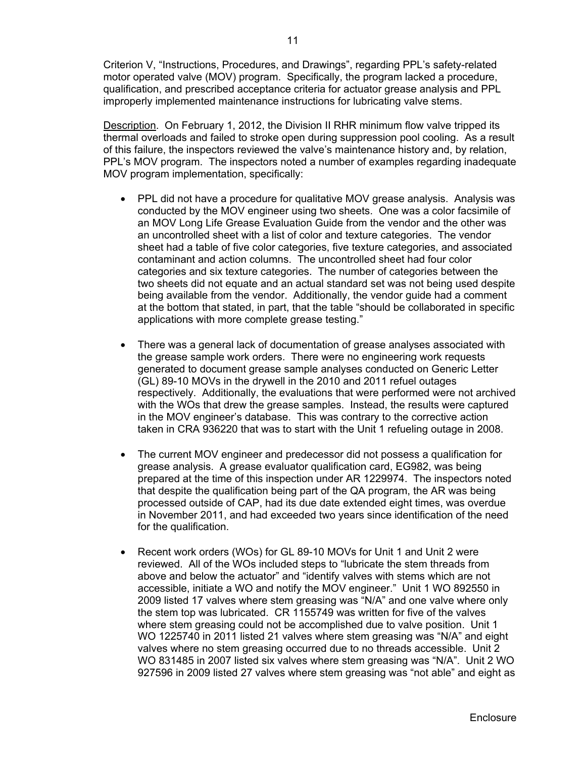Criterion V, "Instructions, Procedures, and Drawings", regarding PPL's safety-related motor operated valve (MOV) program. Specifically, the program lacked a procedure, qualification, and prescribed acceptance criteria for actuator grease analysis and PPL improperly implemented maintenance instructions for lubricating valve stems.

Description. On February 1, 2012, the Division II RHR minimum flow valve tripped its thermal overloads and failed to stroke open during suppression pool cooling. As a result of this failure, the inspectors reviewed the valve's maintenance history and, by relation, PPL's MOV program. The inspectors noted a number of examples regarding inadequate MOV program implementation, specifically:

- PPL did not have a procedure for qualitative MOV grease analysis. Analysis was conducted by the MOV engineer using two sheets. One was a color facsimile of an MOV Long Life Grease Evaluation Guide from the vendor and the other was an uncontrolled sheet with a list of color and texture categories. The vendor sheet had a table of five color categories, five texture categories, and associated contaminant and action columns. The uncontrolled sheet had four color categories and six texture categories. The number of categories between the two sheets did not equate and an actual standard set was not being used despite being available from the vendor. Additionally, the vendor guide had a comment at the bottom that stated, in part, that the table "should be collaborated in specific applications with more complete grease testing."

- There was a general lack of documentation of grease analyses associated with the grease sample work orders. There were no engineering work requests generated to document grease sample analyses conducted on Generic Letter (GL) 89-10 MOVs in the drywell in the 2010 and 2011 refuel outages respectively. Additionally, the evaluations that were performed were not archived with the WOs that drew the grease samples. Instead, the results were captured in the MOV engineer's database. This was contrary to the corrective action taken in CRA 936220 that was to start with the Unit 1 refueling outage in 2008.

- The current MOV engineer and predecessor did not possess a qualification for grease analysis. A grease evaluator qualification card, EG982, was being prepared at the time of this inspection under AR 1229974. The inspectors noted that despite the qualification being part of the QA program, the AR was being processed outside of CAP, had its due date extended eight times, was overdue in November 2011, and had exceeded two years since identification of the need for the qualification.

- Recent work orders (WOs) for GL 89-10 MOVs for Unit 1 and Unit 2 were reviewed. All of the WOs included steps to "lubricate the stem threads from above and below the actuator" and "identify valves with stems which are not accessible, initiate a WO and notify the MOV engineer." Unit 1 WO 892550 in 2009 listed 17 valves where stem greasing was "N/A" and one valve where only the stem top was lubricated. CR 1155749 was written for five of the valves where stem greasing could not be accomplished due to valve position. Unit 1 WO 1225740 in 2011 listed 21 valves where stem greasing was "N/A" and eight valves where no stem greasing occurred due to no threads accessible. Unit 2 WO 831485 in 2007 listed six valves where stem greasing was "N/A". Unit 2 WO 927596 in 2009 listed 27 valves where stem greasing was "not able" and eight as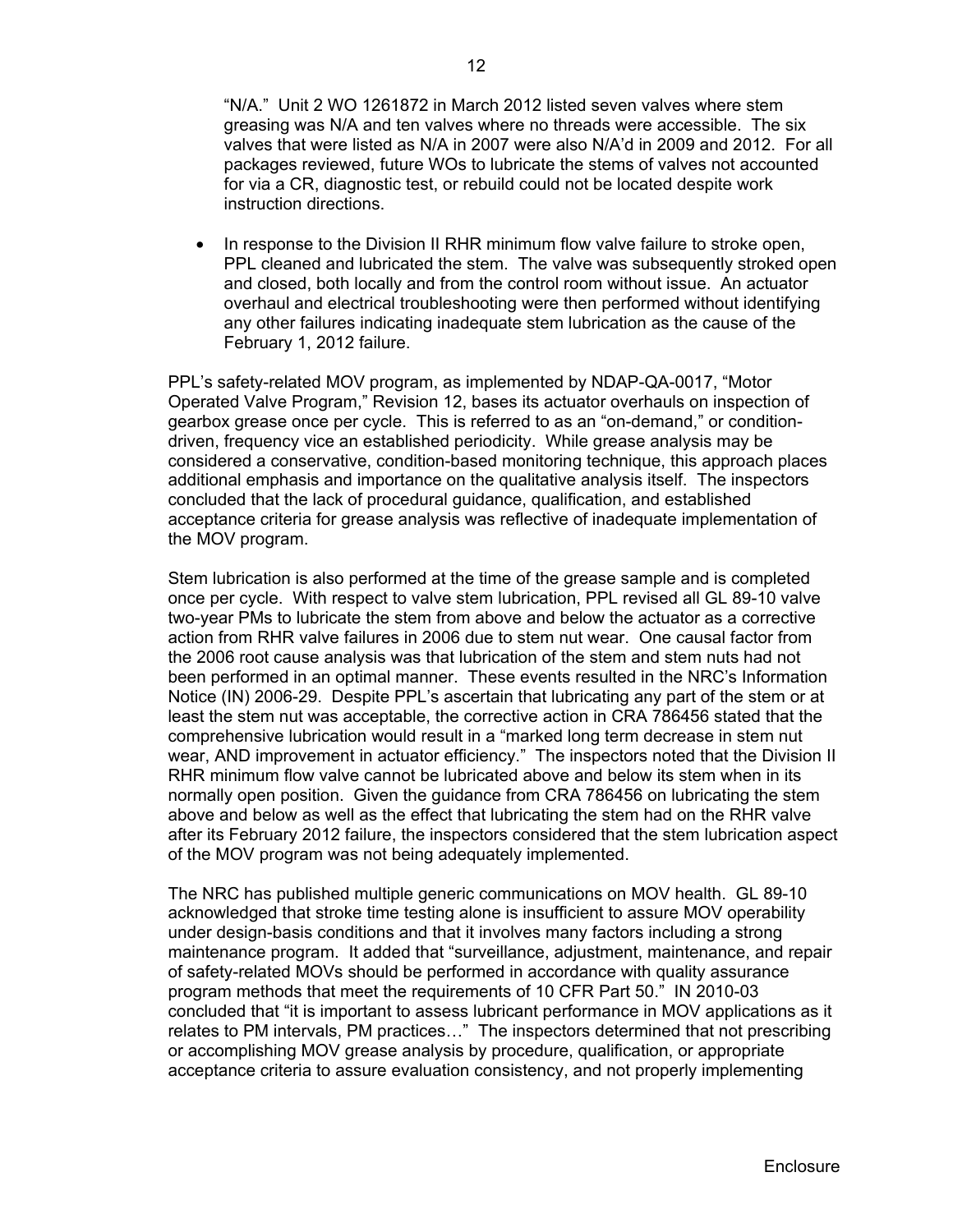"N/A." Unit 2 WO 1261872 in March 2012 listed seven valves where stem greasing was N/A and ten valves where no threads were accessible. The six valves that were listed as N/A in 2007 were also N/A'd in 2009 and 2012. For all packages reviewed, future WOs to lubricate the stems of valves not accounted for via a CR, diagnostic test, or rebuild could not be located despite work instruction directions.

- In response to the Division II RHR minimum flow valve failure to stroke open, PPL cleaned and lubricated the stem. The valve was subsequently stroked open and closed, both locally and from the control room without issue. An actuator overhaul and electrical troubleshooting were then performed without identifying any other failures indicating inadequate stem lubrication as the cause of the February 1, 2012 failure.

PPL's safety-related MOV program, as implemented by NDAP-QA-0017, "Motor Operated Valve Program," Revision 12, bases its actuator overhauls on inspection of gearbox grease once per cycle. This is referred to as an "on-demand," or condition-driven, frequency vice an established periodicity. While grease analysis may be considered a conservative, condition-based monitoring technique, this approach places additional emphasis and importance on the qualitative analysis itself. The inspectors concluded that the lack of procedural guidance, qualification, and established acceptance criteria for grease analysis was reflective of inadequate implementation of the MOV program.

Stem lubrication is also performed at the time of the grease sample and is completed once per cycle. With respect to valve stem lubrication, PPL revised all GL 89-10 valve two-year PMs to lubricate the stem from above and below the actuator as a corrective action from RHR valve failures in 2006 due to stem nut wear. One causal factor from the 2006 root cause analysis was that lubrication of the stem and stem nuts had not been performed in an optimal manner. These events resulted in the NRC's Information Notice (IN) 2006-29. Despite PPL's ascertain that lubricating any part of the stem or at least the stem nut was acceptable, the corrective action in CRA 786456 stated that the comprehensive lubrication would result in a "marked long term decrease in stem nut wear, AND improvement in actuator efficiency." The inspectors noted that the Division II RHR minimum flow valve cannot be lubricated above and below its stem when in its normally open position. Given the guidance from CRA 786456 on lubricating the stem above and below as well as the effect that lubricating the stem had on the RHR valve after its February 2012 failure, the inspectors considered that the stem lubrication aspect of the MOV program was not being adequately implemented.

The NRC has published multiple generic communications on MOV health. GL 89-10 acknowledged that stroke time testing alone is insufficient to assure MOV operability under design-basis conditions and that it involves many factors including a strong maintenance program. It added that "surveillance, adjustment, maintenance, and repair of safety-related MOVs should be performed in accordance with quality assurance program methods that meet the requirements of 10 CFR Part 50." IN 2010-03 concluded that "it is important to assess lubricant performance in MOV applications as it relates to PM intervals, PM practices…" The inspectors determined that not prescribing or accomplishing MOV grease analysis by procedure, qualification, or appropriate acceptance criteria to assure evaluation consistency, and not properly implementing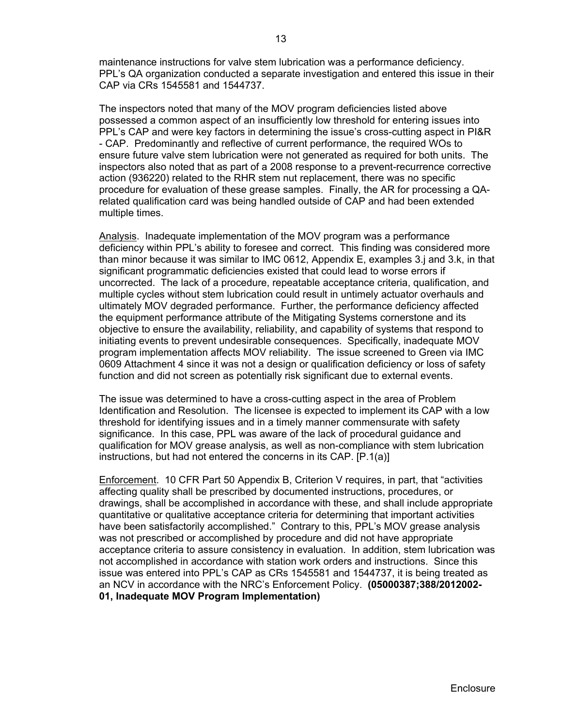maintenance instructions for valve stem lubrication was a performance deficiency. PPL's QA organization conducted a separate investigation and entered this issue in their CAP via CRs 1545581 and 1544737.

The inspectors noted that many of the MOV program deficiencies listed above possessed a common aspect of an insufficiently low threshold for entering issues into PPL's CAP and were key factors in determining the issue's cross-cutting aspect in PI&R - CAP. Predominantly and reflective of current performance, the required WOs to ensure future valve stem lubrication were not generated as required for both units. The inspectors also noted that as part of a 2008 response to a prevent-recurrence corrective action (936220) related to the RHR stem nut replacement, there was no specific procedure for evaluation of these grease samples. Finally, the AR for processing a QA-related qualification card was being handled outside of CAP and had been extended multiple times.

Analysis. Inadequate implementation of the MOV program was a performance deficiency within PPL's ability to foresee and correct. This finding was considered more than minor because it was similar to IMC 0612, Appendix E, examples 3.j and 3.k, in that significant programmatic deficiencies existed that could lead to worse errors if uncorrected. The lack of a procedure, repeatable acceptance criteria, qualification, and multiple cycles without stem lubrication could result in untimely actuator overhauls and ultimately MOV degraded performance. Further, the performance deficiency affected the equipment performance attribute of the Mitigating Systems cornerstone and its objective to ensure the availability, reliability, and capability of systems that respond to initiating events to prevent undesirable consequences. Specifically, inadequate MOV program implementation affects MOV reliability. The issue screened to Green via IMC 0609 Attachment 4 since it was not a design or qualification deficiency or loss of safety function and did not screen as potentially risk significant due to external events.

The issue was determined to have a cross-cutting aspect in the area of Problem Identification and Resolution. The licensee is expected to implement its CAP with a low threshold for identifying issues and in a timely manner commensurate with safety significance. In this case, PPL was aware of the lack of procedural guidance and qualification for MOV grease analysis, as well as non-compliance with stem lubrication instructions, but had not entered the concerns in its CAP. [P.1(a)]

Enforcement. 10 CFR Part 50 Appendix B, Criterion V requires, in part, that "activities affecting quality shall be prescribed by documented instructions, procedures, or drawings, shall be accomplished in accordance with these, and shall include appropriate quantitative or qualitative acceptance criteria for determining that important activities have been satisfactorily accomplished." Contrary to this, PPL's MOV grease analysis was not prescribed or accomplished by procedure and did not have appropriate acceptance criteria to assure consistency in evaluation. In addition, stem lubrication was not accomplished in accordance with station work orders and instructions. Since this issue was entered into PPL's CAP as CRs 1545581 and 1544737, it is being treated as an NCV in accordance with the NRC's Enforcement Policy. **(05000387;388/2012002-01, Inadequate MOV Program Implementation)**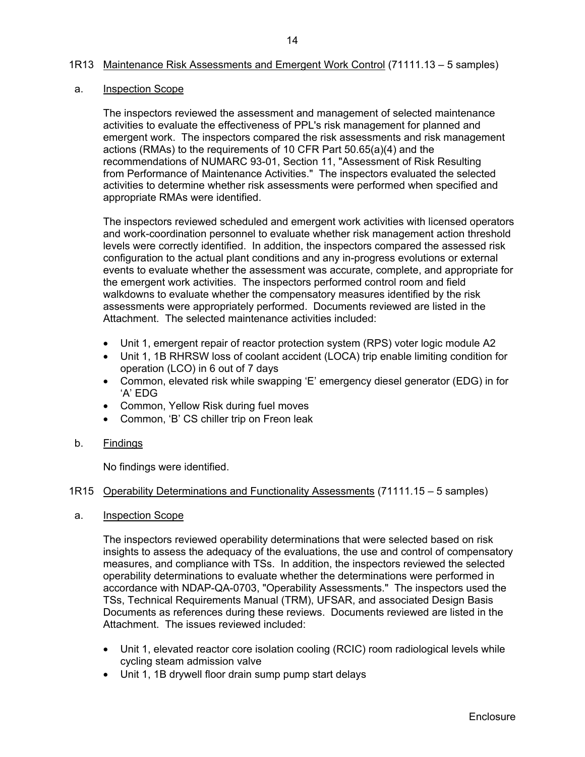## 1R13 Maintenance Risk Assessments and Emergent Work Control (71111.13 – 5 samples)

### a. Inspection Scope

The inspectors reviewed the assessment and management of selected maintenance activities to evaluate the effectiveness of PPL's risk management for planned and emergent work. The inspectors compared the risk assessments and risk management actions (RMAs) to the requirements of 10 CFR Part 50.65(a)(4) and the recommendations of NUMARC 93-01, Section 11, "Assessment of Risk Resulting from Performance of Maintenance Activities." The inspectors evaluated the selected activities to determine whether risk assessments were performed when specified and appropriate RMAs were identified.

The inspectors reviewed scheduled and emergent work activities with licensed operators and work-coordination personnel to evaluate whether risk management action threshold levels were correctly identified. In addition, the inspectors compared the assessed risk configuration to the actual plant conditions and any in-progress evolutions or external events to evaluate whether the assessment was accurate, complete, and appropriate for the emergent work activities. The inspectors performed control room and field walkdowns to evaluate whether the compensatory measures identified by the risk assessments were appropriately performed. Documents reviewed are listed in the Attachment. The selected maintenance activities included:

- Unit 1, emergent repair of reactor protection system (RPS) voter logic module A2
- Unit 1, 1B RHRSW loss of coolant accident (LOCA) trip enable limiting condition for operation (LCO) in 6 out of 7 days
- Common, elevated risk while swapping 'E' emergency diesel generator (EDG) in for 'A' EDG
- Common, Yellow Risk during fuel moves
- Common, 'B' CS chiller trip on Freon leak

### b. Findings

No findings were identified.

## 1R15 Operability Determinations and Functionality Assessments (71111.15 – 5 samples)

### a. Inspection Scope

The inspectors reviewed operability determinations that were selected based on risk insights to assess the adequacy of the evaluations, the use and control of compensatory measures, and compliance with TSs. In addition, the inspectors reviewed the selected operability determinations to evaluate whether the determinations were performed in accordance with NDAP-QA-0703, "Operability Assessments." The inspectors used the TSs, Technical Requirements Manual (TRM), UFSAR, and associated Design Basis Documents as references during these reviews. Documents reviewed are listed in the Attachment. The issues reviewed included:

- Unit 1, elevated reactor core isolation cooling (RCIC) room radiological levels while cycling steam admission valve
- Unit 1, 1B drywell floor drain sump pump start delays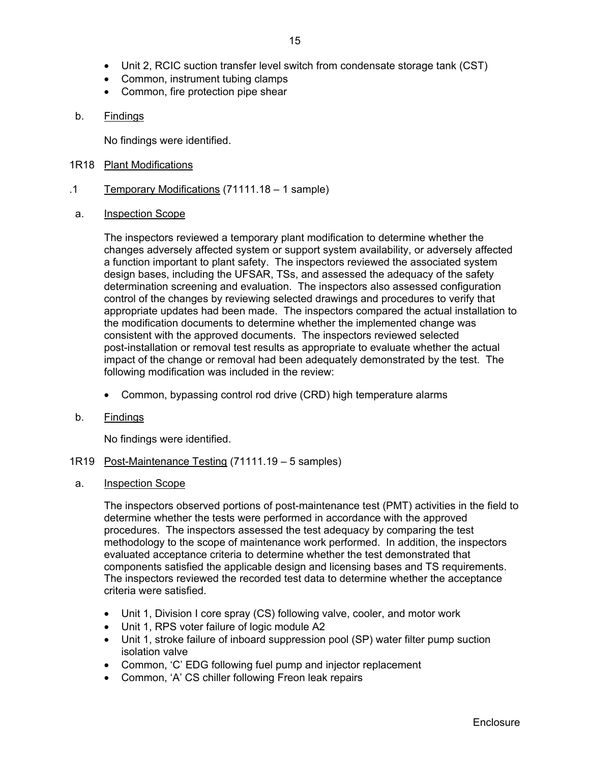- Unit 2, RCIC suction transfer level switch from condensate storage tank (CST)
- Common, instrument tubing clamps
- Common, fire protection pipe shear

b. Findings

No findings were identified.

1R18 Plant Modifications

.1 Temporary Modifications (71111.18 – 1 sample)

a. Inspection Scope

The inspectors reviewed a temporary plant modification to determine whether the changes adversely affected system or support system availability, or adversely affected a function important to plant safety. The inspectors reviewed the associated system design bases, including the UFSAR, TSs, and assessed the adequacy of the safety determination screening and evaluation. The inspectors also assessed configuration control of the changes by reviewing selected drawings and procedures to verify that appropriate updates had been made. The inspectors compared the actual installation to the modification documents to determine whether the implemented change was consistent with the approved documents. The inspectors reviewed selected post-installation or removal test results as appropriate to evaluate whether the actual impact of the change or removal had been adequately demonstrated by the test. The following modification was included in the review:

- Common, bypassing control rod drive (CRD) high temperature alarms

b. Findings

No findings were identified.

1R19 Post-Maintenance Testing (71111.19 – 5 samples)

a. Inspection Scope

The inspectors observed portions of post-maintenance test (PMT) activities in the field to determine whether the tests were performed in accordance with the approved procedures. The inspectors assessed the test adequacy by comparing the test methodology to the scope of maintenance work performed. In addition, the inspectors evaluated acceptance criteria to determine whether the test demonstrated that components satisfied the applicable design and licensing bases and TS requirements. The inspectors reviewed the recorded test data to determine whether the acceptance criteria were satisfied.

- Unit 1, Division I core spray (CS) following valve, cooler, and motor work
- Unit 1, RPS voter failure of logic module A2
- Unit 1, stroke failure of inboard suppression pool (SP) water filter pump suction isolation valve
- Common, 'C' EDG following fuel pump and injector replacement
- Common, 'A' CS chiller following Freon leak repairs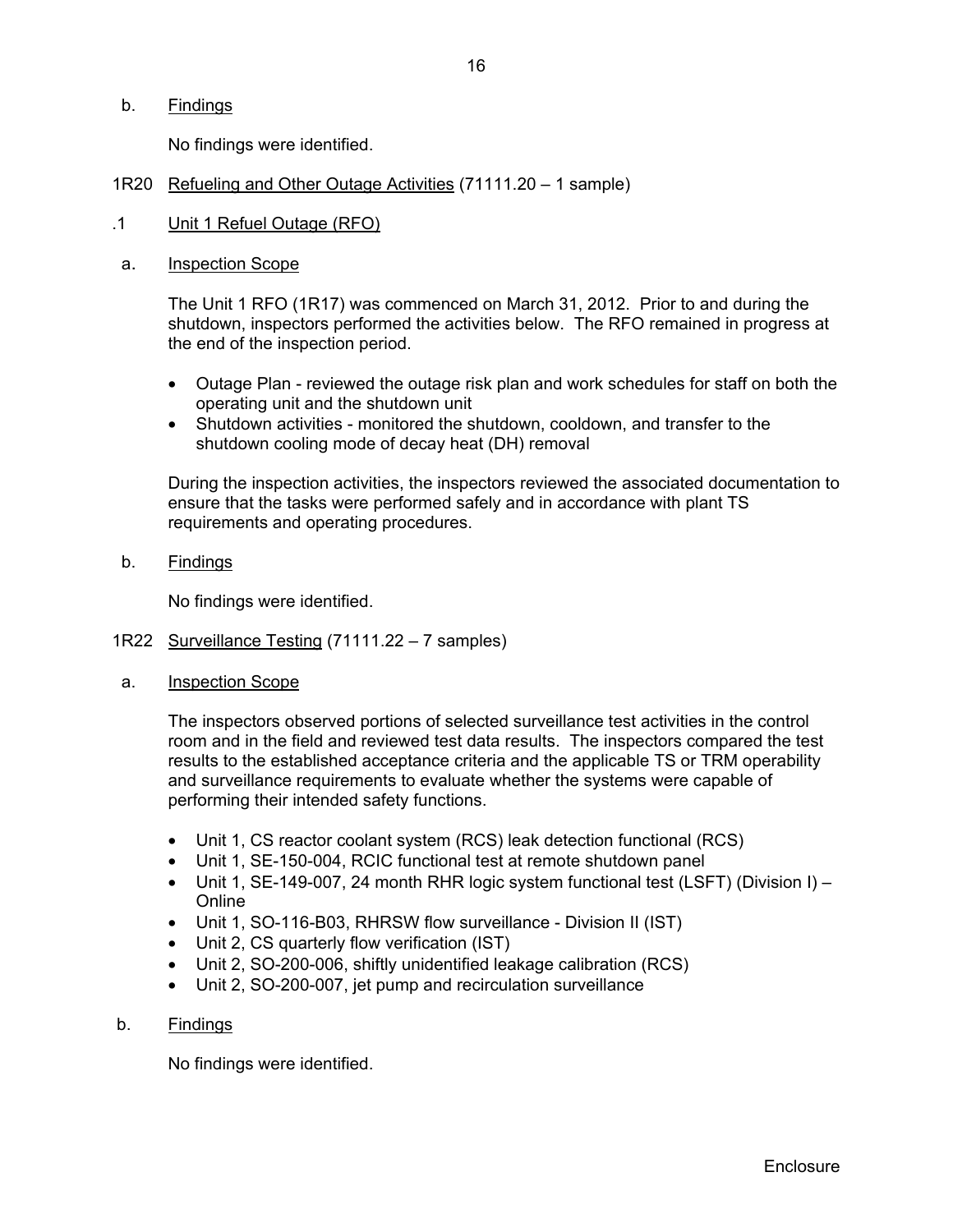b. Findings

No findings were identified.

## 1R20 Refueling and Other Outage Activities (71111.20 – 1 sample)

### .1 Unit 1 Refuel Outage (RFO)

a. Inspection Scope

The Unit 1 RFO (1R17) was commenced on March 31, 2012. Prior to and during the shutdown, inspectors performed the activities below. The RFO remained in progress at the end of the inspection period.

- Outage Plan - reviewed the outage risk plan and work schedules for staff on both the operating unit and the shutdown unit
- Shutdown activities - monitored the shutdown, cooldown, and transfer to the shutdown cooling mode of decay heat (DH) removal

During the inspection activities, the inspectors reviewed the associated documentation to ensure that the tasks were performed safely and in accordance with plant TS requirements and operating procedures.

b. Findings

No findings were identified.

## 1R22 Surveillance Testing (71111.22 – 7 samples)

a. Inspection Scope

The inspectors observed portions of selected surveillance test activities in the control room and in the field and reviewed test data results. The inspectors compared the test results to the established acceptance criteria and the applicable TS or TRM operability and surveillance requirements to evaluate whether the systems were capable of performing their intended safety functions.

- Unit 1, CS reactor coolant system (RCS) leak detection functional (RCS)
- Unit 1, SE-150-004, RCIC functional test at remote shutdown panel
- Unit 1, SE-149-007, 24 month RHR logic system functional test (LSFT) (Division I) – Online
- Unit 1, SO-116-B03, RHRSW flow surveillance - Division II (IST)
- Unit 2, CS quarterly flow verification (IST)
- Unit 2, SO-200-006, shiftly unidentified leakage calibration (RCS)
- Unit 2, SO-200-007, jet pump and recirculation surveillance

b. Findings

No findings were identified.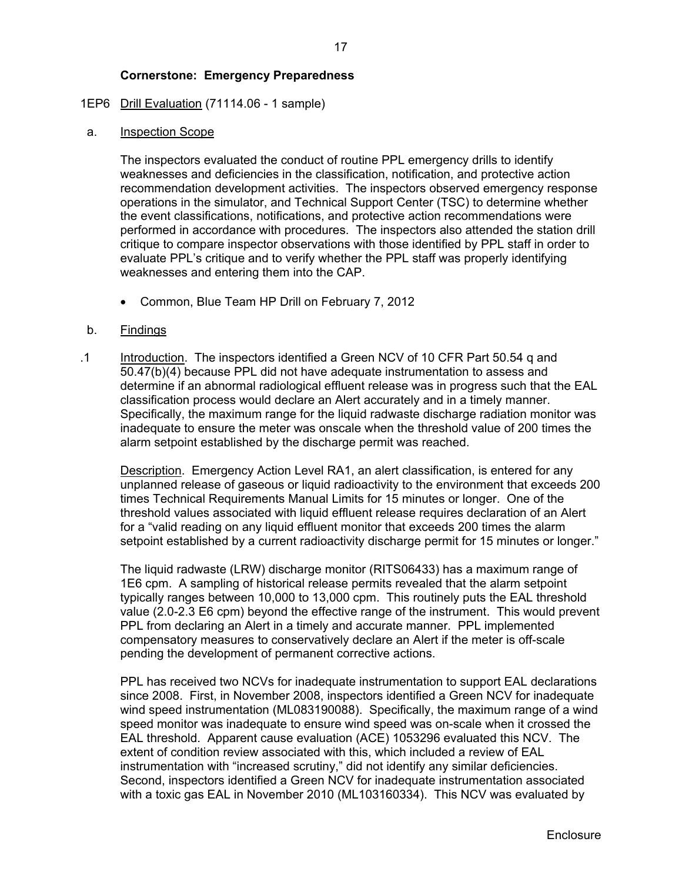**Cornerstone: Emergency Preparedness**

1EP6 Drill Evaluation (71114.06 - 1 sample)

a. Inspection Scope

The inspectors evaluated the conduct of routine PPL emergency drills to identify weaknesses and deficiencies in the classification, notification, and protective action recommendation development activities. The inspectors observed emergency response operations in the simulator, and Technical Support Center (TSC) to determine whether the event classifications, notifications, and protective action recommendations were performed in accordance with procedures. The inspectors also attended the station drill critique to compare inspector observations with those identified by PPL staff in order to evaluate PPL's critique and to verify whether the PPL staff was properly identifying weaknesses and entering them into the CAP.

- Common, Blue Team HP Drill on February 7, 2012

b. Findings

.1 Introduction. The inspectors identified a Green NCV of 10 CFR Part 50.54 q and 50.47(b)(4) because PPL did not have adequate instrumentation to assess and determine if an abnormal radiological effluent release was in progress such that the EAL classification process would declare an Alert accurately and in a timely manner. Specifically, the maximum range for the liquid radwaste discharge radiation monitor was inadequate to ensure the meter was onscale when the threshold value of 200 times the alarm setpoint established by the discharge permit was reached.

Description. Emergency Action Level RA1, an alert classification, is entered for any unplanned release of gaseous or liquid radioactivity to the environment that exceeds 200 times Technical Requirements Manual Limits for 15 minutes or longer. One of the threshold values associated with liquid effluent release requires declaration of an Alert for a "valid reading on any liquid effluent monitor that exceeds 200 times the alarm setpoint established by a current radioactivity discharge permit for 15 minutes or longer."

The liquid radwaste (LRW) discharge monitor (RITS06433) has a maximum range of 1E6 cpm. A sampling of historical release permits revealed that the alarm setpoint typically ranges between 10,000 to 13,000 cpm. This routinely puts the EAL threshold value (2.0-2.3 E6 cpm) beyond the effective range of the instrument. This would prevent PPL from declaring an Alert in a timely and accurate manner. PPL implemented compensatory measures to conservatively declare an Alert if the meter is off-scale pending the development of permanent corrective actions.

PPL has received two NCVs for inadequate instrumentation to support EAL declarations since 2008. First, in November 2008, inspectors identified a Green NCV for inadequate wind speed instrumentation (ML083190088). Specifically, the maximum range of a wind speed monitor was inadequate to ensure wind speed was on-scale when it crossed the EAL threshold. Apparent cause evaluation (ACE) 1053296 evaluated this NCV. The extent of condition review associated with this, which included a review of EAL instrumentation with "increased scrutiny," did not identify any similar deficiencies. Second, inspectors identified a Green NCV for inadequate instrumentation associated with a toxic gas EAL in November 2010 (ML103160334). This NCV was evaluated by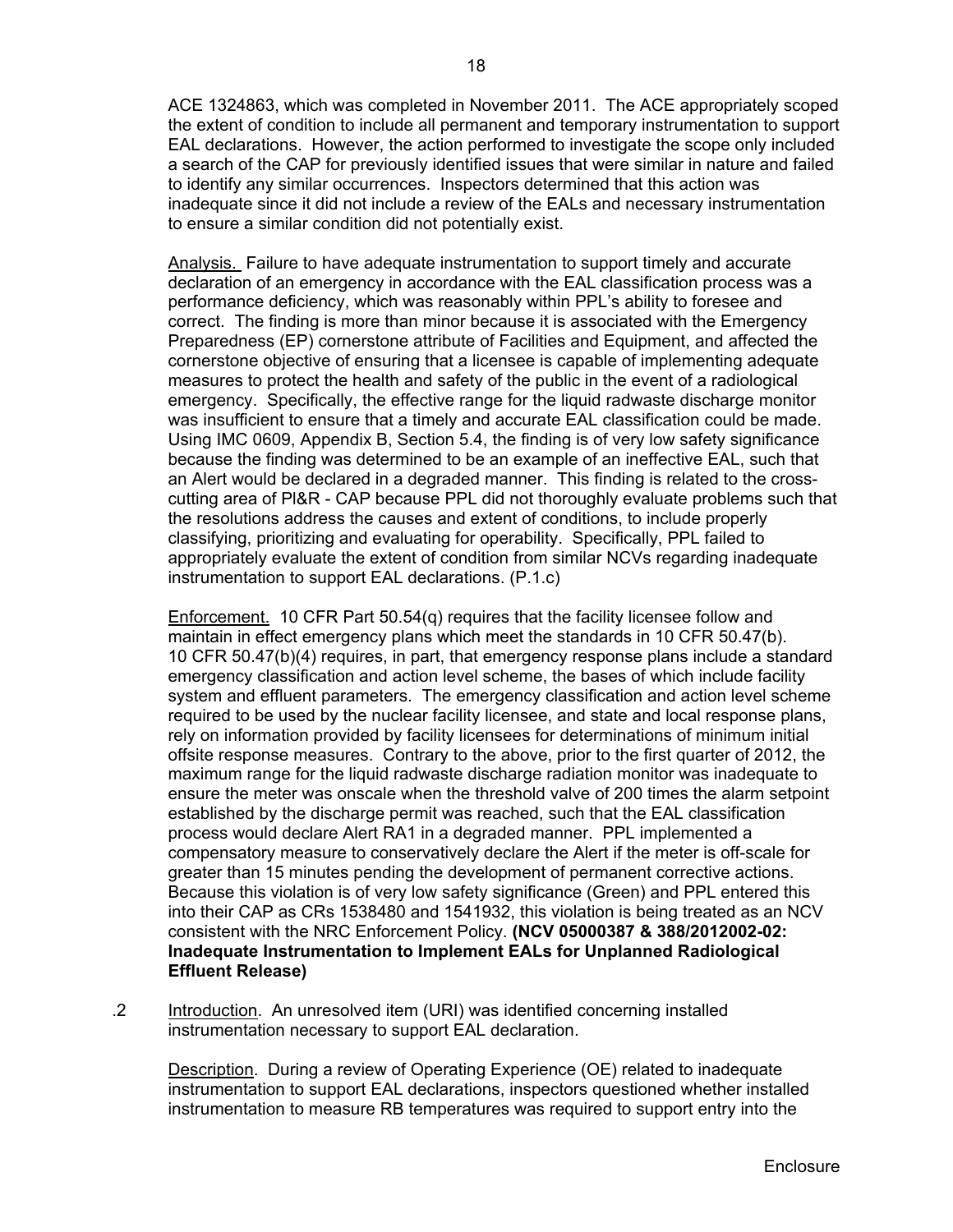ACE 1324863, which was completed in November 2011. The ACE appropriately scoped the extent of condition to include all permanent and temporary instrumentation to support EAL declarations. However, the action performed to investigate the scope only included a search of the CAP for previously identified issues that were similar in nature and failed to identify any similar occurrences. Inspectors determined that this action was inadequate since it did not include a review of the EALs and necessary instrumentation to ensure a similar condition did not potentially exist.

Analysis. Failure to have adequate instrumentation to support timely and accurate declaration of an emergency in accordance with the EAL classification process was a performance deficiency, which was reasonably within PPL's ability to foresee and correct. The finding is more than minor because it is associated with the Emergency Preparedness (EP) cornerstone attribute of Facilities and Equipment, and affected the cornerstone objective of ensuring that a licensee is capable of implementing adequate measures to protect the health and safety of the public in the event of a radiological emergency. Specifically, the effective range for the liquid radwaste discharge monitor was insufficient to ensure that a timely and accurate EAL classification could be made. Using IMC 0609, Appendix B, Section 5.4, the finding is of very low safety significance because the finding was determined to be an example of an ineffective EAL, such that an Alert would be declared in a degraded manner. This finding is related to the cross-cutting area of PI&R - CAP because PPL did not thoroughly evaluate problems such that the resolutions address the causes and extent of conditions, to include properly classifying, prioritizing and evaluating for operability. Specifically, PPL failed to appropriately evaluate the extent of condition from similar NCVs regarding inadequate instrumentation to support EAL declarations. (P.1.c)

Enforcement. 10 CFR Part 50.54(q) requires that the facility licensee follow and maintain in effect emergency plans which meet the standards in 10 CFR 50.47(b). 10 CFR 50.47(b)(4) requires, in part, that emergency response plans include a standard emergency classification and action level scheme, the bases of which include facility system and effluent parameters. The emergency classification and action level scheme required to be used by the nuclear facility licensee, and state and local response plans, rely on information provided by facility licensees for determinations of minimum initial offsite response measures. Contrary to the above, prior to the first quarter of 2012, the maximum range for the liquid radwaste discharge radiation monitor was inadequate to ensure the meter was onscale when the threshold valve of 200 times the alarm setpoint established by the discharge permit was reached, such that the EAL classification process would declare Alert RA1 in a degraded manner. PPL implemented a compensatory measure to conservatively declare the Alert if the meter is off-scale for greater than 15 minutes pending the development of permanent corrective actions. Because this violation is of very low safety significance (Green) and PPL entered this into their CAP as CRs 1538480 and 1541932, this violation is being treated as an NCV consistent with the NRC Enforcement Policy. **(NCV 05000387 & 388/2012002-02: Inadequate Instrumentation to Implement EALs for Unplanned Radiological Effluent Release)**

.2 Introduction. An unresolved item (URI) was identified concerning installed instrumentation necessary to support EAL declaration.

Description. During a review of Operating Experience (OE) related to inadequate instrumentation to support EAL declarations, inspectors questioned whether installed instrumentation to measure RB temperatures was required to support entry into the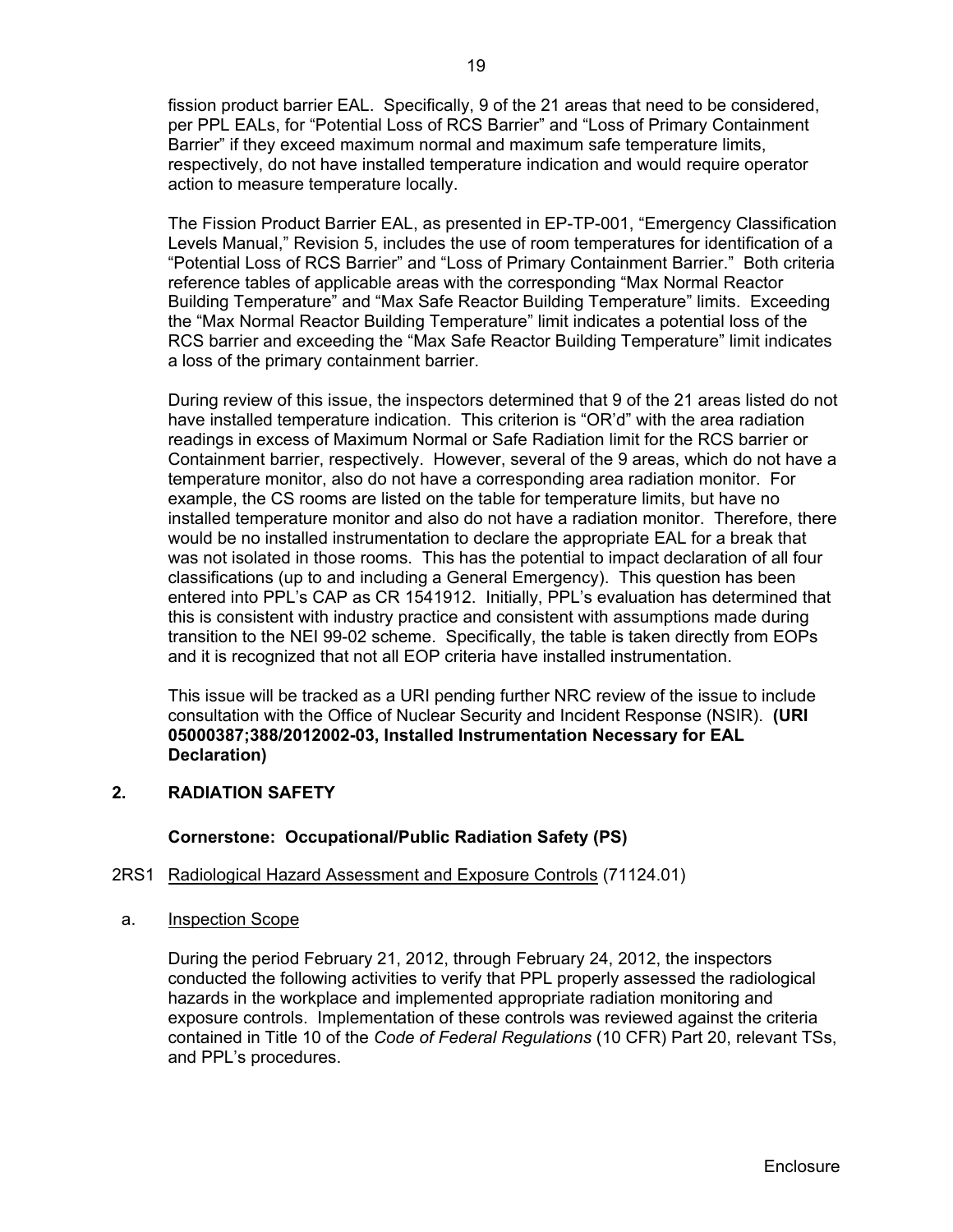fission product barrier EAL. Specifically, 9 of the 21 areas that need to be considered, per PPL EALs, for "Potential Loss of RCS Barrier" and "Loss of Primary Containment Barrier" if they exceed maximum normal and maximum safe temperature limits, respectively, do not have installed temperature indication and would require operator action to measure temperature locally.

The Fission Product Barrier EAL, as presented in EP-TP-001, "Emergency Classification Levels Manual," Revision 5, includes the use of room temperatures for identification of a "Potential Loss of RCS Barrier" and "Loss of Primary Containment Barrier." Both criteria reference tables of applicable areas with the corresponding "Max Normal Reactor Building Temperature" and "Max Safe Reactor Building Temperature" limits. Exceeding the "Max Normal Reactor Building Temperature" limit indicates a potential loss of the RCS barrier and exceeding the "Max Safe Reactor Building Temperature" limit indicates a loss of the primary containment barrier.

During review of this issue, the inspectors determined that 9 of the 21 areas listed do not have installed temperature indication. This criterion is "OR'd" with the area radiation readings in excess of Maximum Normal or Safe Radiation limit for the RCS barrier or Containment barrier, respectively. However, several of the 9 areas, which do not have a temperature monitor, also do not have a corresponding area radiation monitor. For example, the CS rooms are listed on the table for temperature limits, but have no installed temperature monitor and also do not have a radiation monitor. Therefore, there would be no installed instrumentation to declare the appropriate EAL for a break that was not isolated in those rooms. This has the potential to impact declaration of all four classifications (up to and including a General Emergency). This question has been entered into PPL's CAP as CR 1541912. Initially, PPL's evaluation has determined that this is consistent with industry practice and consistent with assumptions made during transition to the NEI 99-02 scheme. Specifically, the table is taken directly from EOPs and it is recognized that not all EOP criteria have installed instrumentation.

This issue will be tracked as a URI pending further NRC review of the issue to include consultation with the Office of Nuclear Security and Incident Response (NSIR). **(URI 05000387;388/2012002-03, Installed Instrumentation Necessary for EAL Declaration)**

## 2. RADIATION SAFETY

### Cornerstone: Occupational/Public Radiation Safety (PS)

2RS1 Radiological Hazard Assessment and Exposure Controls (71124.01)

a. Inspection Scope

During the period February 21, 2012, through February 24, 2012, the inspectors conducted the following activities to verify that PPL properly assessed the radiological hazards in the workplace and implemented appropriate radiation monitoring and exposure controls. Implementation of these controls was reviewed against the criteria contained in Title 10 of the *Code of Federal Regulations* (10 CFR) Part 20, relevant TSs, and PPL's procedures.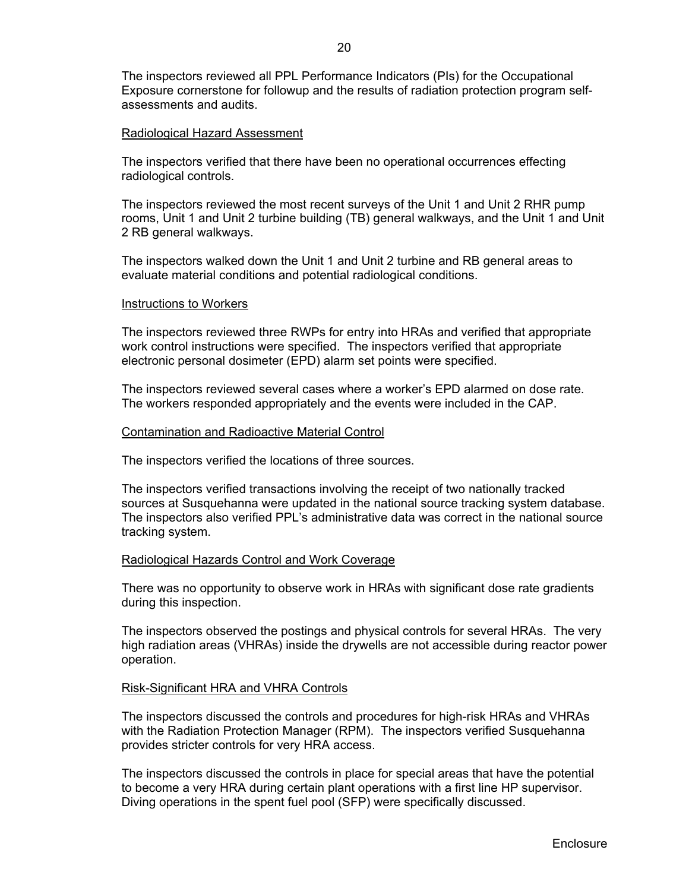The inspectors reviewed all PPL Performance Indicators (PIs) for the Occupational Exposure cornerstone for followup and the results of radiation protection program self-assessments and audits.

Radiological Hazard Assessment

The inspectors verified that there have been no operational occurrences effecting radiological controls.

The inspectors reviewed the most recent surveys of the Unit 1 and Unit 2 RHR pump rooms, Unit 1 and Unit 2 turbine building (TB) general walkways, and the Unit 1 and Unit 2 RB general walkways.

The inspectors walked down the Unit 1 and Unit 2 turbine and RB general areas to evaluate material conditions and potential radiological conditions.

Instructions to Workers

The inspectors reviewed three RWPs for entry into HRAs and verified that appropriate work control instructions were specified. The inspectors verified that appropriate electronic personal dosimeter (EPD) alarm set points were specified.

The inspectors reviewed several cases where a worker's EPD alarmed on dose rate. The workers responded appropriately and the events were included in the CAP.

Contamination and Radioactive Material Control

The inspectors verified the locations of three sources.

The inspectors verified transactions involving the receipt of two nationally tracked sources at Susquehanna were updated in the national source tracking system database. The inspectors also verified PPL's administrative data was correct in the national source tracking system.

Radiological Hazards Control and Work Coverage

There was no opportunity to observe work in HRAs with significant dose rate gradients during this inspection.

The inspectors observed the postings and physical controls for several HRAs. The very high radiation areas (VHRAs) inside the drywells are not accessible during reactor power operation.

Risk-Significant HRA and VHRA Controls

The inspectors discussed the controls and procedures for high-risk HRAs and VHRAs with the Radiation Protection Manager (RPM). The inspectors verified Susquehanna provides stricter controls for very HRA access.

The inspectors discussed the controls in place for special areas that have the potential to become a very HRA during certain plant operations with a first line HP supervisor. Diving operations in the spent fuel pool (SFP) were specifically discussed.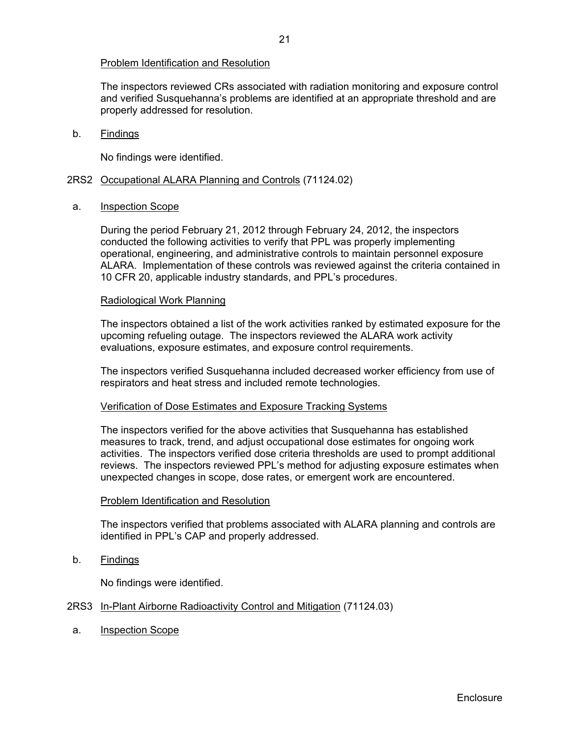Problem Identification and Resolution

The inspectors reviewed CRs associated with radiation monitoring and exposure control and verified Susquehanna's problems are identified at an appropriate threshold and are properly addressed for resolution.

b. Findings

No findings were identified.

## 2RS2 Occupational ALARA Planning and Controls (71124.02)

a. Inspection Scope

During the period February 21, 2012 through February 24, 2012, the inspectors conducted the following activities to verify that PPL was properly implementing operational, engineering, and administrative controls to maintain personnel exposure ALARA. Implementation of these controls was reviewed against the criteria contained in 10 CFR 20, applicable industry standards, and PPL's procedures.

Radiological Work Planning

The inspectors obtained a list of the work activities ranked by estimated exposure for the upcoming refueling outage. The inspectors reviewed the ALARA work activity evaluations, exposure estimates, and exposure control requirements.

The inspectors verified Susquehanna included decreased worker efficiency from use of respirators and heat stress and included remote technologies.

Verification of Dose Estimates and Exposure Tracking Systems

The inspectors verified for the above activities that Susquehanna has established measures to track, trend, and adjust occupational dose estimates for ongoing work activities. The inspectors verified dose criteria thresholds are used to prompt additional reviews. The inspectors reviewed PPL's method for adjusting exposure estimates when unexpected changes in scope, dose rates, or emergent work are encountered.

Problem Identification and Resolution

The inspectors verified that problems associated with ALARA planning and controls are identified in PPL's CAP and properly addressed.

b. Findings

No findings were identified.

## 2RS3 In-Plant Airborne Radioactivity Control and Mitigation (71124.03)

a. Inspection Scope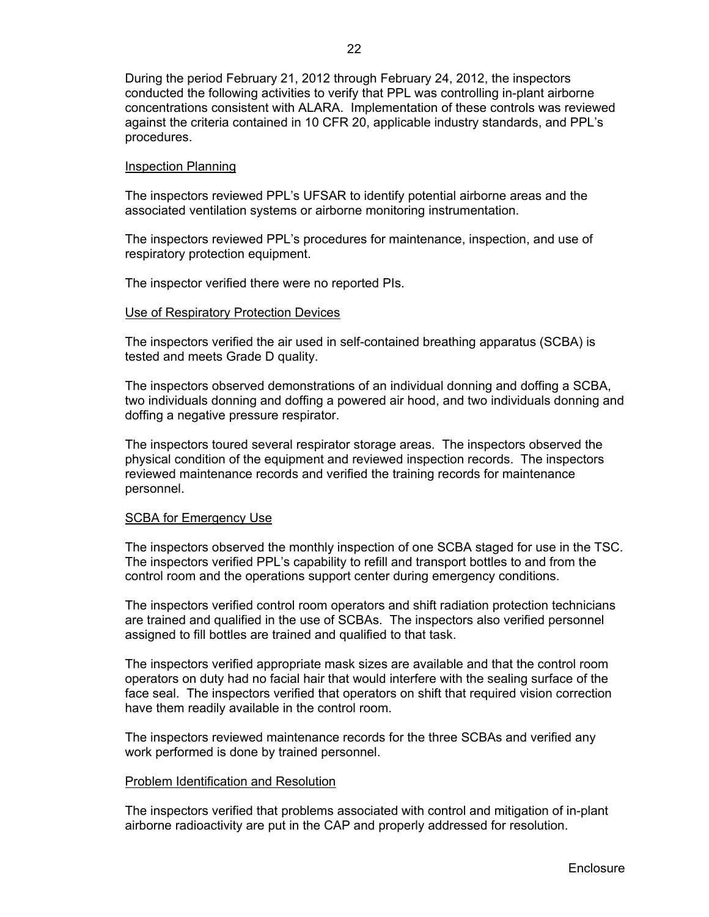During the period February 21, 2012 through February 24, 2012, the inspectors conducted the following activities to verify that PPL was controlling in-plant airborne concentrations consistent with ALARA. Implementation of these controls was reviewed against the criteria contained in 10 CFR 20, applicable industry standards, and PPL's procedures.

Inspection Planning

The inspectors reviewed PPL's UFSAR to identify potential airborne areas and the associated ventilation systems or airborne monitoring instrumentation.

The inspectors reviewed PPL's procedures for maintenance, inspection, and use of respiratory protection equipment.

The inspector verified there were no reported PIs.

Use of Respiratory Protection Devices

The inspectors verified the air used in self-contained breathing apparatus (SCBA) is tested and meets Grade D quality.

The inspectors observed demonstrations of an individual donning and doffing a SCBA, two individuals donning and doffing a powered air hood, and two individuals donning and doffing a negative pressure respirator.

The inspectors toured several respirator storage areas. The inspectors observed the physical condition of the equipment and reviewed inspection records. The inspectors reviewed maintenance records and verified the training records for maintenance personnel.

SCBA for Emergency Use

The inspectors observed the monthly inspection of one SCBA staged for use in the TSC. The inspectors verified PPL's capability to refill and transport bottles to and from the control room and the operations support center during emergency conditions.

The inspectors verified control room operators and shift radiation protection technicians are trained and qualified in the use of SCBAs. The inspectors also verified personnel assigned to fill bottles are trained and qualified to that task.

The inspectors verified appropriate mask sizes are available and that the control room operators on duty had no facial hair that would interfere with the sealing surface of the face seal. The inspectors verified that operators on shift that required vision correction have them readily available in the control room.

The inspectors reviewed maintenance records for the three SCBAs and verified any work performed is done by trained personnel.

Problem Identification and Resolution

The inspectors verified that problems associated with control and mitigation of in-plant airborne radioactivity are put in the CAP and properly addressed for resolution.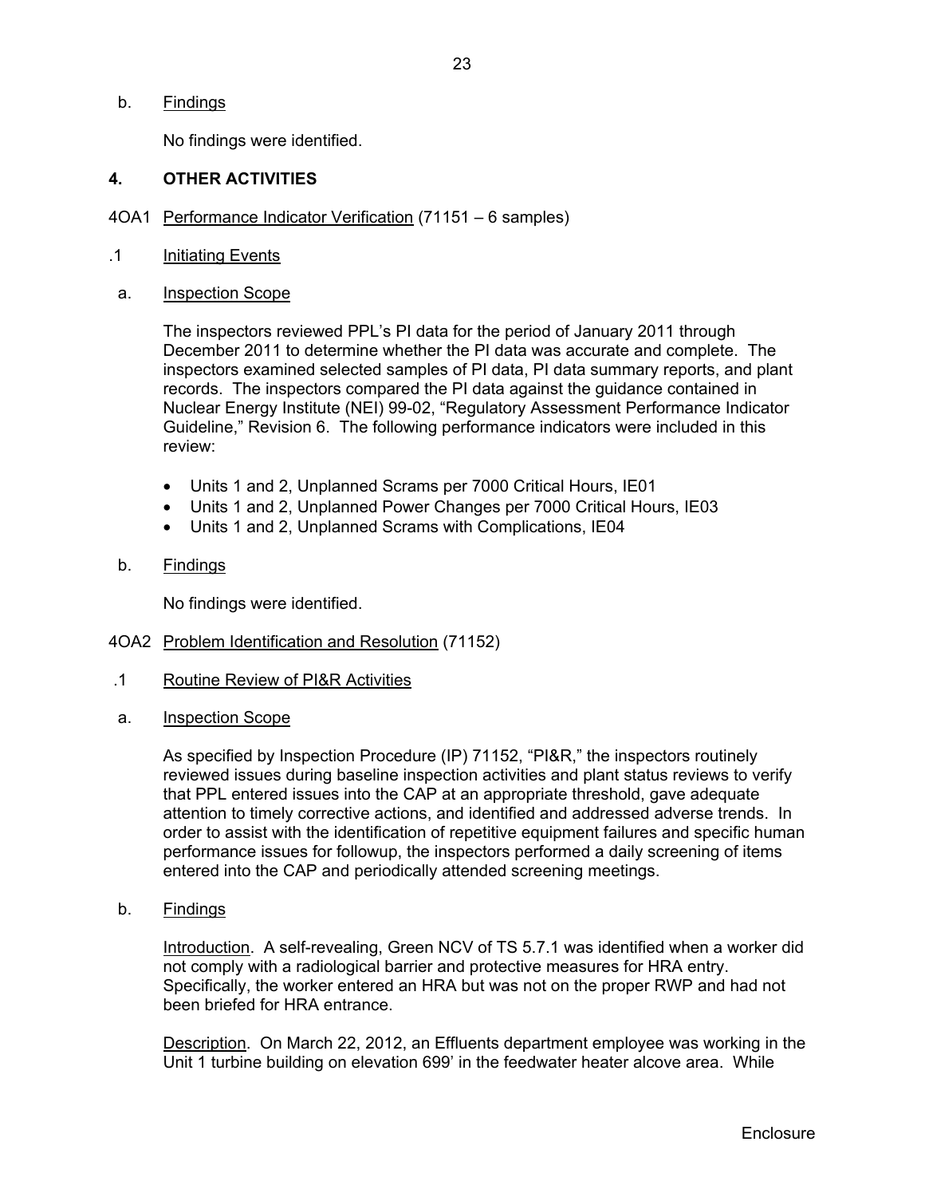b. Findings

No findings were identified.

## 4. OTHER ACTIVITIES

4OA1 Performance Indicator Verification (71151 – 6 samples)

.1 Initiating Events

a. Inspection Scope

The inspectors reviewed PPL's PI data for the period of January 2011 through December 2011 to determine whether the PI data was accurate and complete. The inspectors examined selected samples of PI data, PI data summary reports, and plant records. The inspectors compared the PI data against the guidance contained in Nuclear Energy Institute (NEI) 99-02, "Regulatory Assessment Performance Indicator Guideline," Revision 6. The following performance indicators were included in this review:

- Units 1 and 2, Unplanned Scrams per 7000 Critical Hours, IE01
- Units 1 and 2, Unplanned Power Changes per 7000 Critical Hours, IE03
- Units 1 and 2, Unplanned Scrams with Complications, IE04

b. Findings

No findings were identified.

4OA2 Problem Identification and Resolution (71152)

.1 Routine Review of PI&R Activities

a. Inspection Scope

As specified by Inspection Procedure (IP) 71152, "PI&R," the inspectors routinely reviewed issues during baseline inspection activities and plant status reviews to verify that PPL entered issues into the CAP at an appropriate threshold, gave adequate attention to timely corrective actions, and identified and addressed adverse trends. In order to assist with the identification of repetitive equipment failures and specific human performance issues for followup, the inspectors performed a daily screening of items entered into the CAP and periodically attended screening meetings.

b. Findings

Introduction. A self-revealing, Green NCV of TS 5.7.1 was identified when a worker did not comply with a radiological barrier and protective measures for HRA entry. Specifically, the worker entered an HRA but was not on the proper RWP and had not been briefed for HRA entrance.

Description. On March 22, 2012, an Effluents department employee was working in the Unit 1 turbine building on elevation 699' in the feedwater heater alcove area. While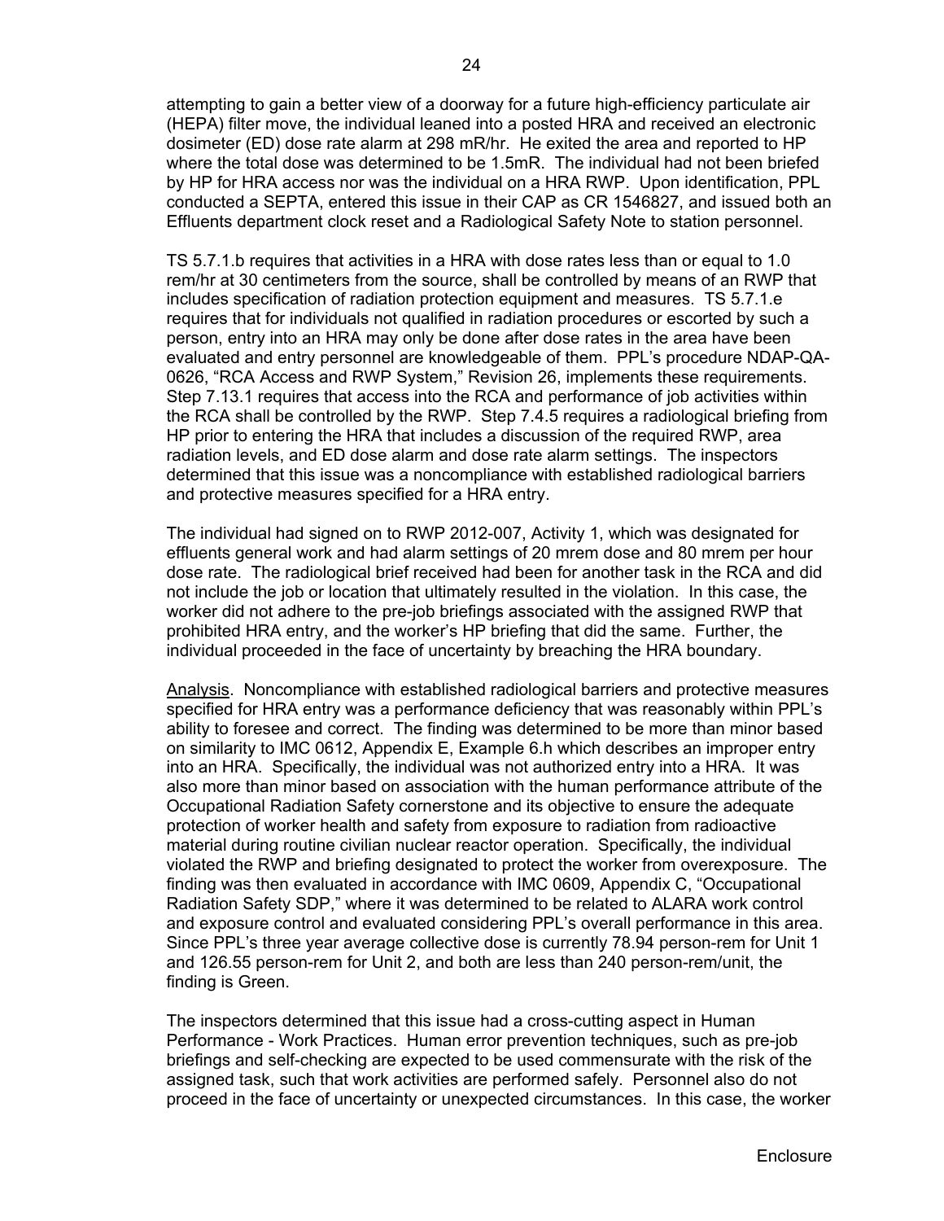attempting to gain a better view of a doorway for a future high-efficiency particulate air (HEPA) filter move, the individual leaned into a posted HRA and received an electronic dosimeter (ED) dose rate alarm at 298 mR/hr. He exited the area and reported to HP where the total dose was determined to be 1.5mR. The individual had not been briefed by HP for HRA access nor was the individual on a HRA RWP. Upon identification, PPL conducted a SEPTA, entered this issue in their CAP as CR 1546827, and issued both an Effluents department clock reset and a Radiological Safety Note to station personnel.

TS 5.7.1.b requires that activities in a HRA with dose rates less than or equal to 1.0 rem/hr at 30 centimeters from the source, shall be controlled by means of an RWP that includes specification of radiation protection equipment and measures. TS 5.7.1.e requires that for individuals not qualified in radiation procedures or escorted by such a person, entry into an HRA may only be done after dose rates in the area have been evaluated and entry personnel are knowledgeable of them. PPL's procedure NDAP-QA-0626, "RCA Access and RWP System," Revision 26, implements these requirements. Step 7.13.1 requires that access into the RCA and performance of job activities within the RCA shall be controlled by the RWP. Step 7.4.5 requires a radiological briefing from HP prior to entering the HRA that includes a discussion of the required RWP, area radiation levels, and ED dose alarm and dose rate alarm settings. The inspectors determined that this issue was a noncompliance with established radiological barriers and protective measures specified for a HRA entry.

The individual had signed on to RWP 2012-007, Activity 1, which was designated for effluents general work and had alarm settings of 20 mrem dose and 80 mrem per hour dose rate. The radiological brief received had been for another task in the RCA and did not include the job or location that ultimately resulted in the violation. In this case, the worker did not adhere to the pre-job briefings associated with the assigned RWP that prohibited HRA entry, and the worker's HP briefing that did the same. Further, the individual proceeded in the face of uncertainty by breaching the HRA boundary.

Analysis. Noncompliance with established radiological barriers and protective measures specified for HRA entry was a performance deficiency that was reasonably within PPL's ability to foresee and correct. The finding was determined to be more than minor based on similarity to IMC 0612, Appendix E, Example 6.h which describes an improper entry into an HRA. Specifically, the individual was not authorized entry into a HRA. It was also more than minor based on association with the human performance attribute of the Occupational Radiation Safety cornerstone and its objective to ensure the adequate protection of worker health and safety from exposure to radiation from radioactive material during routine civilian nuclear reactor operation. Specifically, the individual violated the RWP and briefing designated to protect the worker from overexposure. The finding was then evaluated in accordance with IMC 0609, Appendix C, "Occupational Radiation Safety SDP," where it was determined to be related to ALARA work control and exposure control and evaluated considering PPL's overall performance in this area. Since PPL's three year average collective dose is currently 78.94 person-rem for Unit 1 and 126.55 person-rem for Unit 2, and both are less than 240 person-rem/unit, the finding is Green.

The inspectors determined that this issue had a cross-cutting aspect in Human Performance - Work Practices. Human error prevention techniques, such as pre-job briefings and self-checking are expected to be used commensurate with the risk of the assigned task, such that work activities are performed safely. Personnel also do not proceed in the face of uncertainty or unexpected circumstances. In this case, the worker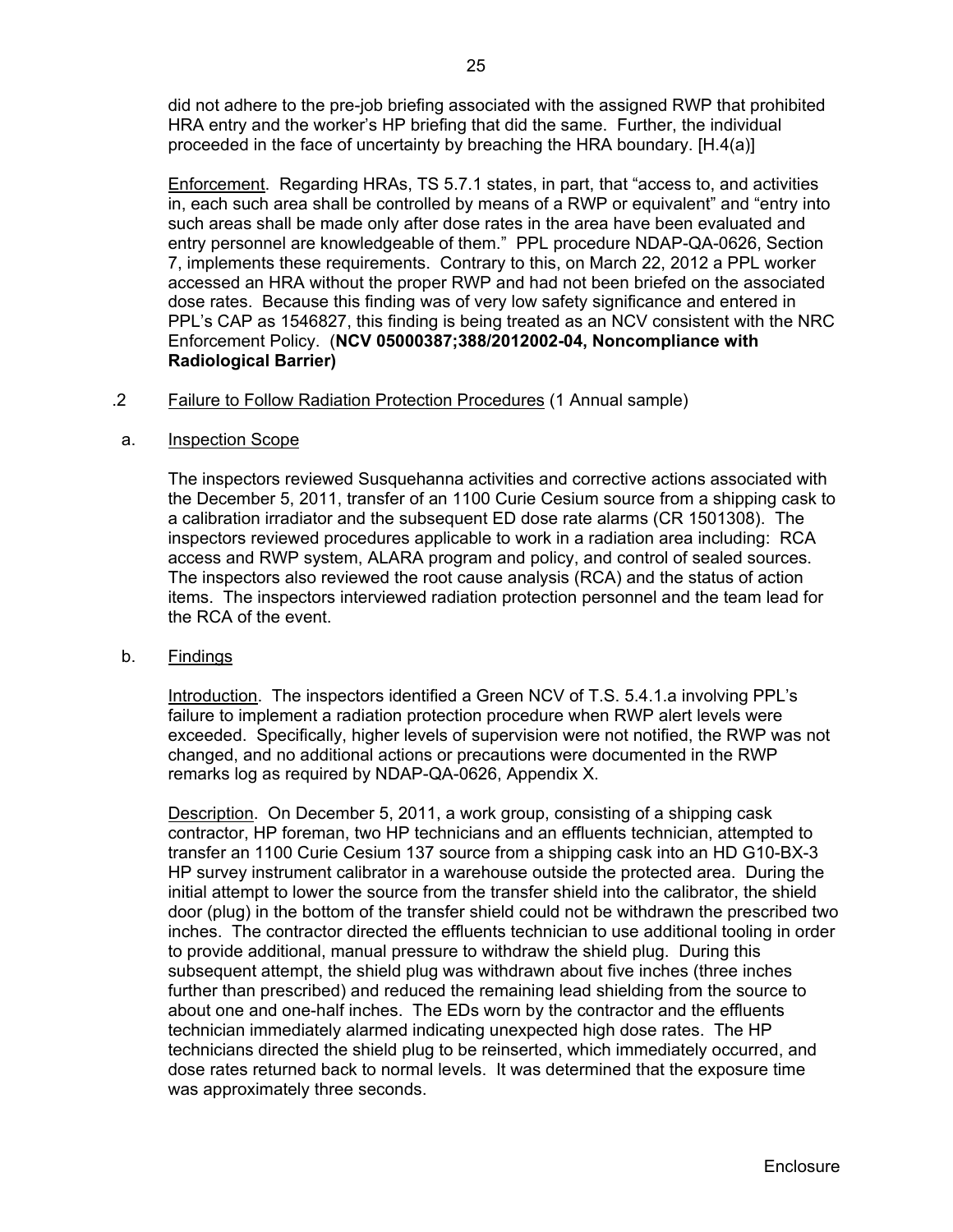did not adhere to the pre-job briefing associated with the assigned RWP that prohibited HRA entry and the worker's HP briefing that did the same. Further, the individual proceeded in the face of uncertainty by breaching the HRA boundary. [H.4(a)]

Enforcement. Regarding HRAs, TS 5.7.1 states, in part, that "access to, and activities in, each such area shall be controlled by means of a RWP or equivalent" and "entry into such areas shall be made only after dose rates in the area have been evaluated and entry personnel are knowledgeable of them." PPL procedure NDAP-QA-0626, Section 7, implements these requirements. Contrary to this, on March 22, 2012 a PPL worker accessed an HRA without the proper RWP and had not been briefed on the associated dose rates. Because this finding was of very low safety significance and entered in PPL's CAP as 1546827, this finding is being treated as an NCV consistent with the NRC Enforcement Policy. (**NCV 05000387;388/2012002-04, Noncompliance with Radiological Barrier)**

.2 Failure to Follow Radiation Protection Procedures (1 Annual sample)

a. Inspection Scope

The inspectors reviewed Susquehanna activities and corrective actions associated with the December 5, 2011, transfer of an 1100 Curie Cesium source from a shipping cask to a calibration irradiator and the subsequent ED dose rate alarms (CR 1501308). The inspectors reviewed procedures applicable to work in a radiation area including: RCA access and RWP system, ALARA program and policy, and control of sealed sources. The inspectors also reviewed the root cause analysis (RCA) and the status of action items. The inspectors interviewed radiation protection personnel and the team lead for the RCA of the event.

b. Findings

Introduction. The inspectors identified a Green NCV of T.S. 5.4.1.a involving PPL's failure to implement a radiation protection procedure when RWP alert levels were exceeded. Specifically, higher levels of supervision were not notified, the RWP was not changed, and no additional actions or precautions were documented in the RWP remarks log as required by NDAP-QA-0626, Appendix X.

Description. On December 5, 2011, a work group, consisting of a shipping cask contractor, HP foreman, two HP technicians and an effluents technician, attempted to transfer an 1100 Curie Cesium 137 source from a shipping cask into an HD G10-BX-3 HP survey instrument calibrator in a warehouse outside the protected area. During the initial attempt to lower the source from the transfer shield into the calibrator, the shield door (plug) in the bottom of the transfer shield could not be withdrawn the prescribed two inches. The contractor directed the effluents technician to use additional tooling in order to provide additional, manual pressure to withdraw the shield plug. During this subsequent attempt, the shield plug was withdrawn about five inches (three inches further than prescribed) and reduced the remaining lead shielding from the source to about one and one-half inches. The EDs worn by the contractor and the effluents technician immediately alarmed indicating unexpected high dose rates. The HP technicians directed the shield plug to be reinserted, which immediately occurred, and dose rates returned back to normal levels. It was determined that the exposure time was approximately three seconds.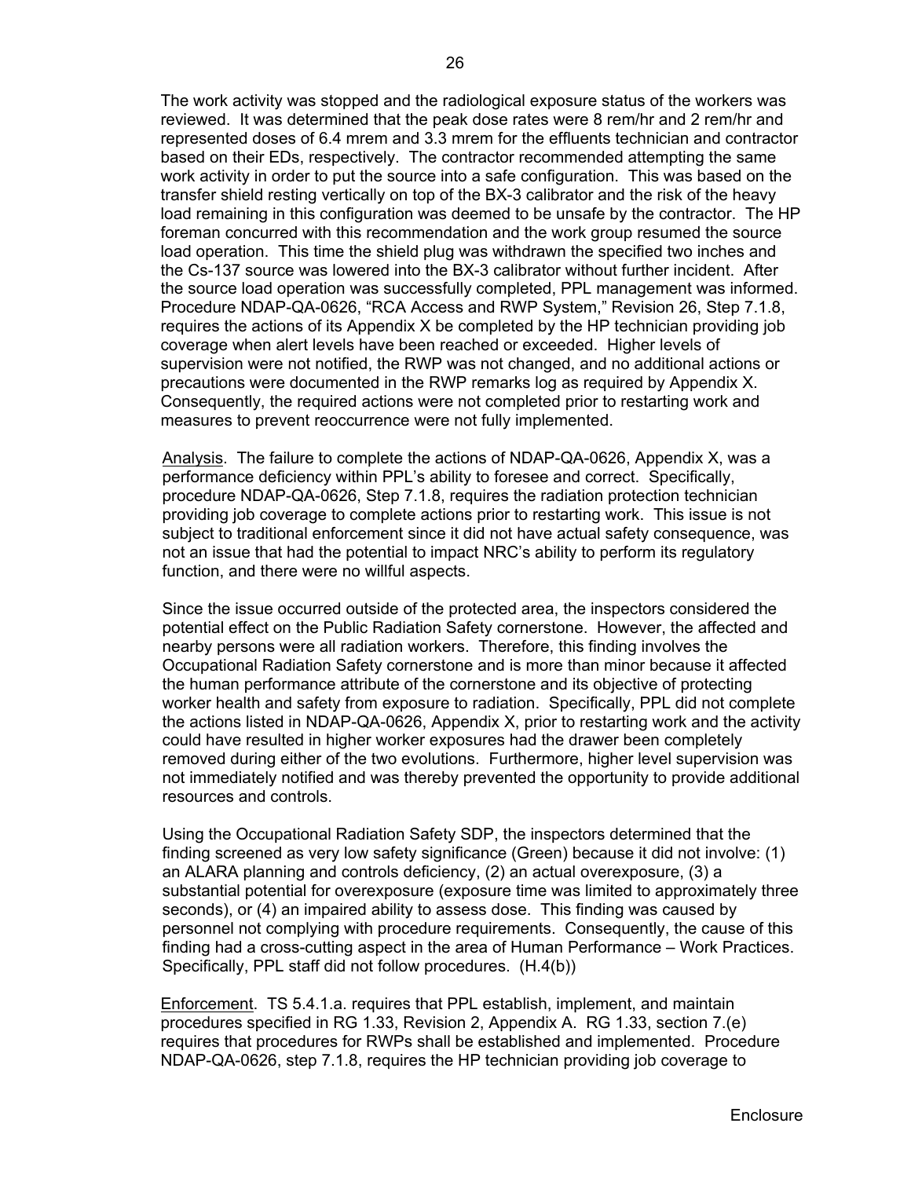The work activity was stopped and the radiological exposure status of the workers was reviewed. It was determined that the peak dose rates were 8 rem/hr and 2 rem/hr and represented doses of 6.4 mrem and 3.3 mrem for the effluents technician and contractor based on their EDs, respectively. The contractor recommended attempting the same work activity in order to put the source into a safe configuration. This was based on the transfer shield resting vertically on top of the BX-3 calibrator and the risk of the heavy load remaining in this configuration was deemed to be unsafe by the contractor. The HP foreman concurred with this recommendation and the work group resumed the source load operation. This time the shield plug was withdrawn the specified two inches and the Cs-137 source was lowered into the BX-3 calibrator without further incident. After the source load operation was successfully completed, PPL management was informed. Procedure NDAP-QA-0626, "RCA Access and RWP System," Revision 26, Step 7.1.8, requires the actions of its Appendix X be completed by the HP technician providing job coverage when alert levels have been reached or exceeded. Higher levels of supervision were not notified, the RWP was not changed, and no additional actions or precautions were documented in the RWP remarks log as required by Appendix X. Consequently, the required actions were not completed prior to restarting work and measures to prevent reoccurrence were not fully implemented.

Analysis. The failure to complete the actions of NDAP-QA-0626, Appendix X, was a performance deficiency within PPL's ability to foresee and correct. Specifically, procedure NDAP-QA-0626, Step 7.1.8, requires the radiation protection technician providing job coverage to complete actions prior to restarting work. This issue is not subject to traditional enforcement since it did not have actual safety consequence, was not an issue that had the potential to impact NRC's ability to perform its regulatory function, and there were no willful aspects.

Since the issue occurred outside of the protected area, the inspectors considered the potential effect on the Public Radiation Safety cornerstone. However, the affected and nearby persons were all radiation workers. Therefore, this finding involves the Occupational Radiation Safety cornerstone and is more than minor because it affected the human performance attribute of the cornerstone and its objective of protecting worker health and safety from exposure to radiation. Specifically, PPL did not complete the actions listed in NDAP-QA-0626, Appendix X, prior to restarting work and the activity could have resulted in higher worker exposures had the drawer been completely removed during either of the two evolutions. Furthermore, higher level supervision was not immediately notified and was thereby prevented the opportunity to provide additional resources and controls.

Using the Occupational Radiation Safety SDP, the inspectors determined that the finding screened as very low safety significance (Green) because it did not involve: (1) an ALARA planning and controls deficiency, (2) an actual overexposure, (3) a substantial potential for overexposure (exposure time was limited to approximately three seconds), or (4) an impaired ability to assess dose. This finding was caused by personnel not complying with procedure requirements. Consequently, the cause of this finding had a cross-cutting aspect in the area of Human Performance – Work Practices. Specifically, PPL staff did not follow procedures. (H.4(b))

Enforcement. TS 5.4.1.a. requires that PPL establish, implement, and maintain procedures specified in RG 1.33, Revision 2, Appendix A. RG 1.33, section 7.(e) requires that procedures for RWPs shall be established and implemented. Procedure NDAP-QA-0626, step 7.1.8, requires the HP technician providing job coverage to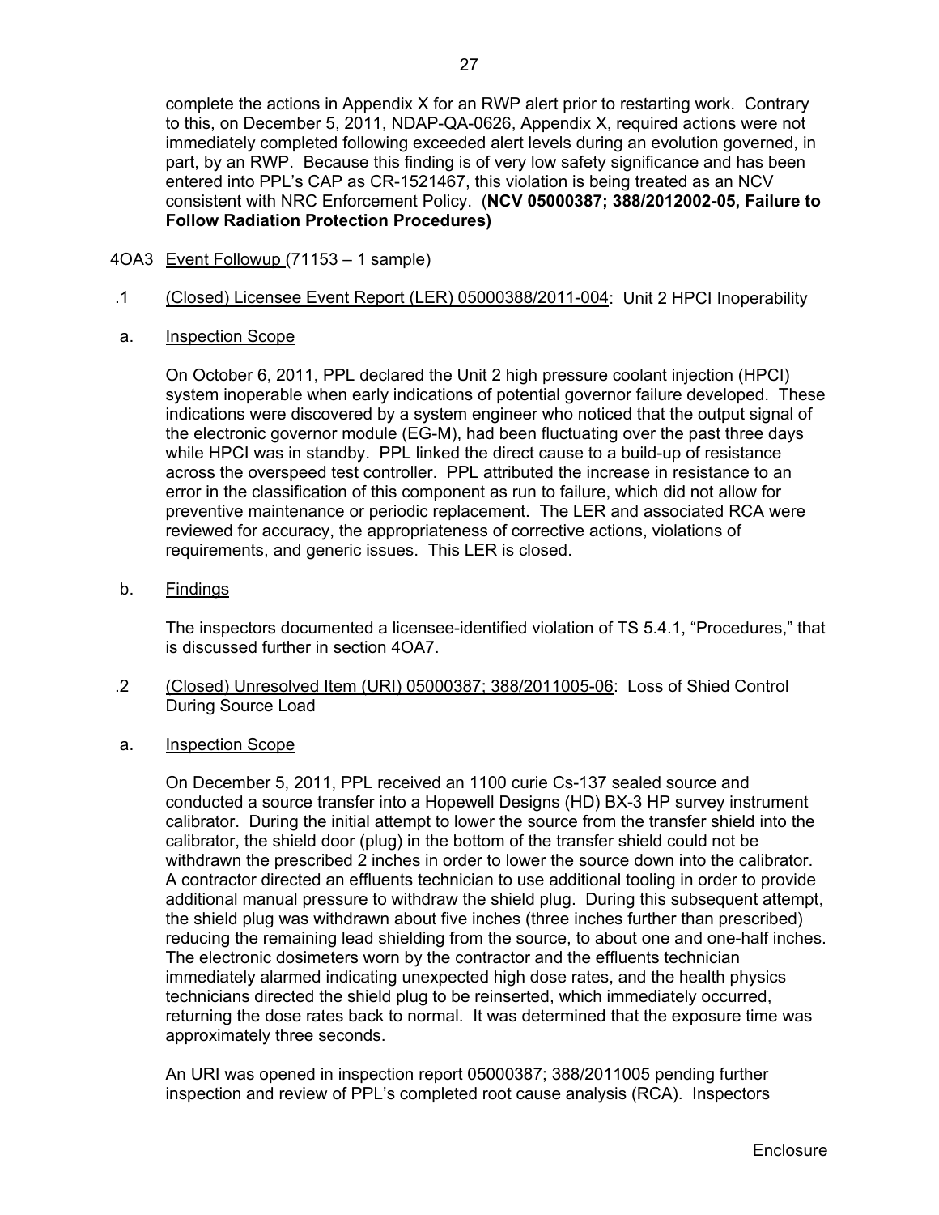complete the actions in Appendix X for an RWP alert prior to restarting work. Contrary to this, on December 5, 2011, NDAP-QA-0626, Appendix X, required actions were not immediately completed following exceeded alert levels during an evolution governed, in part, by an RWP. Because this finding is of very low safety significance and has been entered into PPL's CAP as CR-1521467, this violation is being treated as an NCV consistent with NRC Enforcement Policy. (**NCV 05000387; 388/2012002-05, Failure to Follow Radiation Protection Procedures)**

4OA3 Event Followup (71153 – 1 sample)

.1 (Closed) Licensee Event Report (LER) 05000388/2011-004: Unit 2 HPCI Inoperability

a. Inspection Scope

On October 6, 2011, PPL declared the Unit 2 high pressure coolant injection (HPCI) system inoperable when early indications of potential governor failure developed. These indications were discovered by a system engineer who noticed that the output signal of the electronic governor module (EG-M), had been fluctuating over the past three days while HPCI was in standby. PPL linked the direct cause to a build-up of resistance across the overspeed test controller. PPL attributed the increase in resistance to an error in the classification of this component as run to failure, which did not allow for preventive maintenance or periodic replacement. The LER and associated RCA were reviewed for accuracy, the appropriateness of corrective actions, violations of requirements, and generic issues. This LER is closed.

b. Findings

The inspectors documented a licensee-identified violation of TS 5.4.1, "Procedures," that is discussed further in section 4OA7.

.2 (Closed) Unresolved Item (URI) 05000387; 388/2011005-06: Loss of Shied Control During Source Load

a. Inspection Scope

On December 5, 2011, PPL received an 1100 curie Cs-137 sealed source and conducted a source transfer into a Hopewell Designs (HD) BX-3 HP survey instrument calibrator. During the initial attempt to lower the source from the transfer shield into the calibrator, the shield door (plug) in the bottom of the transfer shield could not be withdrawn the prescribed 2 inches in order to lower the source down into the calibrator. A contractor directed an effluents technician to use additional tooling in order to provide additional manual pressure to withdraw the shield plug. During this subsequent attempt, the shield plug was withdrawn about five inches (three inches further than prescribed) reducing the remaining lead shielding from the source, to about one and one-half inches. The electronic dosimeters worn by the contractor and the effluents technician immediately alarmed indicating unexpected high dose rates, and the health physics technicians directed the shield plug to be reinserted, which immediately occurred, returning the dose rates back to normal. It was determined that the exposure time was approximately three seconds.

An URI was opened in inspection report 05000387; 388/2011005 pending further inspection and review of PPL's completed root cause analysis (RCA). Inspectors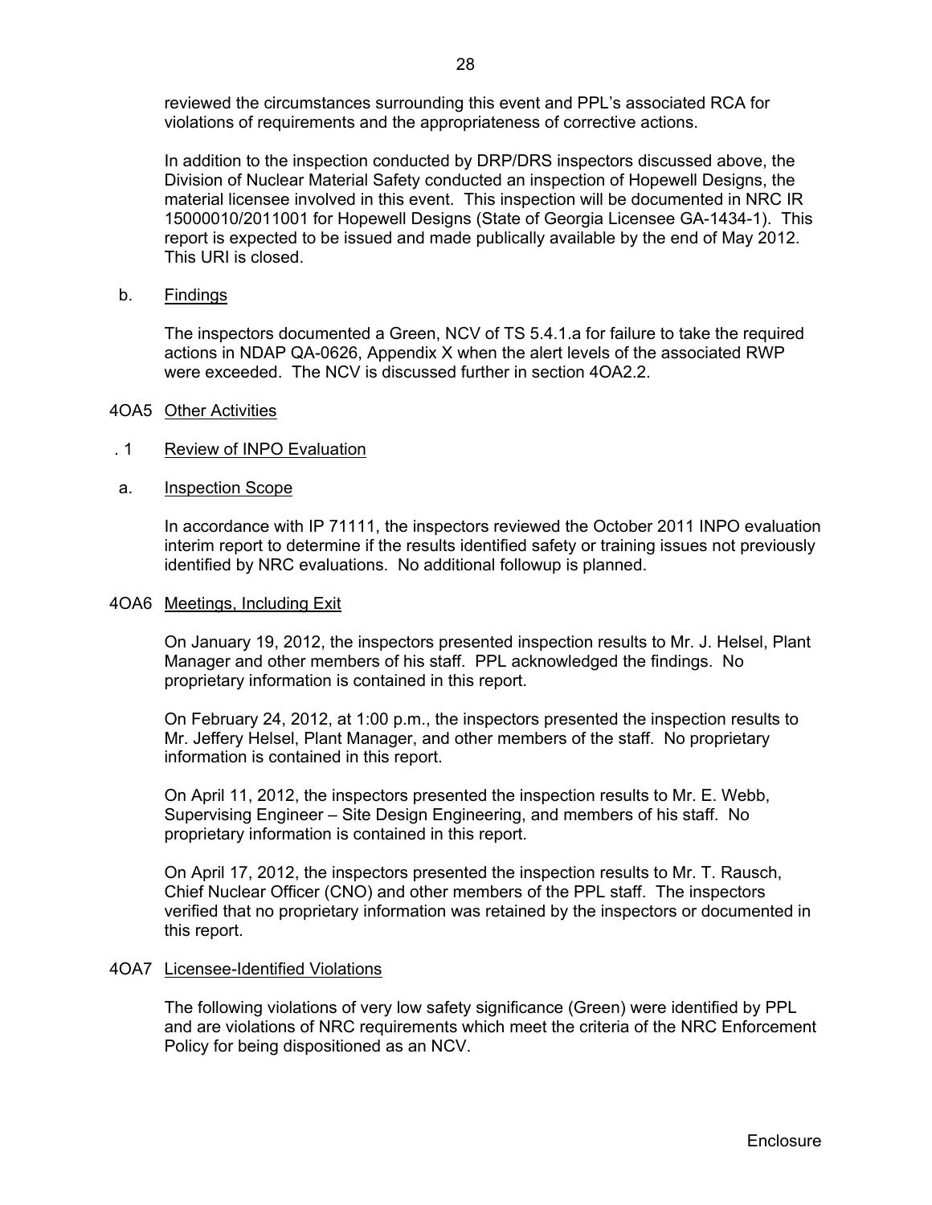reviewed the circumstances surrounding this event and PPL's associated RCA for violations of requirements and the appropriateness of corrective actions.

In addition to the inspection conducted by DRP/DRS inspectors discussed above, the Division of Nuclear Material Safety conducted an inspection of Hopewell Designs, the material licensee involved in this event. This inspection will be documented in NRC IR 15000010/2011001 for Hopewell Designs (State of Georgia Licensee GA-1434-1). This report is expected to be issued and made publically available by the end of May 2012. This URI is closed.

b. Findings

The inspectors documented a Green, NCV of TS 5.4.1.a for failure to take the required actions in NDAP QA-0626, Appendix X when the alert levels of the associated RWP were exceeded. The NCV is discussed further in section 4OA2.2.

## 4OA5 Other Activities

### .1 Review of INPO Evaluation

a. Inspection Scope

In accordance with IP 71111, the inspectors reviewed the October 2011 INPO evaluation interim report to determine if the results identified safety or training issues not previously identified by NRC evaluations. No additional followup is planned.

## 4OA6 Meetings, Including Exit

On January 19, 2012, the inspectors presented inspection results to Mr. J. Helsel, Plant Manager and other members of his staff. PPL acknowledged the findings. No proprietary information is contained in this report.

On February 24, 2012, at 1:00 p.m., the inspectors presented the inspection results to Mr. Jeffery Helsel, Plant Manager, and other members of the staff. No proprietary information is contained in this report.

On April 11, 2012, the inspectors presented the inspection results to Mr. E. Webb, Supervising Engineer – Site Design Engineering, and members of his staff. No proprietary information is contained in this report.

On April 17, 2012, the inspectors presented the inspection results to Mr. T. Rausch, Chief Nuclear Officer (CNO) and other members of the PPL staff. The inspectors verified that no proprietary information was retained by the inspectors or documented in this report.

## 4OA7 Licensee-Identified Violations

The following violations of very low safety significance (Green) were identified by PPL and are violations of NRC requirements which meet the criteria of the NRC Enforcement Policy for being dispositioned as an NCV.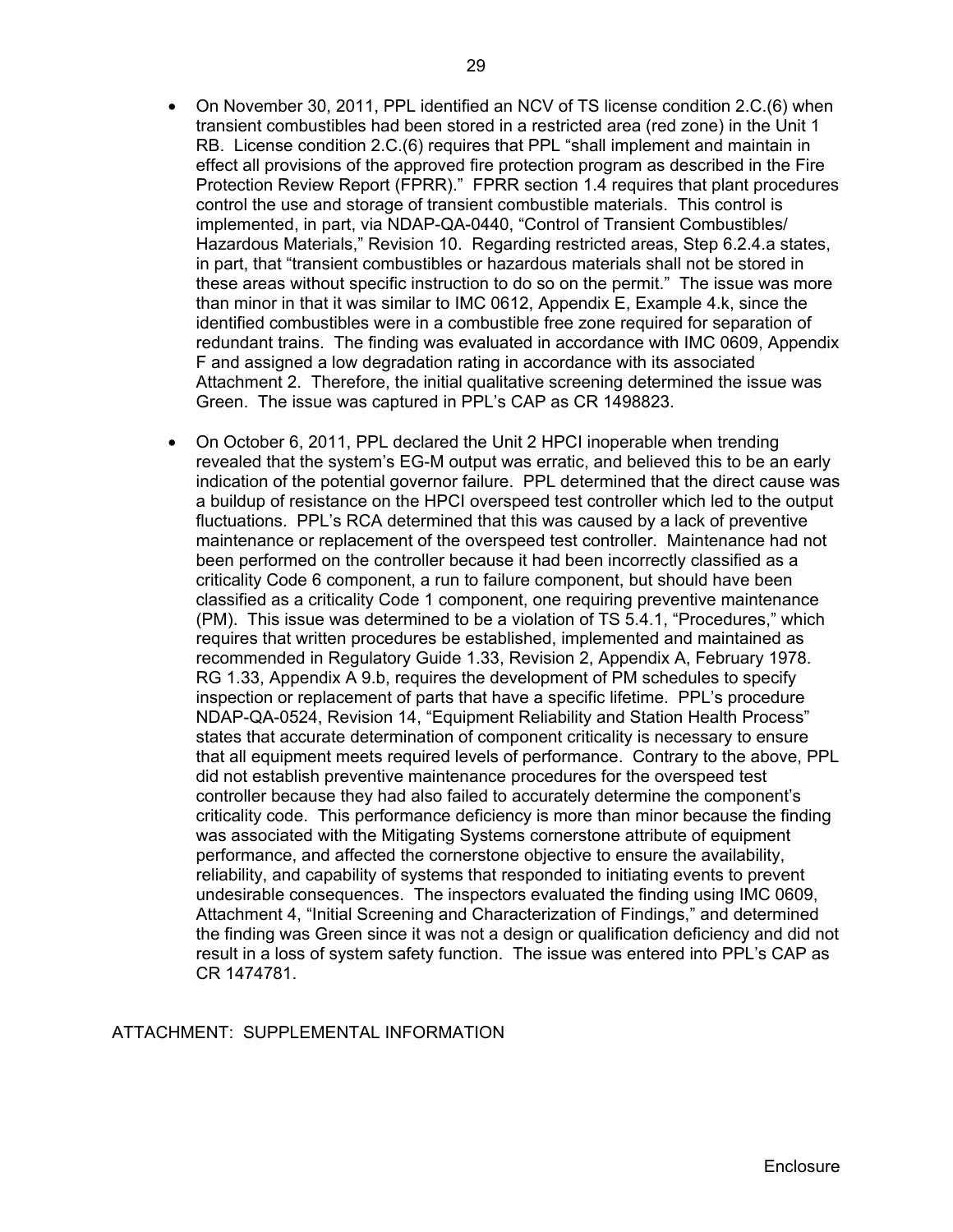- On November 30, 2011, PPL identified an NCV of TS license condition 2.C.(6) when transient combustibles had been stored in a restricted area (red zone) in the Unit 1 RB. License condition 2.C.(6) requires that PPL "shall implement and maintain in effect all provisions of the approved fire protection program as described in the Fire Protection Review Report (FPRR)." FPRR section 1.4 requires that plant procedures control the use and storage of transient combustible materials. This control is implemented, in part, via NDAP-QA-0440, "Control of Transient Combustibles/ Hazardous Materials," Revision 10. Regarding restricted areas, Step 6.2.4.a states, in part, that "transient combustibles or hazardous materials shall not be stored in these areas without specific instruction to do so on the permit." The issue was more than minor in that it was similar to IMC 0612, Appendix E, Example 4.k, since the identified combustibles were in a combustible free zone required for separation of redundant trains. The finding was evaluated in accordance with IMC 0609, Appendix F and assigned a low degradation rating in accordance with its associated Attachment 2. Therefore, the initial qualitative screening determined the issue was Green. The issue was captured in PPL's CAP as CR 1498823.

- On October 6, 2011, PPL declared the Unit 2 HPCI inoperable when trending revealed that the system's EG-M output was erratic, and believed this to be an early indication of the potential governor failure. PPL determined that the direct cause was a buildup of resistance on the HPCI overspeed test controller which led to the output fluctuations. PPL's RCA determined that this was caused by a lack of preventive maintenance or replacement of the overspeed test controller. Maintenance had not been performed on the controller because it had been incorrectly classified as a criticality Code 6 component, a run to failure component, but should have been classified as a criticality Code 1 component, one requiring preventive maintenance (PM). This issue was determined to be a violation of TS 5.4.1, "Procedures," which requires that written procedures be established, implemented and maintained as recommended in Regulatory Guide 1.33, Revision 2, Appendix A, February 1978. RG 1.33, Appendix A 9.b, requires the development of PM schedules to specify inspection or replacement of parts that have a specific lifetime. PPL's procedure NDAP-QA-0524, Revision 14, "Equipment Reliability and Station Health Process" states that accurate determination of component criticality is necessary to ensure that all equipment meets required levels of performance. Contrary to the above, PPL did not establish preventive maintenance procedures for the overspeed test controller because they had also failed to accurately determine the component's criticality code. This performance deficiency is more than minor because the finding was associated with the Mitigating Systems cornerstone attribute of equipment performance, and affected the cornerstone objective to ensure the availability, reliability, and capability of systems that responded to initiating events to prevent undesirable consequences. The inspectors evaluated the finding using IMC 0609, Attachment 4, "Initial Screening and Characterization of Findings," and determined the finding was Green since it was not a design or qualification deficiency and did not result in a loss of system safety function. The issue was entered into PPL's CAP as CR 1474781.

ATTACHMENT: SUPPLEMENTAL INFORMATION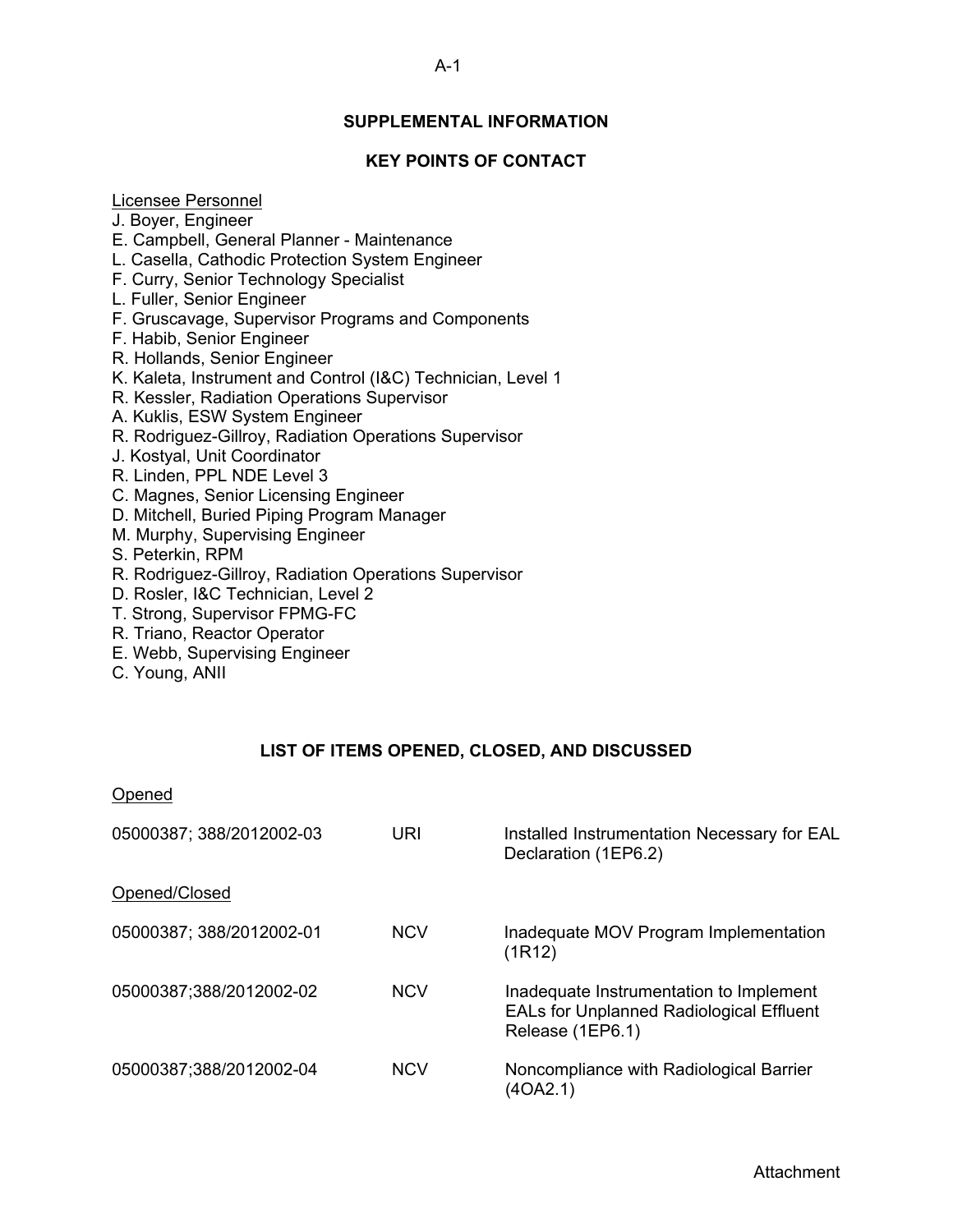## SUPPLEMENTAL INFORMATION

## KEY POINTS OF CONTACT

Licensee Personnel

J. Boyer, Engineer
E. Campbell, General Planner - Maintenance
L. Casella, Cathodic Protection System Engineer
F. Curry, Senior Technology Specialist
L. Fuller, Senior Engineer
F. Gruscavage, Supervisor Programs and Components
F. Habib, Senior Engineer
R. Hollands, Senior Engineer
K. Kaleta, Instrument and Control (I&C) Technician, Level 1
R. Kessler, Radiation Operations Supervisor
A. Kuklis, ESW System Engineer
R. Rodriguez-Gillroy, Radiation Operations Supervisor
J. Kostyal, Unit Coordinator
R. Linden, PPL NDE Level 3
C. Magnes, Senior Licensing Engineer
D. Mitchell, Buried Piping Program Manager
M. Murphy, Supervising Engineer
S. Peterkin, RPM
R. Rodriguez-Gillroy, Radiation Operations Supervisor
D. Rosler, I&C Technician, Level 2
T. Strong, Supervisor FPMG-FC
R. Triano, Reactor Operator
E. Webb, Supervising Engineer
C. Young, ANII

## LIST OF ITEMS OPENED, CLOSED, AND DISCUSSED

Opened

| | | |
|---|---|---|
| 05000387; 388/2012002-03 | URI | Installed Instrumentation Necessary for EAL Declaration (1EP6.2) |

Opened/Closed

| | | |
|---|---|---|
| 05000387; 388/2012002-01 | NCV | Inadequate MOV Program Implementation (1R12) |
| 05000387;388/2012002-02 | NCV | Inadequate Instrumentation to Implement EALs for Unplanned Radiological Effluent Release (1EP6.1) |
| 05000387;388/2012002-04 | NCV | Noncompliance with Radiological Barrier (4OA2.1) |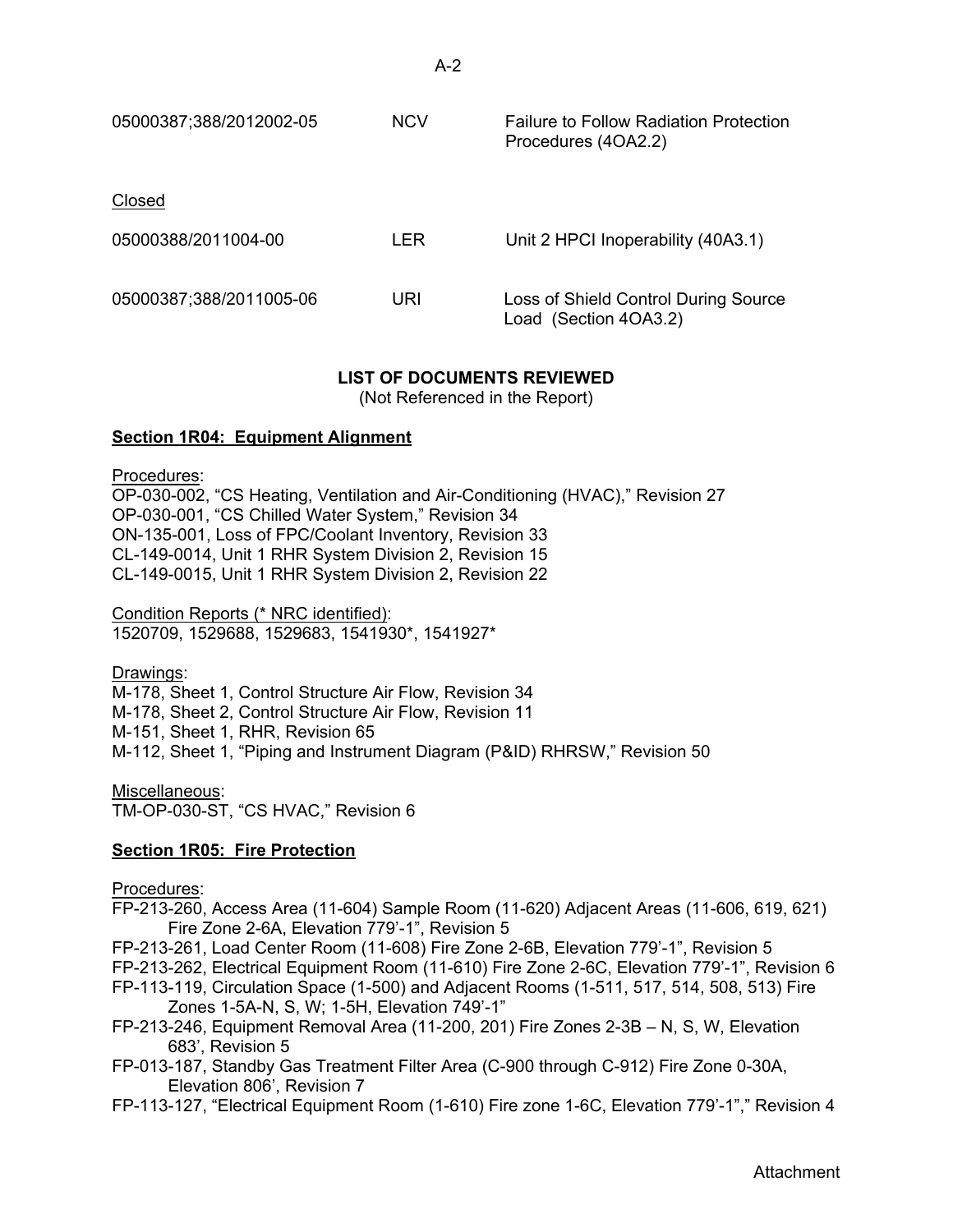| | | |
|---|---|---|
| 05000387;388/2012002-05 | NCV | Failure to Follow Radiation Protection Procedures (4OA2.2) |

Closed

| | | |
|---|---|---|
| 05000388/2011004-00 | LER | Unit 2 HPCI Inoperability (40A3.1) |
| 05000387;388/2011005-06 | URI | Loss of Shield Control During Source Load (Section 4OA3.2) |

## LIST OF DOCUMENTS REVIEWED

(Not Referenced in the Report)

### Section 1R04: Equipment Alignment

Procedures:
OP-030-002, "CS Heating, Ventilation and Air-Conditioning (HVAC)," Revision 27
OP-030-001, "CS Chilled Water System," Revision 34
ON-135-001, Loss of FPC/Coolant Inventory, Revision 33
CL-149-0014, Unit 1 RHR System Division 2, Revision 15
CL-149-0015, Unit 1 RHR System Division 2, Revision 22

Condition Reports (* NRC identified):
1520709, 1529688, 1529683, 1541930*, 1541927*

Drawings:
M-178, Sheet 1, Control Structure Air Flow, Revision 34
M-178, Sheet 2, Control Structure Air Flow, Revision 11
M-151, Sheet 1, RHR, Revision 65
M-112, Sheet 1, "Piping and Instrument Diagram (P&ID) RHRSW," Revision 50

Miscellaneous:
TM-OP-030-ST, "CS HVAC," Revision 6

### Section 1R05: Fire Protection

Procedures:
FP-213-260, Access Area (11-604) Sample Room (11-620) Adjacent Areas (11-606, 619, 621) Fire Zone 2-6A, Elevation 779'-1", Revision 5
FP-213-261, Load Center Room (11-608) Fire Zone 2-6B, Elevation 779'-1", Revision 5
FP-213-262, Electrical Equipment Room (11-610) Fire Zone 2-6C, Elevation 779'-1", Revision 6
FP-113-119, Circulation Space (1-500) and Adjacent Rooms (1-511, 517, 514, 508, 513) Fire Zones 1-5A-N, S, W; 1-5H, Elevation 749'-1"
FP-213-246, Equipment Removal Area (11-200, 201) Fire Zones 2-3B – N, S, W, Elevation 683', Revision 5
FP-013-187, Standby Gas Treatment Filter Area (C-900 through C-912) Fire Zone 0-30A, Elevation 806', Revision 7
FP-113-127, "Electrical Equipment Room (1-610) Fire zone 1-6C, Elevation 779'-1"," Revision 4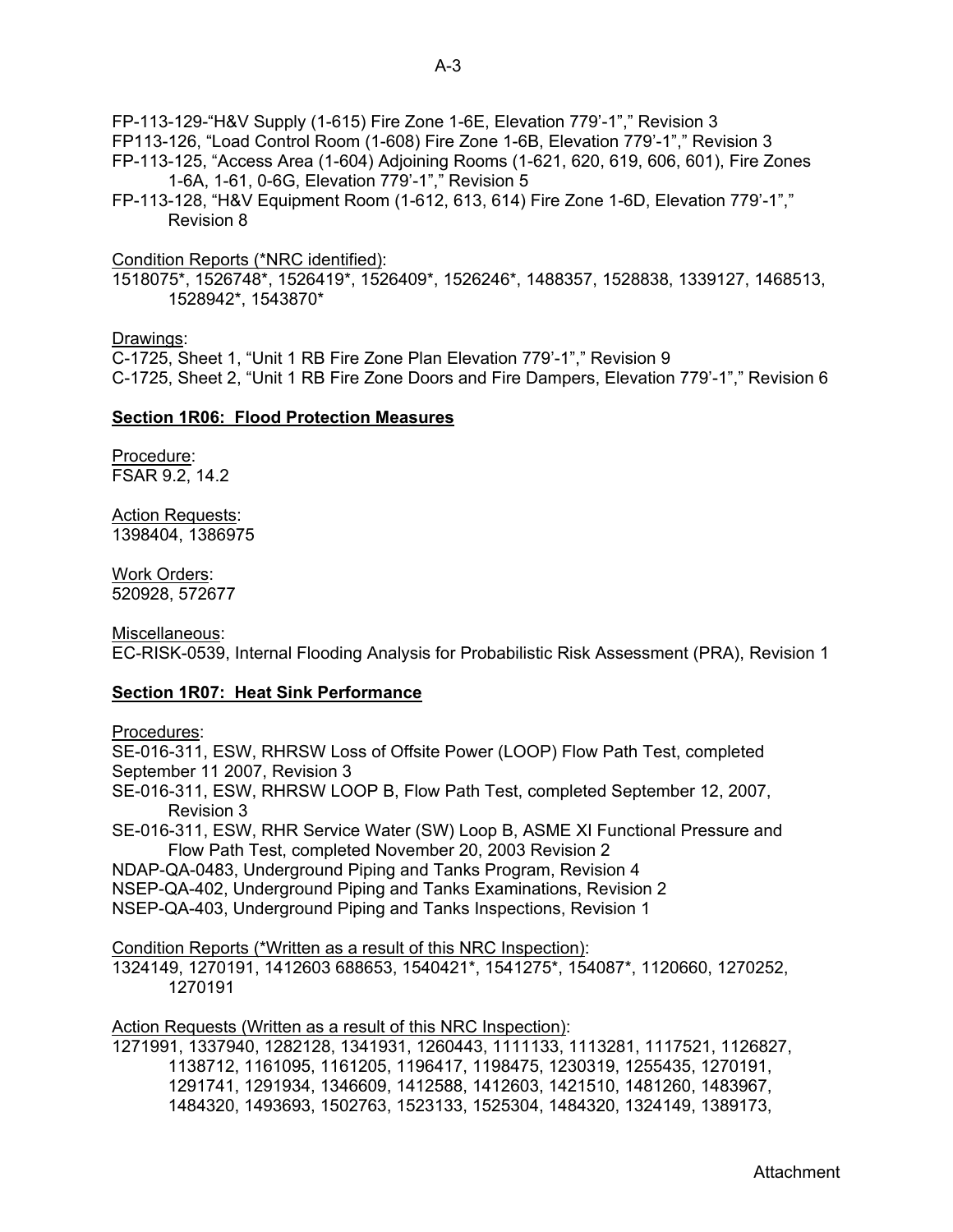FP-113-129-"H&V Supply (1-615) Fire Zone 1-6E, Elevation 779'-1"," Revision 3
FP113-126, "Load Control Room (1-608) Fire Zone 1-6B, Elevation 779'-1"," Revision 3
FP-113-125, "Access Area (1-604) Adjoining Rooms (1-621, 620, 619, 606, 601), Fire Zones 1-6A, 1-61, 0-6G, Elevation 779'-1"," Revision 5
FP-113-128, "H&V Equipment Room (1-612, 613, 614) Fire Zone 1-6D, Elevation 779'-1"," Revision 8

Condition Reports (*NRC identified):
1518075*, 1526748*, 1526419*, 1526409*, 1526246*, 1488357, 1528838, 1339127, 1468513, 1528942*, 1543870*

Drawings:
C-1725, Sheet 1, "Unit 1 RB Fire Zone Plan Elevation 779'-1"," Revision 9
C-1725, Sheet 2, "Unit 1 RB Fire Zone Doors and Fire Dampers, Elevation 779'-1"," Revision 6

**Section 1R06: Flood Protection Measures**

Procedure:
FSAR 9.2, 14.2

Action Requests:
1398404, 1386975

Work Orders:
520928, 572677

Miscellaneous:
EC-RISK-0539, Internal Flooding Analysis for Probabilistic Risk Assessment (PRA), Revision 1

**Section 1R07: Heat Sink Performance**

Procedures:
SE-016-311, ESW, RHRSW Loss of Offsite Power (LOOP) Flow Path Test, completed September 11 2007, Revision 3
SE-016-311, ESW, RHRSW LOOP B, Flow Path Test, completed September 12, 2007, Revision 3
SE-016-311, ESW, RHR Service Water (SW) Loop B, ASME XI Functional Pressure and Flow Path Test, completed November 20, 2003 Revision 2
NDAP-QA-0483, Underground Piping and Tanks Program, Revision 4
NSEP-QA-402, Underground Piping and Tanks Examinations, Revision 2
NSEP-QA-403, Underground Piping and Tanks Inspections, Revision 1

Condition Reports (*Written as a result of this NRC Inspection):
1324149, 1270191, 1412603 688653, 1540421*, 1541275*, 154087*, 1120660, 1270252, 1270191

Action Requests (Written as a result of this NRC Inspection):
1271991, 1337940, 1282128, 1341931, 1260443, 1111133, 1113281, 1117521, 1126827, 1138712, 1161095, 1161205, 1196417, 1198475, 1230319, 1255435, 1270191, 1291741, 1291934, 1346609, 1412588, 1412603, 1421510, 1481260, 1483967, 1484320, 1493693, 1502763, 1523133, 1525304, 1484320, 1324149, 1389173,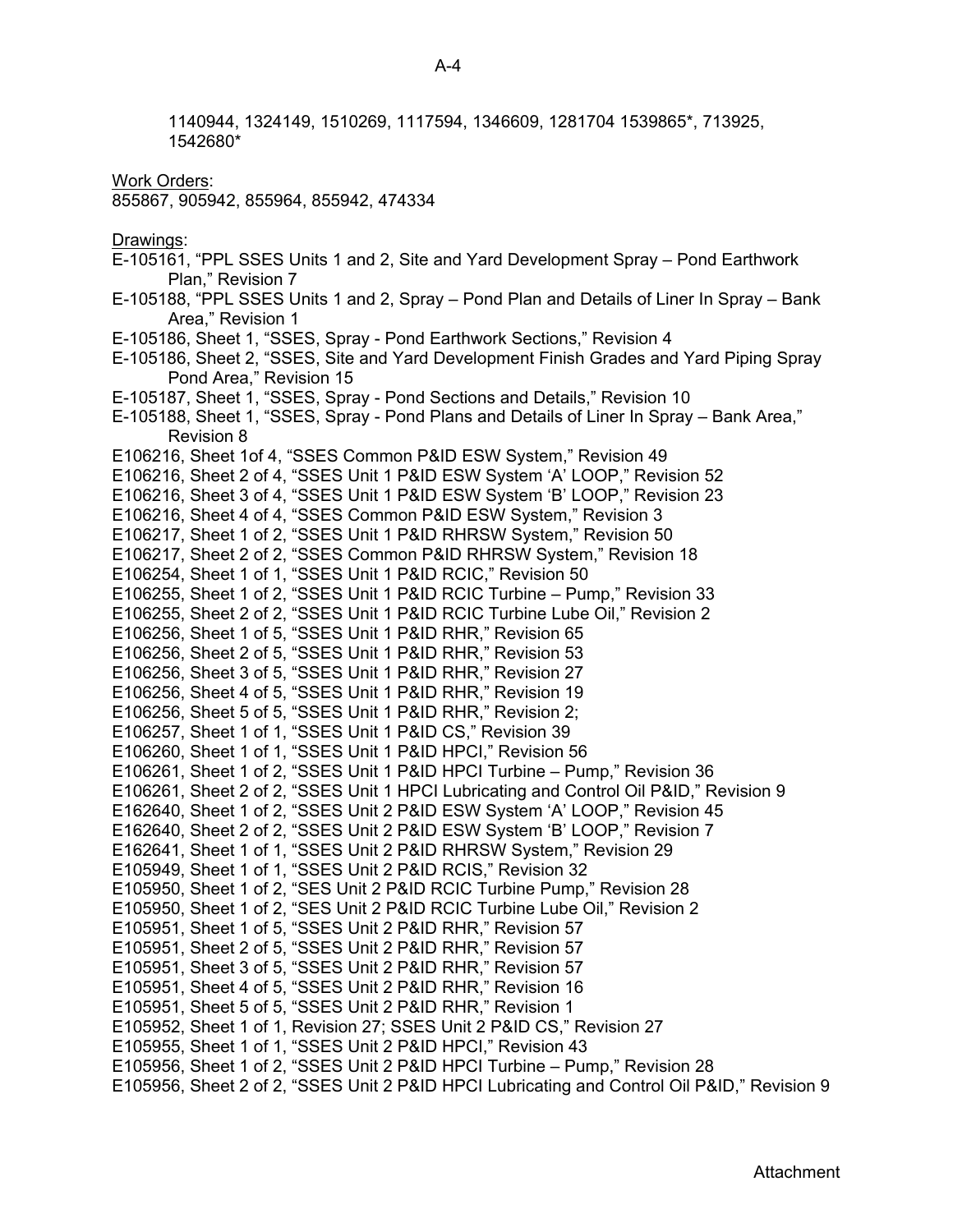1140944, 1324149, 1510269, 1117594, 1346609, 1281704 1539865*, 713925, 1542680*

Work Orders:
855867, 905942, 855964, 855942, 474334

Drawings:
E-105161, "PPL SSES Units 1 and 2, Site and Yard Development Spray – Pond Earthwork Plan," Revision 7
E-105188, "PPL SSES Units 1 and 2, Spray – Pond Plan and Details of Liner In Spray – Bank Area," Revision 1
E-105186, Sheet 1, "SSES, Spray - Pond Earthwork Sections," Revision 4
E-105186, Sheet 2, "SSES, Site and Yard Development Finish Grades and Yard Piping Spray Pond Area," Revision 15
E-105187, Sheet 1, "SSES, Spray - Pond Sections and Details," Revision 10
E-105188, Sheet 1, "SSES, Spray - Pond Plans and Details of Liner In Spray – Bank Area," Revision 8
E106216, Sheet 1of 4, "SSES Common P&ID ESW System," Revision 49
E106216, Sheet 2 of 4, "SSES Unit 1 P&ID ESW System 'A' LOOP," Revision 52
E106216, Sheet 3 of 4, "SSES Unit 1 P&ID ESW System 'B' LOOP," Revision 23
E106216, Sheet 4 of 4, "SSES Common P&ID ESW System," Revision 3
E106217, Sheet 1 of 2, "SSES Unit 1 P&ID RHRSW System," Revision 50
E106217, Sheet 2 of 2, "SSES Common P&ID RHRSW System," Revision 18
E106254, Sheet 1 of 1, "SSES Unit 1 P&ID RCIC," Revision 50
E106255, Sheet 1 of 2, "SSES Unit 1 P&ID RCIC Turbine – Pump," Revision 33
E106255, Sheet 2 of 2, "SSES Unit 1 P&ID RCIC Turbine Lube Oil," Revision 2
E106256, Sheet 1 of 5, "SSES Unit 1 P&ID RHR," Revision 65
E106256, Sheet 2 of 5, "SSES Unit 1 P&ID RHR," Revision 53
E106256, Sheet 3 of 5, "SSES Unit 1 P&ID RHR," Revision 27
E106256, Sheet 4 of 5, "SSES Unit 1 P&ID RHR," Revision 19
E106256, Sheet 5 of 5, "SSES Unit 1 P&ID RHR," Revision 2;
E106257, Sheet 1 of 1, "SSES Unit 1 P&ID CS," Revision 39
E106260, Sheet 1 of 1, "SSES Unit 1 P&ID HPCI," Revision 56
E106261, Sheet 1 of 2, "SSES Unit 1 P&ID HPCI Turbine – Pump," Revision 36
E106261, Sheet 2 of 2, "SSES Unit 1 HPCI Lubricating and Control Oil P&ID," Revision 9
E162640, Sheet 1 of 2, "SSES Unit 2 P&ID ESW System 'A' LOOP," Revision 45
E162640, Sheet 2 of 2, "SSES Unit 2 P&ID ESW System 'B' LOOP," Revision 7
E162641, Sheet 1 of 1, "SSES Unit 2 P&ID RHRSW System," Revision 29
E105949, Sheet 1 of 1, "SSES Unit 2 P&ID RCIS," Revision 32
E105950, Sheet 1 of 2, "SES Unit 2 P&ID RCIC Turbine Pump," Revision 28
E105950, Sheet 1 of 2, "SES Unit 2 P&ID RCIC Turbine Lube Oil," Revision 2
E105951, Sheet 1 of 5, "SSES Unit 2 P&ID RHR," Revision 57
E105951, Sheet 2 of 5, "SSES Unit 2 P&ID RHR," Revision 57
E105951, Sheet 3 of 5, "SSES Unit 2 P&ID RHR," Revision 57
E105951, Sheet 4 of 5, "SSES Unit 2 P&ID RHR," Revision 16
E105951, Sheet 5 of 5, "SSES Unit 2 P&ID RHR," Revision 1
E105952, Sheet 1 of 1, Revision 27; SSES Unit 2 P&ID CS," Revision 27
E105955, Sheet 1 of 1, "SSES Unit 2 P&ID HPCI," Revision 43
E105956, Sheet 1 of 2, "SSES Unit 2 P&ID HPCI Turbine – Pump," Revision 28
E105956, Sheet 2 of 2, "SSES Unit 2 P&ID HPCI Lubricating and Control Oil P&ID," Revision 9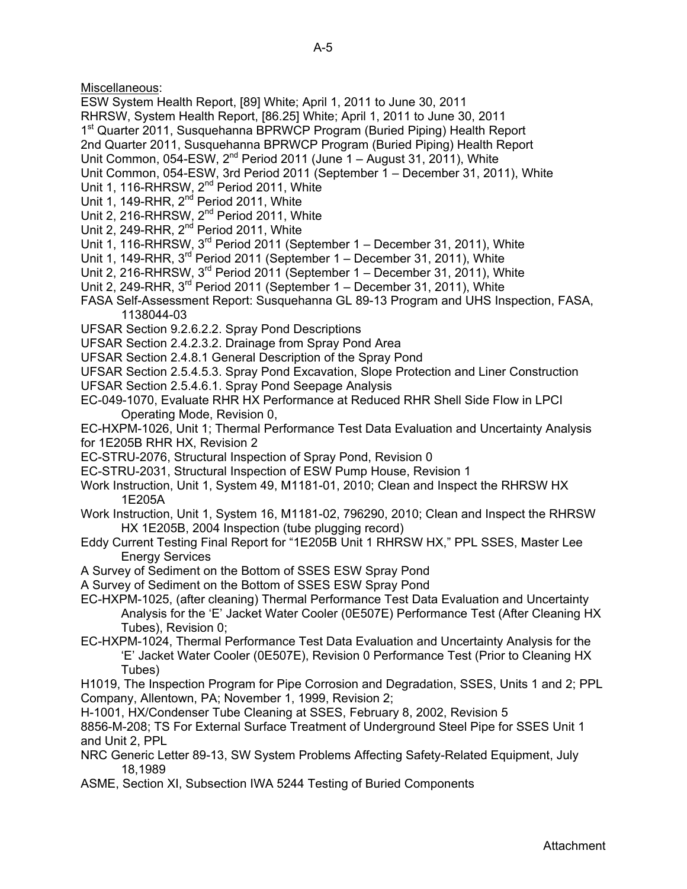Miscellaneous:

ESW System Health Report, [89] White; April 1, 2011 to June 30, 2011

RHRSW, System Health Report, [86.25] White; April 1, 2011 to June 30, 2011

1st Quarter 2011, Susquehanna BPRWCP Program (Buried Piping) Health Report

2nd Quarter 2011, Susquehanna BPRWCP Program (Buried Piping) Health Report

Unit Common, 054-ESW, 2nd Period 2011 (June 1 – August 31, 2011), White

Unit Common, 054-ESW, 3rd Period 2011 (September 1 – December 31, 2011), White

Unit 1, 116-RHRSW, 2nd Period 2011, White

Unit 1, 149-RHR, 2nd Period 2011, White

Unit 2, 216-RHRSW, 2nd Period 2011, White

Unit 2, 249-RHR, 2nd Period 2011, White

Unit 1, 116-RHRSW, 3rd Period 2011 (September 1 – December 31, 2011), White

Unit 1, 149-RHR, 3rd Period 2011 (September 1 – December 31, 2011), White

Unit 2, 216-RHRSW, 3rd Period 2011 (September 1 – December 31, 2011), White

Unit 2, 249-RHR, 3rd Period 2011 (September 1 – December 31, 2011), White

FASA Self-Assessment Report: Susquehanna GL 89-13 Program and UHS Inspection, FASA, 1138044-03

UFSAR Section 9.2.6.2.2. Spray Pond Descriptions

UFSAR Section 2.4.2.3.2. Drainage from Spray Pond Area

UFSAR Section 2.4.8.1 General Description of the Spray Pond

UFSAR Section 2.5.4.5.3. Spray Pond Excavation, Slope Protection and Liner Construction

UFSAR Section 2.5.4.6.1. Spray Pond Seepage Analysis

EC-049-1070, Evaluate RHR HX Performance at Reduced RHR Shell Side Flow in LPCI Operating Mode, Revision 0,

EC-HXPM-1026, Unit 1; Thermal Performance Test Data Evaluation and Uncertainty Analysis for 1E205B RHR HX, Revision 2

EC-STRU-2076, Structural Inspection of Spray Pond, Revision 0

EC-STRU-2031, Structural Inspection of ESW Pump House, Revision 1

Work Instruction, Unit 1, System 49, M1181-01, 2010; Clean and Inspect the RHRSW HX 1E205A

Work Instruction, Unit 1, System 16, M1181-02, 796290, 2010; Clean and Inspect the RHRSW HX 1E205B, 2004 Inspection (tube plugging record)

Eddy Current Testing Final Report for "1E205B Unit 1 RHRSW HX," PPL SSES, Master Lee Energy Services

A Survey of Sediment on the Bottom of SSES ESW Spray Pond

A Survey of Sediment on the Bottom of SSES ESW Spray Pond

EC-HXPM-1025, (after cleaning) Thermal Performance Test Data Evaluation and Uncertainty Analysis for the 'E' Jacket Water Cooler (0E507E) Performance Test (After Cleaning HX Tubes), Revision 0;

EC-HXPM-1024, Thermal Performance Test Data Evaluation and Uncertainty Analysis for the 'E' Jacket Water Cooler (0E507E), Revision 0 Performance Test (Prior to Cleaning HX Tubes)

H1019, The Inspection Program for Pipe Corrosion and Degradation, SSES, Units 1 and 2; PPL Company, Allentown, PA; November 1, 1999, Revision 2;

H-1001, HX/Condenser Tube Cleaning at SSES, February 8, 2002, Revision 5

8856-M-208; TS For External Surface Treatment of Underground Steel Pipe for SSES Unit 1 and Unit 2, PPL

NRC Generic Letter 89-13, SW System Problems Affecting Safety-Related Equipment, July 18,1989

ASME, Section XI, Subsection IWA 5244 Testing of Buried Components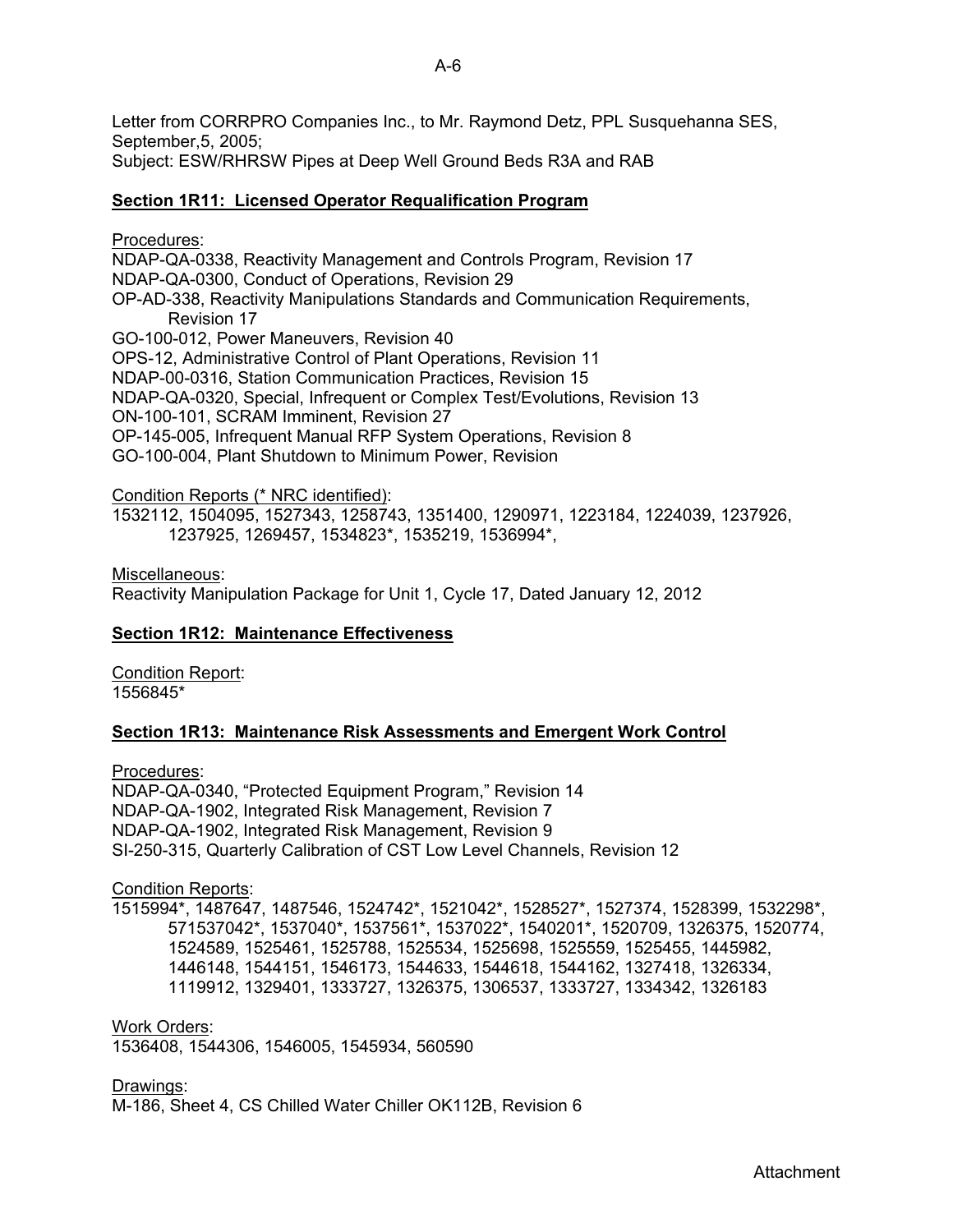Letter from CORRPRO Companies Inc., to Mr. Raymond Detz, PPL Susquehanna SES, September,5, 2005;
Subject: ESW/RHRSW Pipes at Deep Well Ground Beds R3A and RAB

**Section 1R11: Licensed Operator Requalification Program**

Procedures:
NDAP-QA-0338, Reactivity Management and Controls Program, Revision 17
NDAP-QA-0300, Conduct of Operations, Revision 29
OP-AD-338, Reactivity Manipulations Standards and Communication Requirements, Revision 17
GO-100-012, Power Maneuvers, Revision 40
OPS-12, Administrative Control of Plant Operations, Revision 11
NDAP-00-0316, Station Communication Practices, Revision 15
NDAP-QA-0320, Special, Infrequent or Complex Test/Evolutions, Revision 13
ON-100-101, SCRAM Imminent, Revision 27
OP-145-005, Infrequent Manual RFP System Operations, Revision 8
GO-100-004, Plant Shutdown to Minimum Power, Revision

Condition Reports (* NRC identified):
1532112, 1504095, 1527343, 1258743, 1351400, 1290971, 1223184, 1224039, 1237926, 1237925, 1269457, 1534823*, 1535219, 1536994*,

Miscellaneous:
Reactivity Manipulation Package for Unit 1, Cycle 17, Dated January 12, 2012

**Section 1R12: Maintenance Effectiveness**

Condition Report:
1556845*

**Section 1R13: Maintenance Risk Assessments and Emergent Work Control**

Procedures:
NDAP-QA-0340, "Protected Equipment Program," Revision 14
NDAP-QA-1902, Integrated Risk Management, Revision 7
NDAP-QA-1902, Integrated Risk Management, Revision 9
SI-250-315, Quarterly Calibration of CST Low Level Channels, Revision 12

Condition Reports:
1515994*, 1487647, 1487546, 1524742*, 1521042*, 1528527*, 1527374, 1528399, 1532298*, 571537042*, 1537040*, 1537561*, 1537022*, 1540201*, 1520709, 1326375, 1520774, 1524589, 1525461, 1525788, 1525534, 1525698, 1525559, 1525455, 1445982, 1446148, 1544151, 1546173, 1544633, 1544618, 1544162, 1327418, 1326334, 1119912, 1329401, 1333727, 1326375, 1306537, 1333727, 1334342, 1326183

Work Orders:
1536408, 1544306, 1546005, 1545934, 560590

Drawings:
M-186, Sheet 4, CS Chilled Water Chiller OK112B, Revision 6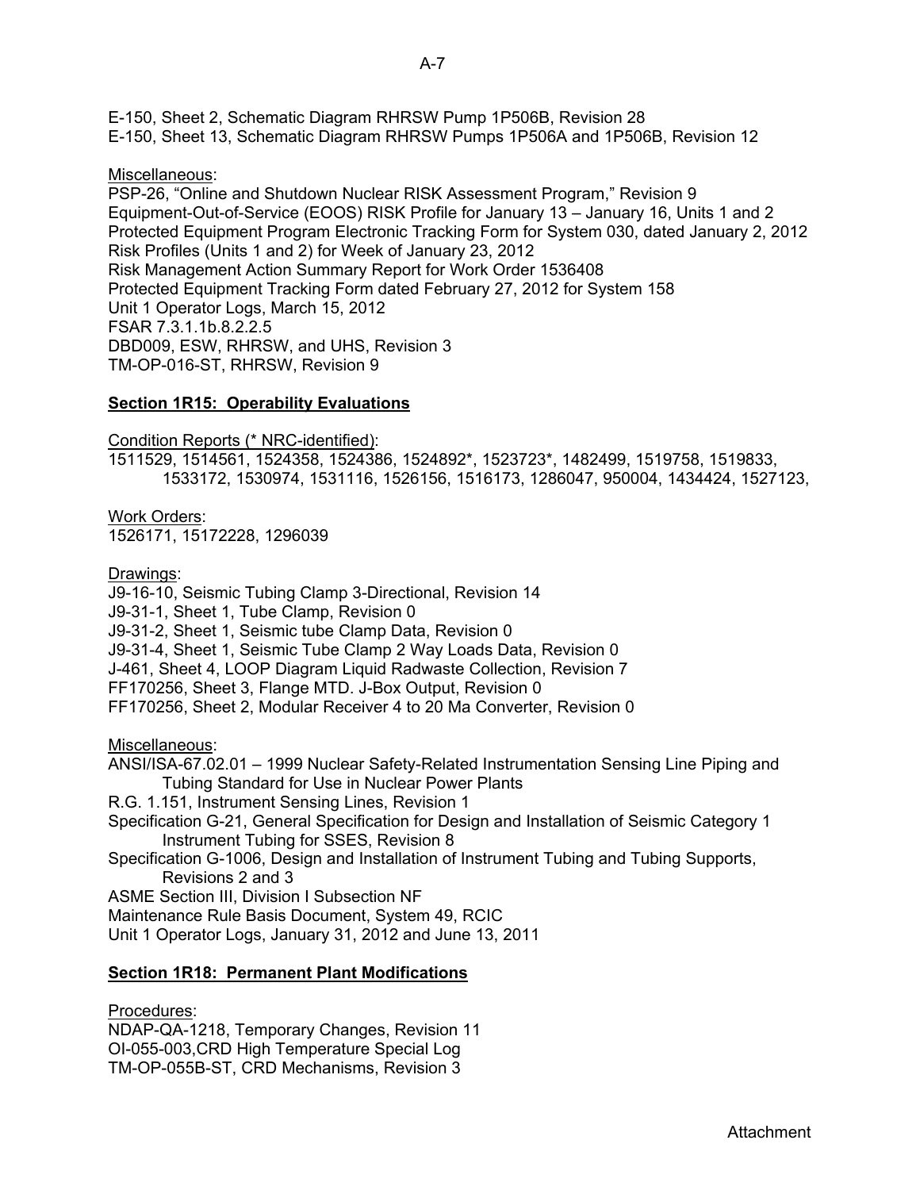E-150, Sheet 2, Schematic Diagram RHRSW Pump 1P506B, Revision 28
E-150, Sheet 13, Schematic Diagram RHRSW Pumps 1P506A and 1P506B, Revision 12

Miscellaneous:
PSP-26, "Online and Shutdown Nuclear RISK Assessment Program," Revision 9
Equipment-Out-of-Service (EOOS) RISK Profile for January 13 – January 16, Units 1 and 2
Protected Equipment Program Electronic Tracking Form for System 030, dated January 2, 2012
Risk Profiles (Units 1 and 2) for Week of January 23, 2012
Risk Management Action Summary Report for Work Order 1536408
Protected Equipment Tracking Form dated February 27, 2012 for System 158
Unit 1 Operator Logs, March 15, 2012
FSAR 7.3.1.1b.8.2.2.5
DBD009, ESW, RHRSW, and UHS, Revision 3
TM-OP-016-ST, RHRSW, Revision 9

## Section 1R15: Operability Evaluations

Condition Reports (* NRC-identified):
1511529, 1514561, 1524358, 1524386, 1524892*, 1523723*, 1482499, 1519758, 1519833, 1533172, 1530974, 1531116, 1526156, 1516173, 1286047, 950004, 1434424, 1527123,

Work Orders:
1526171, 15172228, 1296039

Drawings:
J9-16-10, Seismic Tubing Clamp 3-Directional, Revision 14
J9-31-1, Sheet 1, Tube Clamp, Revision 0
J9-31-2, Sheet 1, Seismic tube Clamp Data, Revision 0
J9-31-4, Sheet 1, Seismic Tube Clamp 2 Way Loads Data, Revision 0
J-461, Sheet 4, LOOP Diagram Liquid Radwaste Collection, Revision 7
FF170256, Sheet 3, Flange MTD. J-Box Output, Revision 0
FF170256, Sheet 2, Modular Receiver 4 to 20 Ma Converter, Revision 0

Miscellaneous:
ANSI/ISA-67.02.01 – 1999 Nuclear Safety-Related Instrumentation Sensing Line Piping and Tubing Standard for Use in Nuclear Power Plants
R.G. 1.151, Instrument Sensing Lines, Revision 1
Specification G-21, General Specification for Design and Installation of Seismic Category 1 Instrument Tubing for SSES, Revision 8
Specification G-1006, Design and Installation of Instrument Tubing and Tubing Supports, Revisions 2 and 3
ASME Section III, Division I Subsection NF
Maintenance Rule Basis Document, System 49, RCIC
Unit 1 Operator Logs, January 31, 2012 and June 13, 2011

## Section 1R18: Permanent Plant Modifications

Procedures:
NDAP-QA-1218, Temporary Changes, Revision 11
OI-055-003,CRD High Temperature Special Log
TM-OP-055B-ST, CRD Mechanisms, Revision 3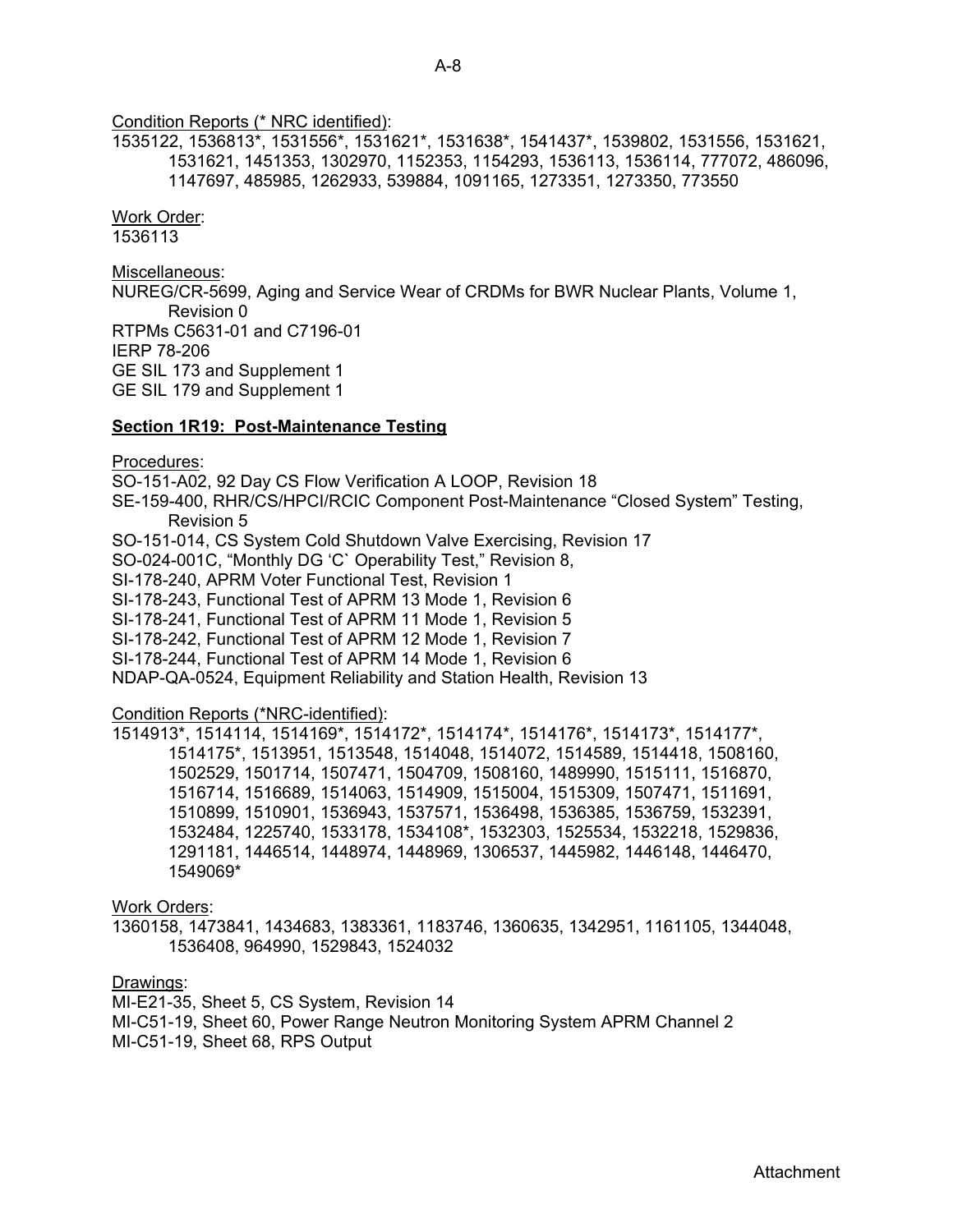Condition Reports (* NRC identified):
1535122, 1536813*, 1531556*, 1531621*, 1531638*, 1541437*, 1539802, 1531556, 1531621, 1531621, 1451353, 1302970, 1152353, 1154293, 1536113, 1536114, 777072, 486096, 1147697, 485985, 1262933, 539884, 1091165, 1273351, 1273350, 773550

Work Order:
1536113

Miscellaneous:
NUREG/CR-5699, Aging and Service Wear of CRDMs for BWR Nuclear Plants, Volume 1, Revision 0
RTPMs C5631-01 and C7196-01
IERP 78-206
GE SIL 173 and Supplement 1
GE SIL 179 and Supplement 1

**Section 1R19: Post-Maintenance Testing**

Procedures:
SO-151-A02, 92 Day CS Flow Verification A LOOP, Revision 18
SE-159-400, RHR/CS/HPCI/RCIC Component Post-Maintenance "Closed System" Testing, Revision 5
SO-151-014, CS System Cold Shutdown Valve Exercising, Revision 17
SO-024-001C, "Monthly DG 'C` Operability Test," Revision 8,
SI-178-240, APRM Voter Functional Test, Revision 1
SI-178-243, Functional Test of APRM 13 Mode 1, Revision 6
SI-178-241, Functional Test of APRM 11 Mode 1, Revision 5
SI-178-242, Functional Test of APRM 12 Mode 1, Revision 7
SI-178-244, Functional Test of APRM 14 Mode 1, Revision 6
NDAP-QA-0524, Equipment Reliability and Station Health, Revision 13

Condition Reports (*NRC-identified):
1514913*, 1514114, 1514169*, 1514172*, 1514174*, 1514176*, 1514173*, 1514177*, 1514175*, 1513951, 1513548, 1514048, 1514072, 1514589, 1514418, 1508160, 1502529, 1501714, 1507471, 1504709, 1508160, 1489990, 1515111, 1516870, 1516714, 1516689, 1514063, 1514909, 1515004, 1515309, 1507471, 1511691, 1510899, 1510901, 1536943, 1537571, 1536498, 1536385, 1536759, 1532391, 1532484, 1225740, 1533178, 1534108*, 1532303, 1525534, 1532218, 1529836, 1291181, 1446514, 1448974, 1448969, 1306537, 1445982, 1446148, 1446470, 1549069*

Work Orders:
1360158, 1473841, 1434683, 1383361, 1183746, 1360635, 1342951, 1161105, 1344048, 1536408, 964990, 1529843, 1524032

Drawings:
MI-E21-35, Sheet 5, CS System, Revision 14
MI-C51-19, Sheet 60, Power Range Neutron Monitoring System APRM Channel 2
MI-C51-19, Sheet 68, RPS Output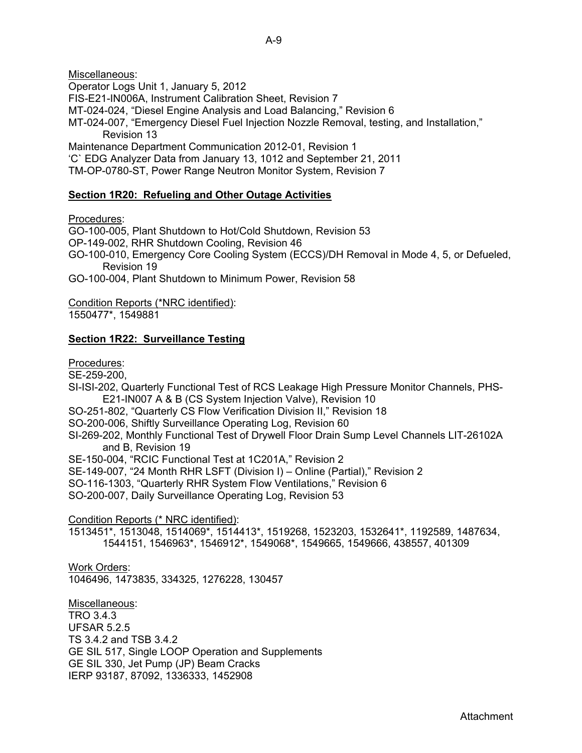Miscellaneous:

Operator Logs Unit 1, January 5, 2012
FIS-E21-IN006A, Instrument Calibration Sheet, Revision 7
MT-024-024, "Diesel Engine Analysis and Load Balancing," Revision 6
MT-024-007, "Emergency Diesel Fuel Injection Nozzle Removal, testing, and Installation," Revision 13
Maintenance Department Communication 2012-01, Revision 1
'C' EDG Analyzer Data from January 13, 1012 and September 21, 2011
TM-OP-0780-ST, Power Range Neutron Monitor System, Revision 7

**Section 1R20: Refueling and Other Outage Activities**

Procedures:

GO-100-005, Plant Shutdown to Hot/Cold Shutdown, Revision 53
OP-149-002, RHR Shutdown Cooling, Revision 46
GO-100-010, Emergency Core Cooling System (ECCS)/DH Removal in Mode 4, 5, or Defueled, Revision 19
GO-100-004, Plant Shutdown to Minimum Power, Revision 58

Condition Reports (*NRC identified):

1550477*, 1549881

**Section 1R22: Surveillance Testing**

Procedures:

SE-259-200,
SI-ISI-202, Quarterly Functional Test of RCS Leakage High Pressure Monitor Channels, PHS-E21-IN007 A & B (CS System Injection Valve), Revision 10
SO-251-802, "Quarterly CS Flow Verification Division II," Revision 18
SO-200-006, Shiftly Surveillance Operating Log, Revision 60
SI-269-202, Monthly Functional Test of Drywell Floor Drain Sump Level Channels LIT-26102A and B, Revision 19
SE-150-004, "RCIC Functional Test at 1C201A," Revision 2
SE-149-007, "24 Month RHR LSFT (Division I) – Online (Partial)," Revision 2
SO-116-1303, "Quarterly RHR System Flow Ventilations," Revision 6
SO-200-007, Daily Surveillance Operating Log, Revision 53

Condition Reports (* NRC identified):

1513451*, 1513048, 1514069*, 1514413*, 1519268, 1523203, 1532641*, 1192589, 1487634, 1544151, 1546963*, 1546912*, 1549068*, 1549665, 1549666, 438557, 401309

Work Orders:

1046496, 1473835, 334325, 1276228, 130457

Miscellaneous:

TRO 3.4.3
UFSAR 5.2.5
TS 3.4.2 and TSB 3.4.2
GE SIL 517, Single LOOP Operation and Supplements
GE SIL 330, Jet Pump (JP) Beam Cracks
IERP 93187, 87092, 1336333, 1452908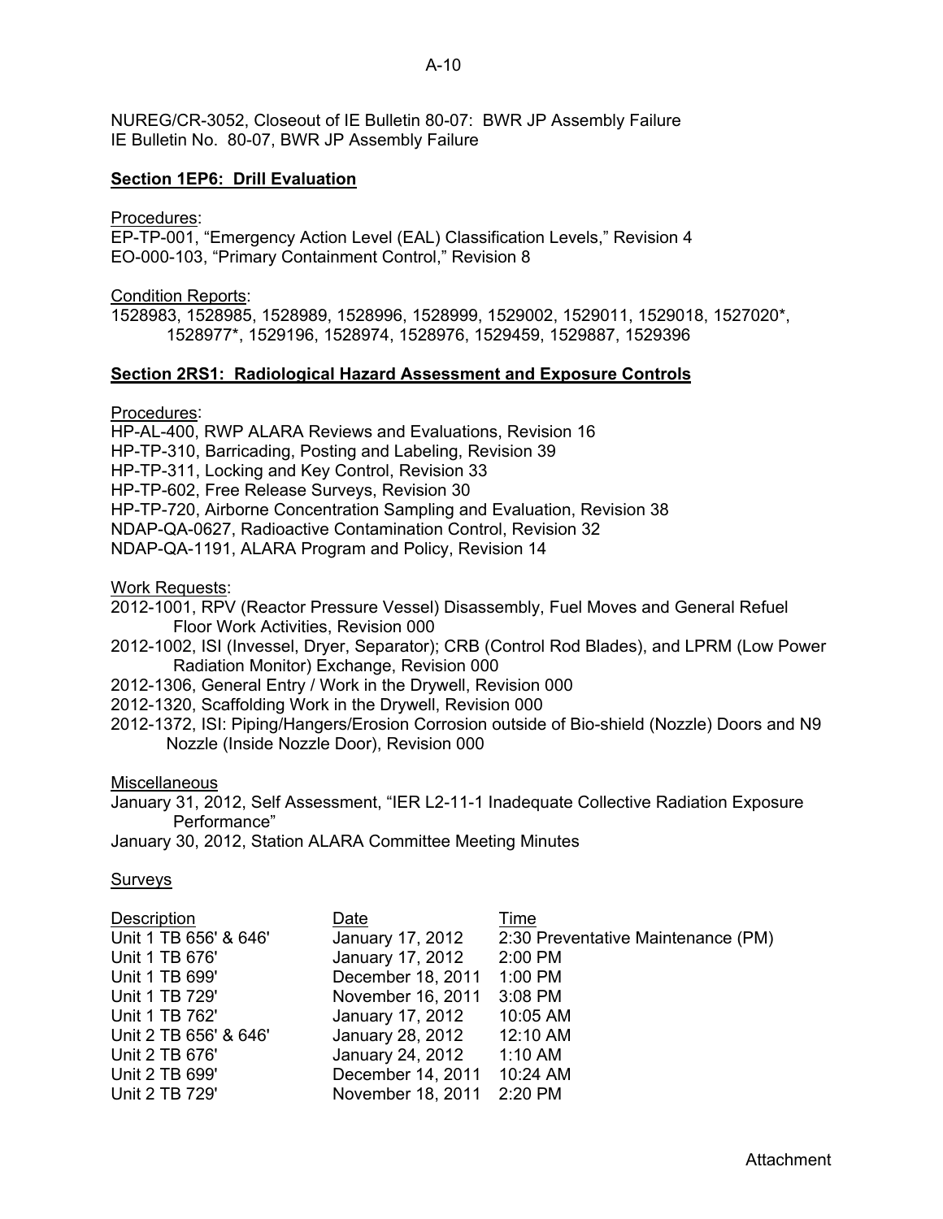NUREG/CR-3052, Closeout of IE Bulletin 80-07: BWR JP Assembly Failure
IE Bulletin No. 80-07, BWR JP Assembly Failure

**Section 1EP6: Drill Evaluation**

Procedures:
EP-TP-001, "Emergency Action Level (EAL) Classification Levels," Revision 4
EO-000-103, "Primary Containment Control," Revision 8

Condition Reports:
1528983, 1528985, 1528989, 1528996, 1528999, 1529002, 1529011, 1529018, 1527020*, 1528977*, 1529196, 1528974, 1528976, 1529459, 1529887, 1529396

**Section 2RS1: Radiological Hazard Assessment and Exposure Controls**

Procedures:
HP-AL-400, RWP ALARA Reviews and Evaluations, Revision 16
HP-TP-310, Barricading, Posting and Labeling, Revision 39
HP-TP-311, Locking and Key Control, Revision 33
HP-TP-602, Free Release Surveys, Revision 30
HP-TP-720, Airborne Concentration Sampling and Evaluation, Revision 38
NDAP-QA-0627, Radioactive Contamination Control, Revision 32
NDAP-QA-1191, ALARA Program and Policy, Revision 14

Work Requests:
2012-1001, RPV (Reactor Pressure Vessel) Disassembly, Fuel Moves and General Refuel Floor Work Activities, Revision 000
2012-1002, ISI (Invessel, Dryer, Separator); CRB (Control Rod Blades), and LPRM (Low Power Radiation Monitor) Exchange, Revision 000
2012-1306, General Entry / Work in the Drywell, Revision 000
2012-1320, Scaffolding Work in the Drywell, Revision 000
2012-1372, ISI: Piping/Hangers/Erosion Corrosion outside of Bio-shield (Nozzle) Doors and N9 Nozzle (Inside Nozzle Door), Revision 000

Miscellaneous
January 31, 2012, Self Assessment, "IER L2-11-1 Inadequate Collective Radiation Exposure Performance"
January 30, 2012, Station ALARA Committee Meeting Minutes

Surveys

| Description | Date | Time |
|---|---|---|
| Unit 1 TB 656' & 646' | January 17, 2012 | 2:30 Preventative Maintenance (PM) |
| Unit 1 TB 676' | January 17, 2012 | 2:00 PM |
| Unit 1 TB 699' | December 18, 2011 | 1:00 PM |
| Unit 1 TB 729' | November 16, 2011 | 3:08 PM |
| Unit 1 TB 762' | January 17, 2012 | 10:05 AM |
| Unit 2 TB 656' & 646' | January 28, 2012 | 12:10 AM |
| Unit 2 TB 676' | January 24, 2012 | 1:10 AM |
| Unit 2 TB 699' | December 14, 2011 | 10:24 AM |
| Unit 2 TB 729' | November 18, 2011 | 2:20 PM |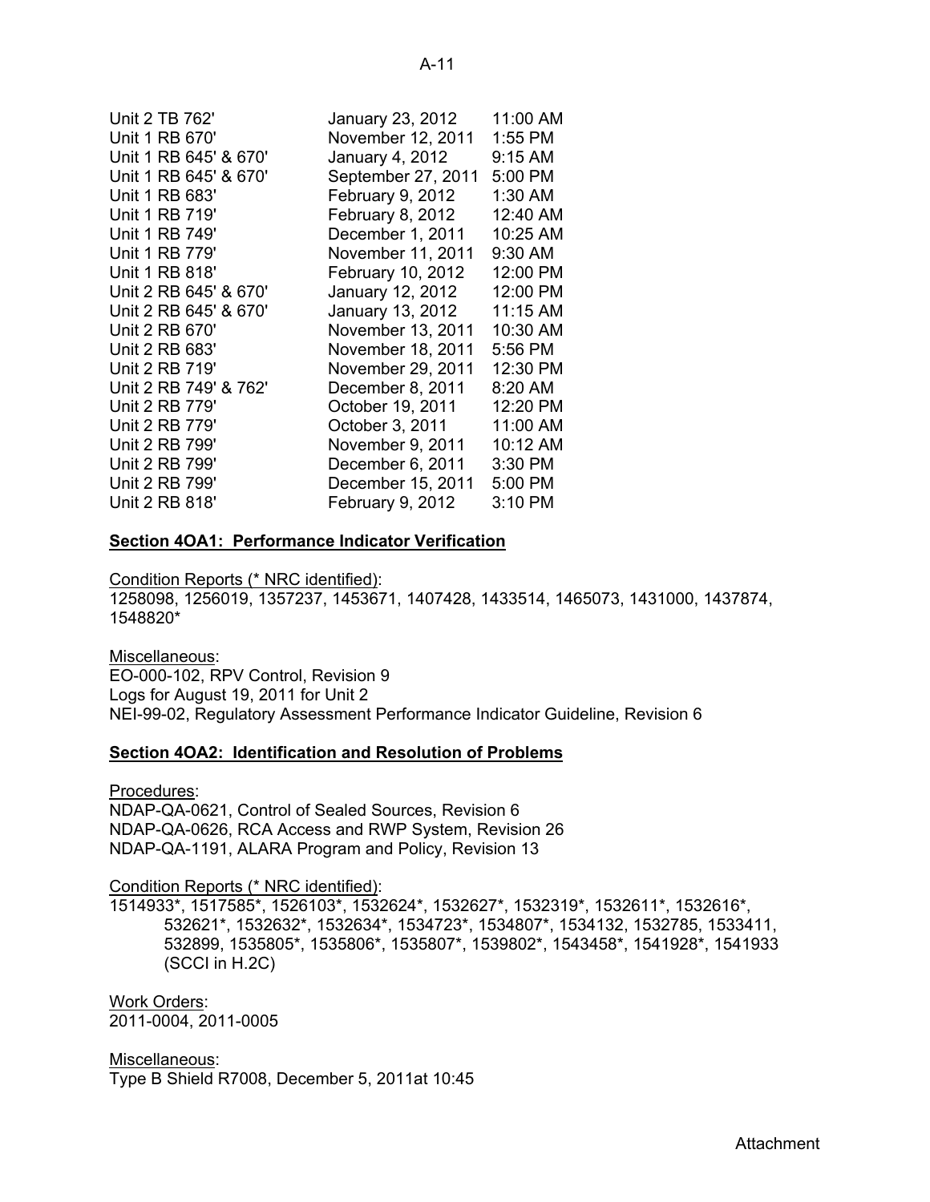| | | |
|---|---|---|
| Unit 2 TB 762' | January 23, 2012 | 11:00 AM |
| Unit 1 RB 670' | November 12, 2011 | 1:55 PM |
| Unit 1 RB 645' & 670' | January 4, 2012 | 9:15 AM |
| Unit 1 RB 645' & 670' | September 27, 2011 | 5:00 PM |
| Unit 1 RB 683' | February 9, 2012 | 1:30 AM |
| Unit 1 RB 719' | February 8, 2012 | 12:40 AM |
| Unit 1 RB 749' | December 1, 2011 | 10:25 AM |
| Unit 1 RB 779' | November 11, 2011 | 9:30 AM |
| Unit 1 RB 818' | February 10, 2012 | 12:00 PM |
| Unit 2 RB 645' & 670' | January 12, 2012 | 12:00 PM |
| Unit 2 RB 645' & 670' | January 13, 2012 | 11:15 AM |
| Unit 2 RB 670' | November 13, 2011 | 10:30 AM |
| Unit 2 RB 683' | November 18, 2011 | 5:56 PM |
| Unit 2 RB 719' | November 29, 2011 | 12:30 PM |
| Unit 2 RB 749' & 762' | December 8, 2011 | 8:20 AM |
| Unit 2 RB 779' | October 19, 2011 | 12:20 PM |
| Unit 2 RB 779' | October 3, 2011 | 11:00 AM |
| Unit 2 RB 799' | November 9, 2011 | 10:12 AM |
| Unit 2 RB 799' | December 6, 2011 | 3:30 PM |
| Unit 2 RB 799' | December 15, 2011 | 5:00 PM |
| Unit 2 RB 818' | February 9, 2012 | 3:10 PM |

**Section 4OA1: Performance Indicator Verification**

Condition Reports (* NRC identified):
1258098, 1256019, 1357237, 1453671, 1407428, 1433514, 1465073, 1431000, 1437874, 1548820*

Miscellaneous:
EO-000-102, RPV Control, Revision 9
Logs for August 19, 2011 for Unit 2
NEI-99-02, Regulatory Assessment Performance Indicator Guideline, Revision 6

**Section 4OA2: Identification and Resolution of Problems**

Procedures:
NDAP-QA-0621, Control of Sealed Sources, Revision 6
NDAP-QA-0626, RCA Access and RWP System, Revision 26
NDAP-QA-1191, ALARA Program and Policy, Revision 13

Condition Reports (* NRC identified):
1514933*, 1517585*, 1526103*, 1532624*, 1532627*, 1532319*, 1532611*, 1532616*, 532621*, 1532632*, 1532634*, 1534723*, 1534807*, 1534132, 1532785, 1533411, 532899, 1535805*, 1535806*, 1535807*, 1539802*, 1543458*, 1541928*, 1541933 (SCCI in H.2C)

Work Orders:
2011-0004, 2011-0005

Miscellaneous:
Type B Shield R7008, December 5, 2011at 10:45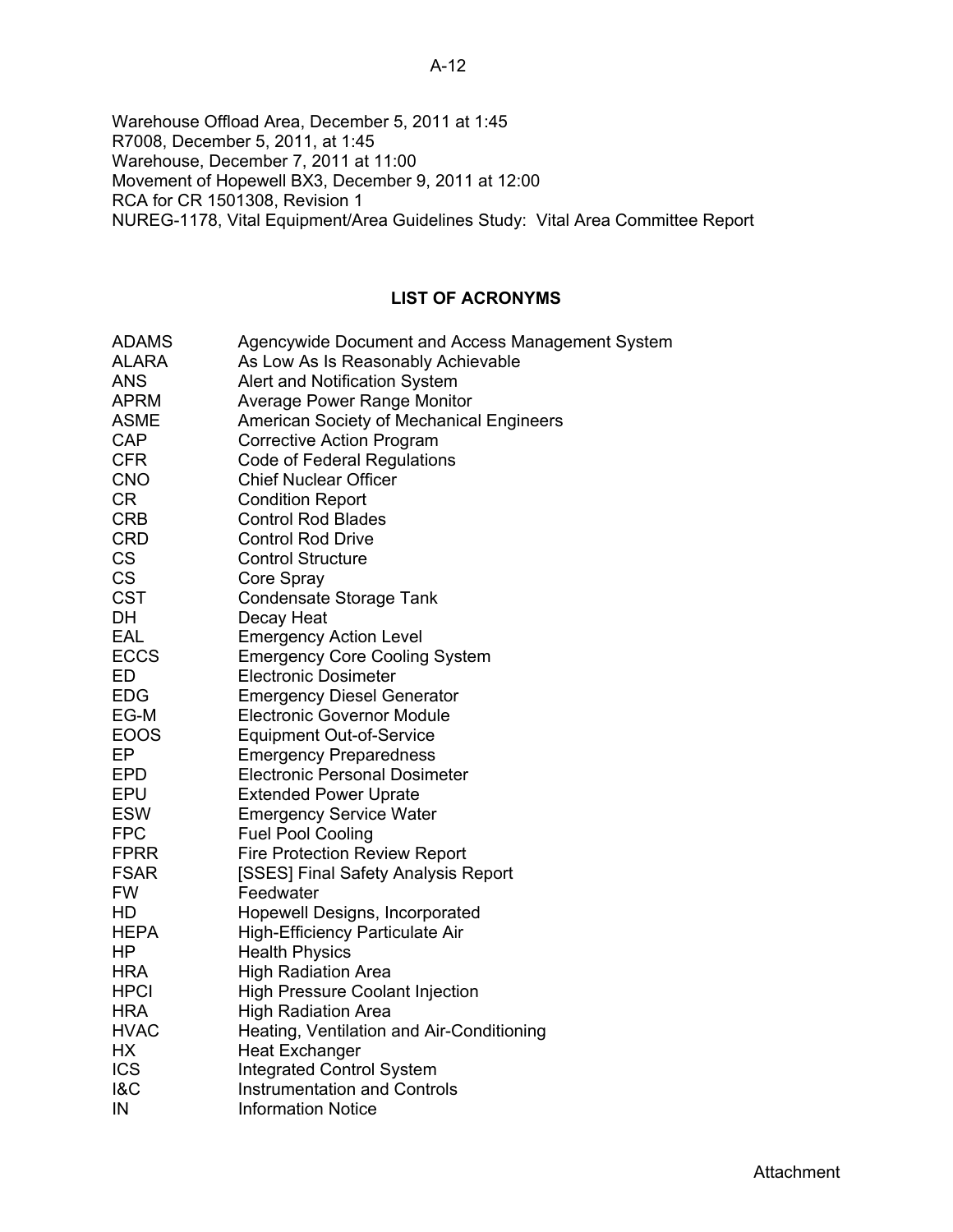Warehouse Offload Area, December 5, 2011 at 1:45
R7008, December 5, 2011, at 1:45
Warehouse, December 7, 2011 at 11:00
Movement of Hopewell BX3, December 9, 2011 at 12:00
RCA for CR 1501308, Revision 1
NUREG-1178, Vital Equipment/Area Guidelines Study: Vital Area Committee Report

## LIST OF ACRONYMS

| | |
|---|---|
| ADAMS | Agencywide Document and Access Management System |
| ALARA | As Low As Is Reasonably Achievable |
| ANS | Alert and Notification System |
| APRM | Average Power Range Monitor |
| ASME | American Society of Mechanical Engineers |
| CAP | Corrective Action Program |
| CFR | Code of Federal Regulations |
| CNO | Chief Nuclear Officer |
| CR | Condition Report |
| CRB | Control Rod Blades |
| CRD | Control Rod Drive |
| CS | Control Structure |
| CS | Core Spray |
| CST | Condensate Storage Tank |
| DH | Decay Heat |
| EAL | Emergency Action Level |
| ECCS | Emergency Core Cooling System |
| ED | Electronic Dosimeter |
| EDG | Emergency Diesel Generator |
| EG-M | Electronic Governor Module |
| EOOS | Equipment Out-of-Service |
| EP | Emergency Preparedness |
| EPD | Electronic Personal Dosimeter |
| EPU | Extended Power Uprate |
| ESW | Emergency Service Water |
| FPC | Fuel Pool Cooling |
| FPRR | Fire Protection Review Report |
| FSAR | [SSES] Final Safety Analysis Report |
| FW | Feedwater |
| HD | Hopewell Designs, Incorporated |
| HEPA | High-Efficiency Particulate Air |
| HP | Health Physics |
| HRA | High Radiation Area |
| HPCI | High Pressure Coolant Injection |
| HRA | High Radiation Area |
| HVAC | Heating, Ventilation and Air-Conditioning |
| HX | Heat Exchanger |
| ICS | Integrated Control System |
| I&C | Instrumentation and Controls |
| IN | Information Notice |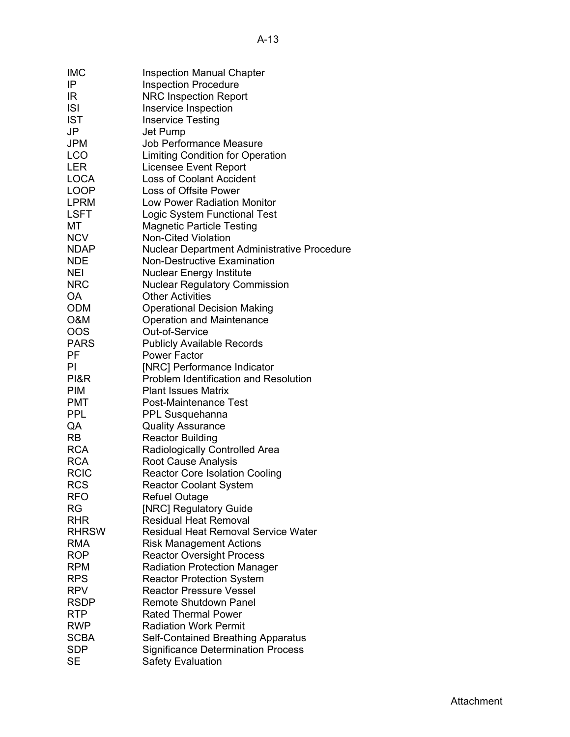| | |
|---|---|
| IMC | Inspection Manual Chapter |
| IP | Inspection Procedure |
| IR | NRC Inspection Report |
| ISI | Inservice Inspection |
| IST | Inservice Testing |
| JP | Jet Pump |
| JPM | Job Performance Measure |
| LCO | Limiting Condition for Operation |
| LER | Licensee Event Report |
| LOCA | Loss of Coolant Accident |
| LOOP | Loss of Offsite Power |
| LPRM | Low Power Radiation Monitor |
| LSFT | Logic System Functional Test |
| MT | Magnetic Particle Testing |
| NCV | Non-Cited Violation |
| NDAP | Nuclear Department Administrative Procedure |
| NDE | Non-Destructive Examination |
| NEI | Nuclear Energy Institute |
| NRC | Nuclear Regulatory Commission |
| OA | Other Activities |
| ODM | Operational Decision Making |
| O&M | Operation and Maintenance |
| OOS | Out-of-Service |
| PARS | Publicly Available Records |
| PF | Power Factor |
| PI | [NRC] Performance Indicator |
| PI&R | Problem Identification and Resolution |
| PIM | Plant Issues Matrix |
| PMT | Post-Maintenance Test |
| PPL | PPL Susquehanna |
| QA | Quality Assurance |
| RB | Reactor Building |
| RCA | Radiologically Controlled Area |
| RCA | Root Cause Analysis |
| RCIC | Reactor Core Isolation Cooling |
| RCS | Reactor Coolant System |
| RFO | Refuel Outage |
| RG | [NRC] Regulatory Guide |
| RHR | Residual Heat Removal |
| RHRSW | Residual Heat Removal Service Water |
| RMA | Risk Management Actions |
| ROP | Reactor Oversight Process |
| RPM | Radiation Protection Manager |
| RPS | Reactor Protection System |
| RPV | Reactor Pressure Vessel |
| RSDP | Remote Shutdown Panel |
| RTP | Rated Thermal Power |
| RWP | Radiation Work Permit |
| SCBA | Self-Contained Breathing Apparatus |
| SDP | Significance Determination Process |
| SE | Safety Evaluation |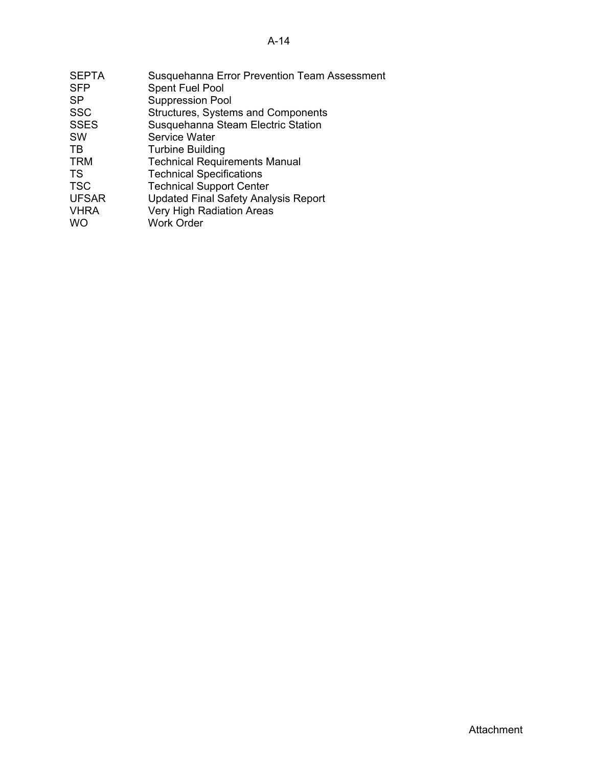| | |
|---|---|
| SEPTA | Susquehanna Error Prevention Team Assessment |
| SFP | Spent Fuel Pool |
| SP | Suppression Pool |
| SSC | Structures, Systems and Components |
| SSES | Susquehanna Steam Electric Station |
| SW | Service Water |
| TB | Turbine Building |
| TRM | Technical Requirements Manual |
| TS | Technical Specifications |
| TSC | Technical Support Center |
| UFSAR | Updated Final Safety Analysis Report |
| VHRA | Very High Radiation Areas |
| WO | Work Order |